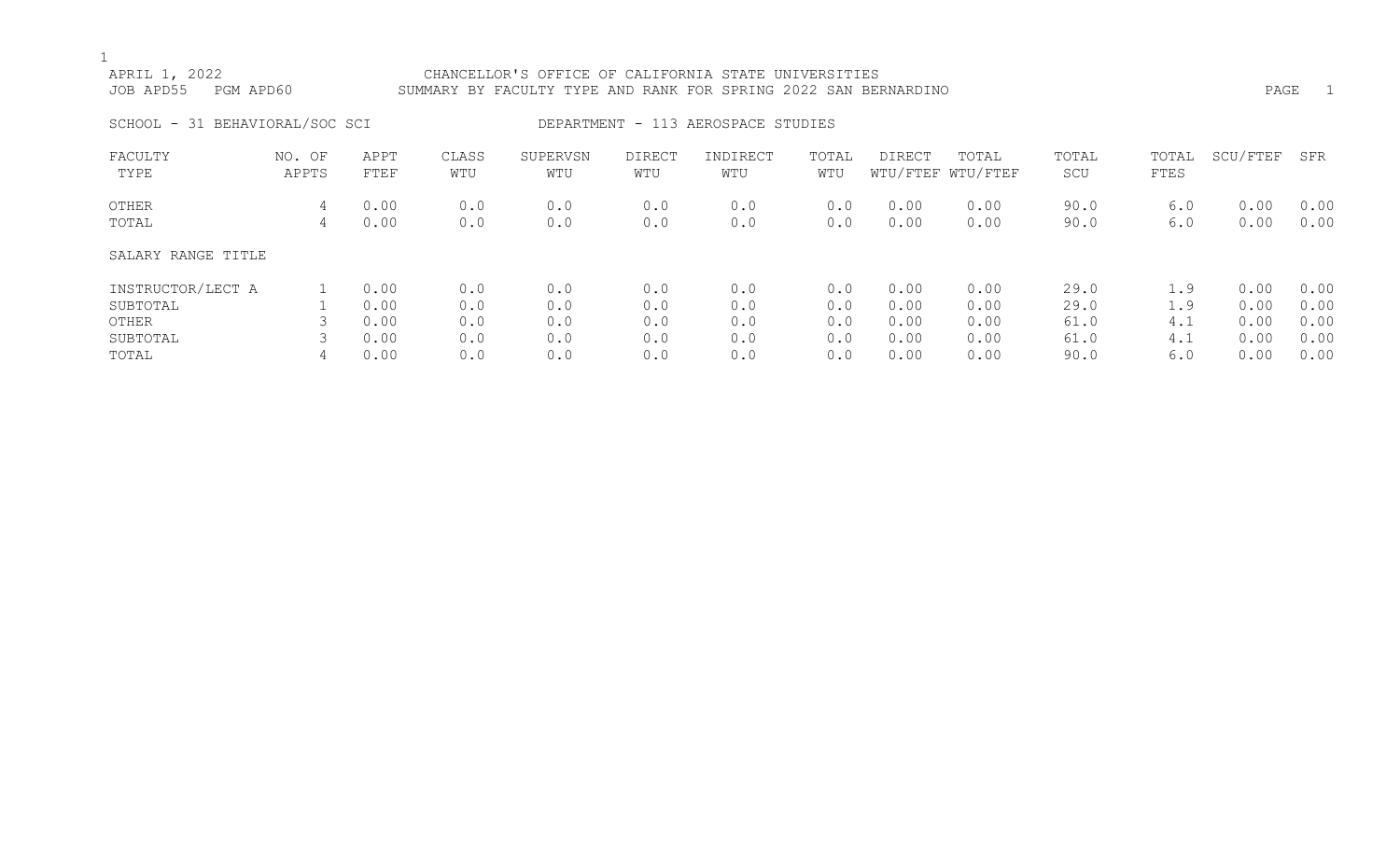APRIL 1, 2022
JOB APD55 PGM APD60

CHANCELLOR'S OFFICE OF CALIFORNIA STATE UNIVERSITIES
SUMMARY BY FACULTY TYPE AND RANK FOR SPRING 2022 SAN BERNARDINO

SCHOOL - 31 BEHAVIORAL/SOC SCI

DEPARTMENT - 113 AEROSPACE STUDIES

| FACULTY TYPE | NO. OF APPTS | APPT FTEF | CLASS WTU | SUPERVSN WTU | DIRECT WTU | INDIRECT WTU | TOTAL WTU | DIRECT WTU/FTEF | TOTAL WTU/FTEF | TOTAL SCU | TOTAL FTES | SCU/FTEF | SFR |
|---|---|---|---|---|---|---|---|---|---|---|---|---|---|
| OTHER | 4 | 0.00 | 0.0 | 0.0 | 0.0 | 0.0 | 0.0 | 0.00 | 0.00 | 90.0 | 6.0 | 0.00 | 0.00 |
| TOTAL | 4 | 0.00 | 0.0 | 0.0 | 0.0 | 0.0 | 0.0 | 0.00 | 0.00 | 90.0 | 6.0 | 0.00 | 0.00 |

| SALARY RANGE TITLE | NO. OF APPTS | APPT FTEF | CLASS WTU | SUPERVSN WTU | DIRECT WTU | INDIRECT WTU | TOTAL WTU | DIRECT WTU/FTEF | TOTAL WTU/FTEF | TOTAL SCU | TOTAL FTES | SCU/FTEF | SFR |
|---|---|---|---|---|---|---|---|---|---|---|---|---|---|
| INSTRUCTOR/LECT A | 1 | 0.00 | 0.0 | 0.0 | 0.0 | 0.0 | 0.0 | 0.00 | 0.00 | 29.0 | 1.9 | 0.00 | 0.00 |
| SUBTOTAL | 1 | 0.00 | 0.0 | 0.0 | 0.0 | 0.0 | 0.0 | 0.00 | 0.00 | 29.0 | 1.9 | 0.00 | 0.00 |
| OTHER | 3 | 0.00 | 0.0 | 0.0 | 0.0 | 0.0 | 0.0 | 0.00 | 0.00 | 61.0 | 4.1 | 0.00 | 0.00 |
| SUBTOTAL | 3 | 0.00 | 0.0 | 0.0 | 0.0 | 0.0 | 0.0 | 0.00 | 0.00 | 61.0 | 4.1 | 0.00 | 0.00 |
| TOTAL | 4 | 0.00 | 0.0 | 0.0 | 0.0 | 0.0 | 0.0 | 0.00 | 0.00 | 90.0 | 6.0 | 0.00 | 0.00 |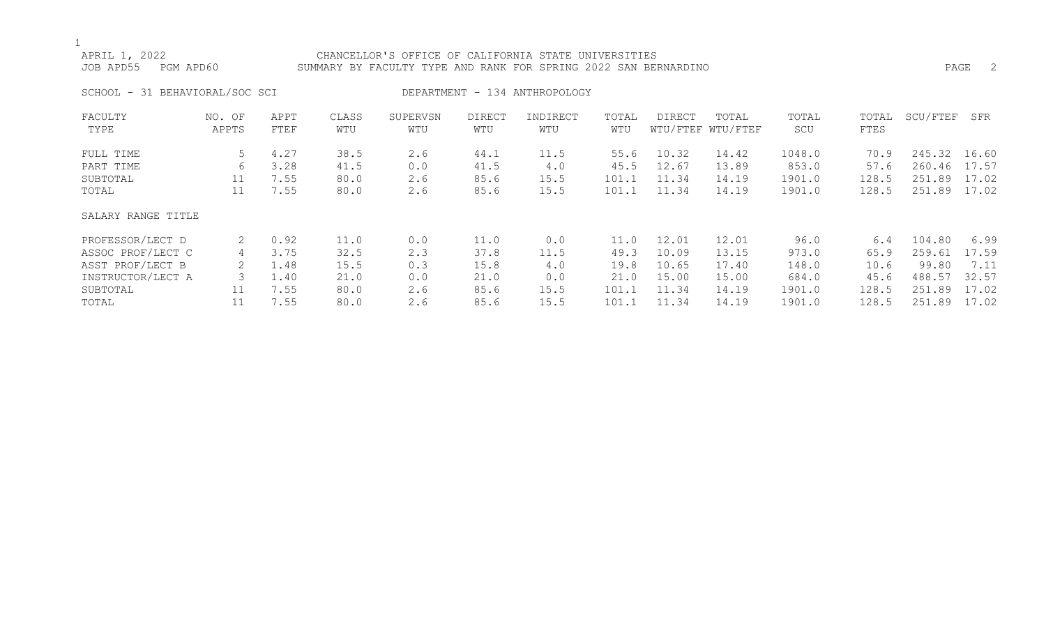APRIL 1, 2022 CHANCELLOR'S OFFICE OF CALIFORNIA STATE UNIVERSITIES
JOB APD55 PGM APD60 SUMMARY BY FACULTY TYPE AND RANK FOR SPRING 2022 SAN BERNARDINO

SCHOOL - 31 BEHAVIORAL/SOC SCI DEPARTMENT - 134 ANTHROPOLOGY

| FACULTY TYPE | NO. OF APPTS | APPT FTEF | CLASS WTU | SUPERVSN WTU | DIRECT WTU | INDIRECT WTU | TOTAL WTU | DIRECT WTU/FTEF | TOTAL WTU/FTEF | TOTAL SCU | TOTAL FTES | SCU/FTEF | SFR |
|---|---|---|---|---|---|---|---|---|---|---|---|---|---|
| FULL TIME | 5 | 4.27 | 38.5 | 2.6 | 44.1 | 11.5 | 55.6 | 10.32 | 14.42 | 1048.0 | 70.9 | 245.32 | 16.60 |
| PART TIME | 6 | 3.28 | 41.5 | 0.0 | 41.5 | 4.0 | 45.5 | 12.67 | 13.89 | 853.0 | 57.6 | 260.46 | 17.57 |
| SUBTOTAL | 11 | 7.55 | 80.0 | 2.6 | 85.6 | 15.5 | 101.1 | 11.34 | 14.19 | 1901.0 | 128.5 | 251.89 | 17.02 |
| TOTAL | 11 | 7.55 | 80.0 | 2.6 | 85.6 | 15.5 | 101.1 | 11.34 | 14.19 | 1901.0 | 128.5 | 251.89 | 17.02 |

| SALARY RANGE TITLE | NO. OF APPTS | APPT FTEF | CLASS WTU | SUPERVSN WTU | DIRECT WTU | INDIRECT WTU | TOTAL WTU | DIRECT WTU/FTEF | TOTAL WTU/FTEF | TOTAL SCU | TOTAL FTES | SCU/FTEF | SFR |
|---|---|---|---|---|---|---|---|---|---|---|---|---|---|
| PROFESSOR/LECT D | 2 | 0.92 | 11.0 | 0.0 | 11.0 | 0.0 | 11.0 | 12.01 | 12.01 | 96.0 | 6.4 | 104.80 | 6.99 |
| ASSOC PROF/LECT C | 4 | 3.75 | 32.5 | 2.3 | 37.8 | 11.5 | 49.3 | 10.09 | 13.15 | 973.0 | 65.9 | 259.61 | 17.59 |
| ASST PROF/LECT B | 2 | 1.48 | 15.5 | 0.3 | 15.8 | 4.0 | 19.8 | 10.65 | 17.40 | 148.0 | 10.6 | 99.80 | 7.11 |
| INSTRUCTOR/LECT A | 3 | 1.40 | 21.0 | 0.0 | 21.0 | 0.0 | 21.0 | 15.00 | 15.00 | 684.0 | 45.6 | 488.57 | 32.57 |
| SUBTOTAL | 11 | 7.55 | 80.0 | 2.6 | 85.6 | 15.5 | 101.1 | 11.34 | 14.19 | 1901.0 | 128.5 | 251.89 | 17.02 |
| TOTAL | 11 | 7.55 | 80.0 | 2.6 | 85.6 | 15.5 | 101.1 | 11.34 | 14.19 | 1901.0 | 128.5 | 251.89 | 17.02 |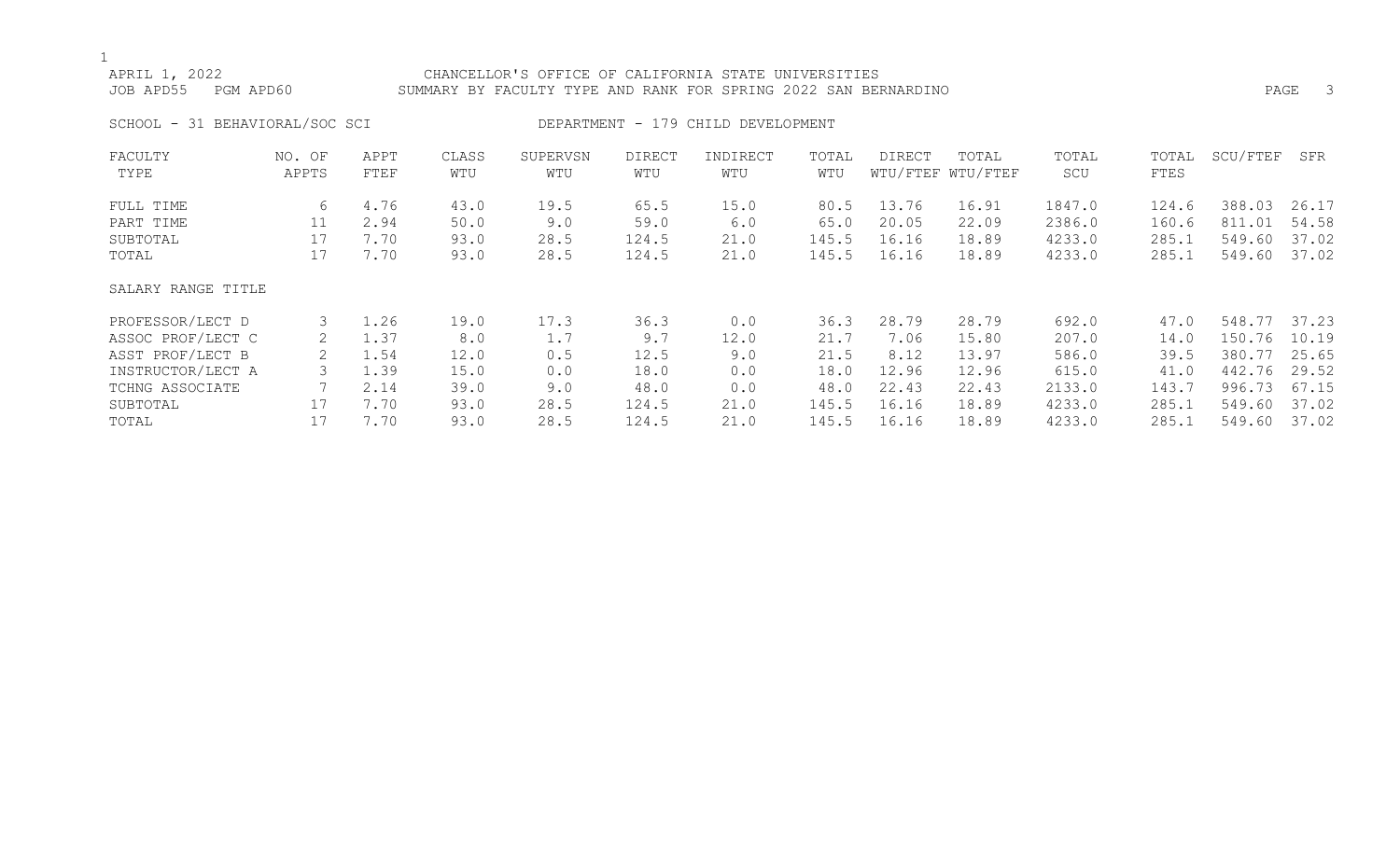CHANCELLOR'S OFFICE OF CALIFORNIA STATE UNIVERSITIES
SUMMARY BY FACULTY TYPE AND RANK FOR SPRING 2022 SAN BERNARDINO

APRIL 1, 2022
JOB APD55 PGM APD60

SCHOOL - 31 BEHAVIORAL/SOC SCI — DEPARTMENT - 179 CHILD DEVELOPMENT

| FACULTY TYPE | NO. OF APPTS | APPT FTEF | CLASS WTU | SUPERVSN WTU | DIRECT WTU | INDIRECT WTU | TOTAL WTU | DIRECT WTU/FTEF | TOTAL WTU/FTEF | TOTAL SCU | TOTAL FTES | SCU/FTEF | SFR |
|---|---|---|---|---|---|---|---|---|---|---|---|---|---|
| FULL TIME | 6 | 4.76 | 43.0 | 19.5 | 65.5 | 15.0 | 80.5 | 13.76 | 16.91 | 1847.0 | 124.6 | 388.03 | 26.17 |
| PART TIME | 11 | 2.94 | 50.0 | 9.0 | 59.0 | 6.0 | 65.0 | 20.05 | 22.09 | 2386.0 | 160.6 | 811.01 | 54.58 |
| SUBTOTAL | 17 | 7.70 | 93.0 | 28.5 | 124.5 | 21.0 | 145.5 | 16.16 | 18.89 | 4233.0 | 285.1 | 549.60 | 37.02 |
| TOTAL | 17 | 7.70 | 93.0 | 28.5 | 124.5 | 21.0 | 145.5 | 16.16 | 18.89 | 4233.0 | 285.1 | 549.60 | 37.02 |
| SALARY RANGE TITLE | | | | | | | | | | | | | |
| PROFESSOR/LECT D | 3 | 1.26 | 19.0 | 17.3 | 36.3 | 0.0 | 36.3 | 28.79 | 28.79 | 692.0 | 47.0 | 548.77 | 37.23 |
| ASSOC PROF/LECT C | 2 | 1.37 | 8.0 | 1.7 | 9.7 | 12.0 | 21.7 | 7.06 | 15.80 | 207.0 | 14.0 | 150.76 | 10.19 |
| ASST PROF/LECT B | 2 | 1.54 | 12.0 | 0.5 | 12.5 | 9.0 | 21.5 | 8.12 | 13.97 | 586.0 | 39.5 | 380.77 | 25.65 |
| INSTRUCTOR/LECT A | 3 | 1.39 | 15.0 | 0.0 | 18.0 | 0.0 | 18.0 | 12.96 | 12.96 | 615.0 | 41.0 | 442.76 | 29.52 |
| TCHNG ASSOCIATE | 7 | 2.14 | 39.0 | 9.0 | 48.0 | 0.0 | 48.0 | 22.43 | 22.43 | 2133.0 | 143.7 | 996.73 | 67.15 |
| SUBTOTAL | 17 | 7.70 | 93.0 | 28.5 | 124.5 | 21.0 | 145.5 | 16.16 | 18.89 | 4233.0 | 285.1 | 549.60 | 37.02 |
| TOTAL | 17 | 7.70 | 93.0 | 28.5 | 124.5 | 21.0 | 145.5 | 16.16 | 18.89 | 4233.0 | 285.1 | 549.60 | 37.02 |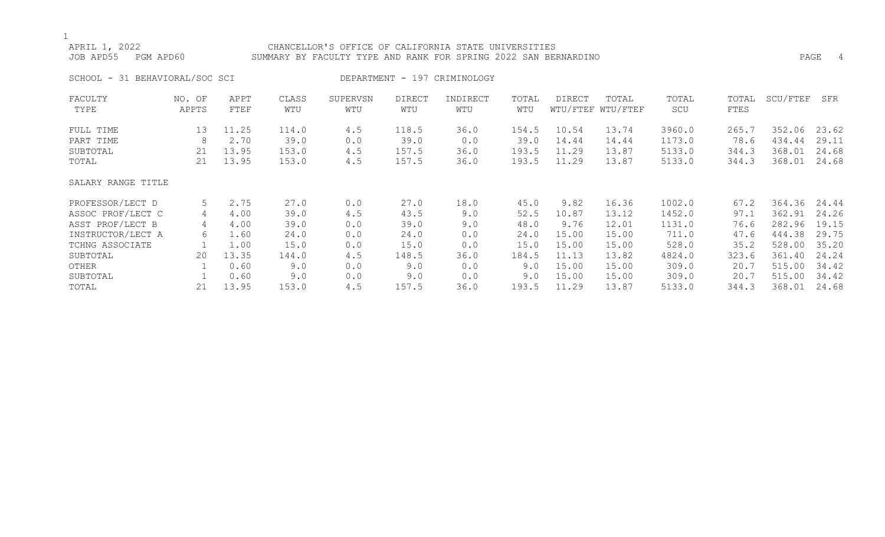APRIL 1, 2022 CHANCELLOR'S OFFICE OF CALIFORNIA STATE UNIVERSITIES
JOB APD55 PGM APD60 SUMMARY BY FACULTY TYPE AND RANK FOR SPRING 2022 SAN BERNARDINO

SCHOOL - 31 BEHAVIORAL/SOC SCI DEPARTMENT - 197 CRIMINOLOGY

| FACULTY TYPE | NO. OF APPTS | APPT FTEF | CLASS WTU | SUPERVSN WTU | DIRECT WTU | INDIRECT WTU | TOTAL WTU | DIRECT WTU/FTEF | TOTAL WTU/FTEF | TOTAL SCU | TOTAL FTES | SCU/FTEF | SFR |
|---|---|---|---|---|---|---|---|---|---|---|---|---|---|
| FULL TIME | 13 | 11.25 | 114.0 | 4.5 | 118.5 | 36.0 | 154.5 | 10.54 | 13.74 | 3960.0 | 265.7 | 352.06 | 23.62 |
| PART TIME | 8 | 2.70 | 39.0 | 0.0 | 39.0 | 0.0 | 39.0 | 14.44 | 14.44 | 1173.0 | 78.6 | 434.44 | 29.11 |
| SUBTOTAL | 21 | 13.95 | 153.0 | 4.5 | 157.5 | 36.0 | 193.5 | 11.29 | 13.87 | 5133.0 | 344.3 | 368.01 | 24.68 |
| TOTAL | 21 | 13.95 | 153.0 | 4.5 | 157.5 | 36.0 | 193.5 | 11.29 | 13.87 | 5133.0 | 344.3 | 368.01 | 24.68 |
| SALARY RANGE TITLE | | | | | | | | | | | | | |
| PROFESSOR/LECT D | 5 | 2.75 | 27.0 | 0.0 | 27.0 | 18.0 | 45.0 | 9.82 | 16.36 | 1002.0 | 67.2 | 364.36 | 24.44 |
| ASSOC PROF/LECT C | 4 | 4.00 | 39.0 | 4.5 | 43.5 | 9.0 | 52.5 | 10.87 | 13.12 | 1452.0 | 97.1 | 362.91 | 24.26 |
| ASST PROF/LECT B | 4 | 4.00 | 39.0 | 0.0 | 39.0 | 9.0 | 48.0 | 9.76 | 12.01 | 1131.0 | 76.6 | 282.96 | 19.15 |
| INSTRUCTOR/LECT A | 6 | 1.60 | 24.0 | 0.0 | 24.0 | 0.0 | 24.0 | 15.00 | 15.00 | 711.0 | 47.6 | 444.38 | 29.75 |
| TCHNG ASSOCIATE | 1 | 1.00 | 15.0 | 0.0 | 15.0 | 0.0 | 15.0 | 15.00 | 15.00 | 528.0 | 35.2 | 528.00 | 35.20 |
| SUBTOTAL | 20 | 13.35 | 144.0 | 4.5 | 148.5 | 36.0 | 184.5 | 11.13 | 13.82 | 4824.0 | 323.6 | 361.40 | 24.24 |
| OTHER | 1 | 0.60 | 9.0 | 0.0 | 9.0 | 0.0 | 9.0 | 15.00 | 15.00 | 309.0 | 20.7 | 515.00 | 34.42 |
| SUBTOTAL | 1 | 0.60 | 9.0 | 0.0 | 9.0 | 0.0 | 9.0 | 15.00 | 15.00 | 309.0 | 20.7 | 515.00 | 34.42 |
| TOTAL | 21 | 13.95 | 153.0 | 4.5 | 157.5 | 36.0 | 193.5 | 11.29 | 13.87 | 5133.0 | 344.3 | 368.01 | 24.68 |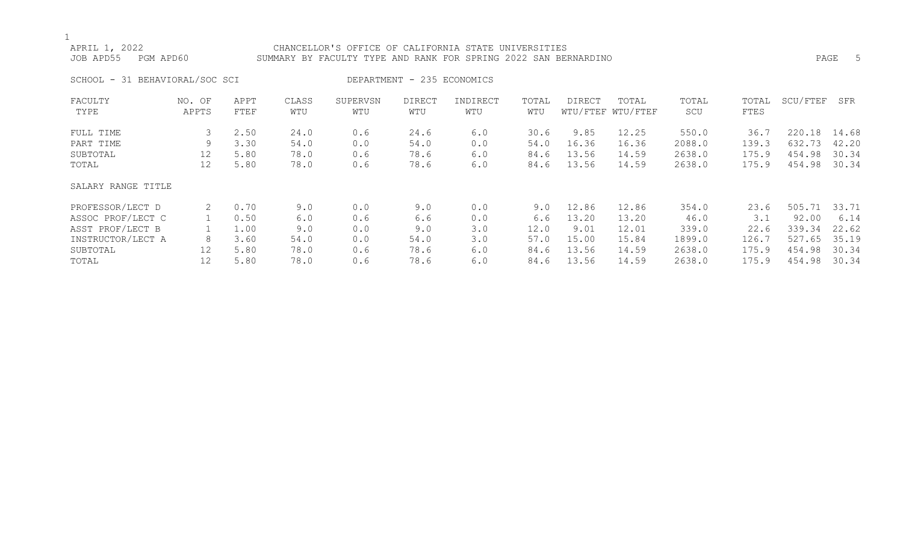CHANCELLOR'S OFFICE OF CALIFORNIA STATE UNIVERSITIES

SUMMARY BY FACULTY TYPE AND RANK FOR SPRING 2022 SAN BERNARDINO

APRIL 1, 2022
JOB APD55 PGM APD60

SCHOOL - 31 BEHAVIORAL/SOC SCI

DEPARTMENT - 235 ECONOMICS

| FACULTY TYPE | NO. OF APPTS | APPT FTEF | CLASS WTU | SUPERVSN WTU | DIRECT WTU | INDIRECT WTU | TOTAL WTU | DIRECT WTU/FTEF | TOTAL WTU/FTEF | TOTAL SCU | TOTAL FTES | SCU/FTEF | SFR |
|---|---|---|---|---|---|---|---|---|---|---|---|---|---|
| FULL TIME | 3 | 2.50 | 24.0 | 0.6 | 24.6 | 6.0 | 30.6 | 9.85 | 12.25 | 550.0 | 36.7 | 220.18 | 14.68 |
| PART TIME | 9 | 3.30 | 54.0 | 0.0 | 54.0 | 0.0 | 54.0 | 16.36 | 16.36 | 2088.0 | 139.3 | 632.73 | 42.20 |
| SUBTOTAL | 12 | 5.80 | 78.0 | 0.6 | 78.6 | 6.0 | 84.6 | 13.56 | 14.59 | 2638.0 | 175.9 | 454.98 | 30.34 |
| TOTAL | 12 | 5.80 | 78.0 | 0.6 | 78.6 | 6.0 | 84.6 | 13.56 | 14.59 | 2638.0 | 175.9 | 454.98 | 30.34 |
| SALARY RANGE TITLE | | | | | | | | | | | | | |
| PROFESSOR/LECT D | 2 | 0.70 | 9.0 | 0.0 | 9.0 | 0.0 | 9.0 | 12.86 | 12.86 | 354.0 | 23.6 | 505.71 | 33.71 |
| ASSOC PROF/LECT C | 1 | 0.50 | 6.0 | 0.6 | 6.6 | 0.0 | 6.6 | 13.20 | 13.20 | 46.0 | 3.1 | 92.00 | 6.14 |
| ASST PROF/LECT B | 1 | 1.00 | 9.0 | 0.0 | 9.0 | 3.0 | 12.0 | 9.01 | 12.01 | 339.0 | 22.6 | 339.34 | 22.62 |
| INSTRUCTOR/LECT A | 8 | 3.60 | 54.0 | 0.0 | 54.0 | 3.0 | 57.0 | 15.00 | 15.84 | 1899.0 | 126.7 | 527.65 | 35.19 |
| SUBTOTAL | 12 | 5.80 | 78.0 | 0.6 | 78.6 | 6.0 | 84.6 | 13.56 | 14.59 | 2638.0 | 175.9 | 454.98 | 30.34 |
| TOTAL | 12 | 5.80 | 78.0 | 0.6 | 78.6 | 6.0 | 84.6 | 13.56 | 14.59 | 2638.0 | 175.9 | 454.98 | 30.34 |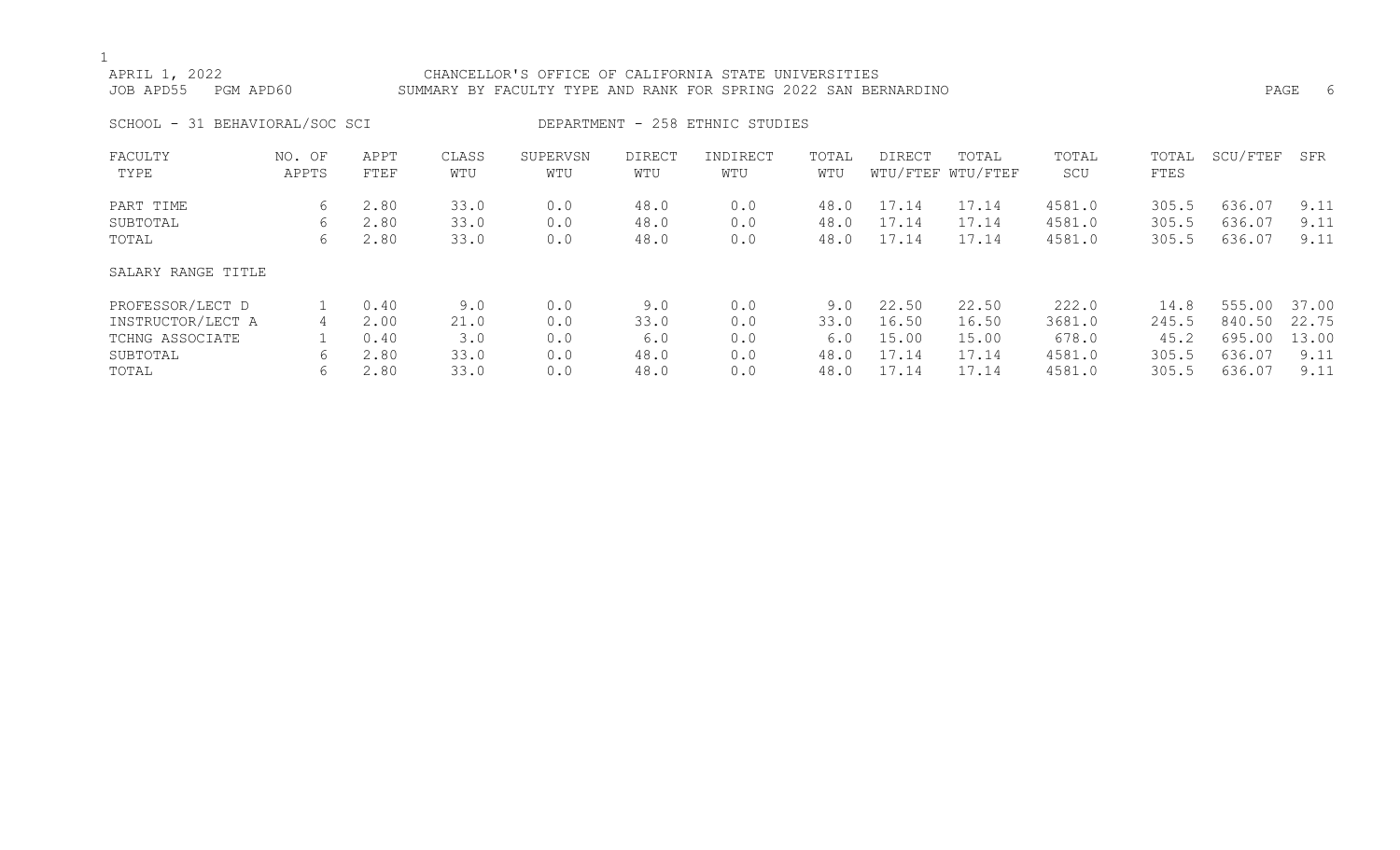APRIL 1, 2022 CHANCELLOR'S OFFICE OF CALIFORNIA STATE UNIVERSITIES

JOB APD55 PGM APD60 SUMMARY BY FACULTY TYPE AND RANK FOR SPRING 2022 SAN BERNARDINO

SCHOOL - 31 BEHAVIORAL/SOC SCI DEPARTMENT - 258 ETHNIC STUDIES

| FACULTY TYPE | NO. OF APPTS | APPT FTEF | CLASS WTU | SUPERVSN WTU | DIRECT WTU | INDIRECT WTU | TOTAL WTU | DIRECT WTU/FTEF | TOTAL WTU/FTEF | TOTAL SCU | TOTAL FTES | SCU/FTEF | SFR |
|---|---|---|---|---|---|---|---|---|---|---|---|---|---|
| PART TIME | 6 | 2.80 | 33.0 | 0.0 | 48.0 | 0.0 | 48.0 | 17.14 | 17.14 | 4581.0 | 305.5 | 636.07 | 9.11 |
| SUBTOTAL | 6 | 2.80 | 33.0 | 0.0 | 48.0 | 0.0 | 48.0 | 17.14 | 17.14 | 4581.0 | 305.5 | 636.07 | 9.11 |
| TOTAL | 6 | 2.80 | 33.0 | 0.0 | 48.0 | 0.0 | 48.0 | 17.14 | 17.14 | 4581.0 | 305.5 | 636.07 | 9.11 |
| SALARY RANGE TITLE | | | | | | | | | | | | | |
| PROFESSOR/LECT D | 1 | 0.40 | 9.0 | 0.0 | 9.0 | 0.0 | 9.0 | 22.50 | 22.50 | 222.0 | 14.8 | 555.00 | 37.00 |
| INSTRUCTOR/LECT A | 4 | 2.00 | 21.0 | 0.0 | 33.0 | 0.0 | 33.0 | 16.50 | 16.50 | 3681.0 | 245.5 | 840.50 | 22.75 |
| TCHNG ASSOCIATE | 1 | 0.40 | 3.0 | 0.0 | 6.0 | 0.0 | 6.0 | 15.00 | 15.00 | 678.0 | 45.2 | 695.00 | 13.00 |
| SUBTOTAL | 6 | 2.80 | 33.0 | 0.0 | 48.0 | 0.0 | 48.0 | 17.14 | 17.14 | 4581.0 | 305.5 | 636.07 | 9.11 |
| TOTAL | 6 | 2.80 | 33.0 | 0.0 | 48.0 | 0.0 | 48.0 | 17.14 | 17.14 | 4581.0 | 305.5 | 636.07 | 9.11 |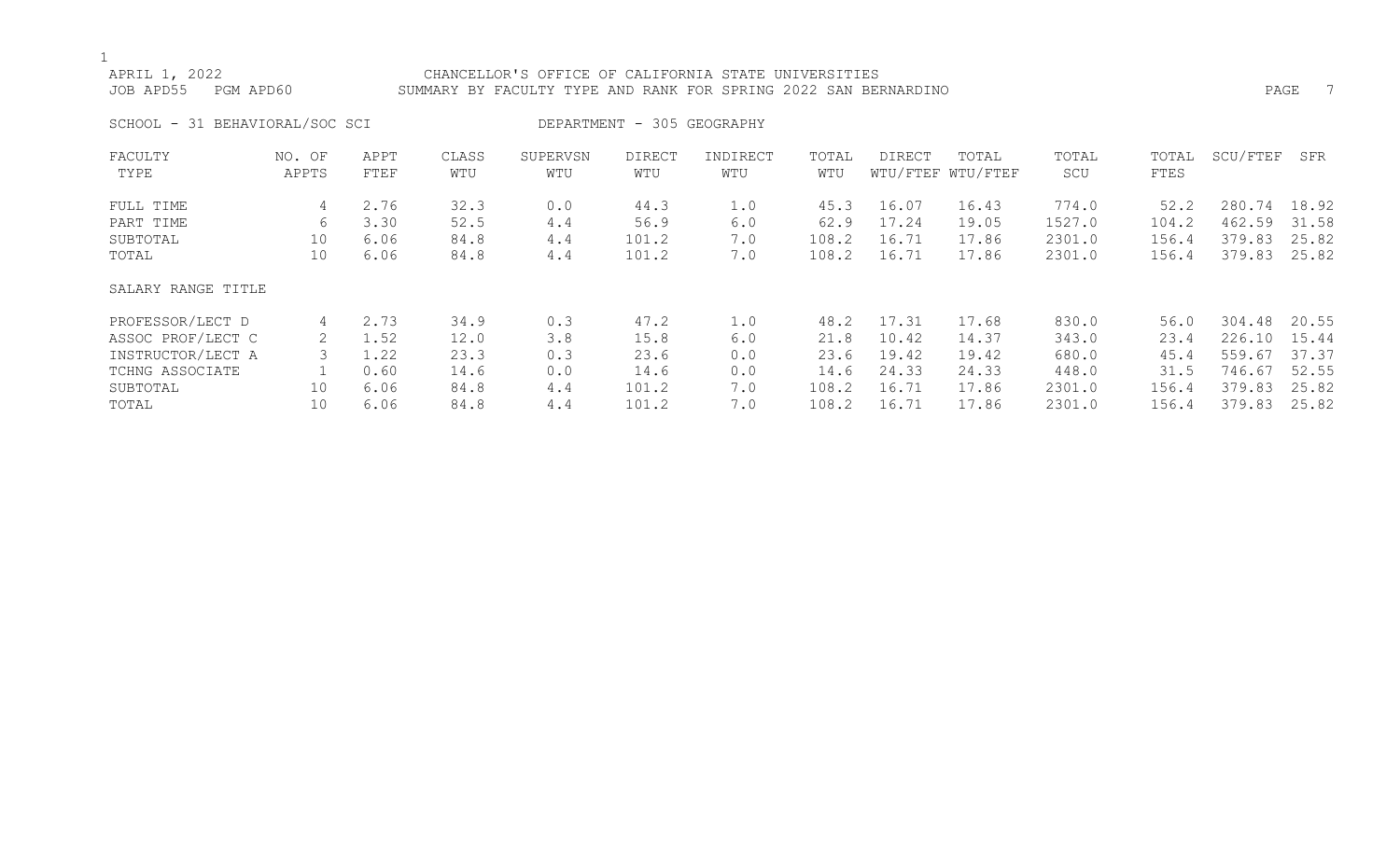APRIL 1, 2022 CHANCELLOR'S OFFICE OF CALIFORNIA STATE UNIVERSITIES
JOB APD55 PGM APD60 SUMMARY BY FACULTY TYPE AND RANK FOR SPRING 2022 SAN BERNARDINO

SCHOOL - 31 BEHAVIORAL/SOC SCI DEPARTMENT - 305 GEOGRAPHY

| FACULTY TYPE | NO. OF APPTS | APPT FTEF | CLASS WTU | SUPERVSN WTU | DIRECT WTU | INDIRECT WTU | TOTAL WTU | DIRECT WTU/FTEF | TOTAL WTU/FTEF | TOTAL SCU | TOTAL FTES | SCU/FTEF | SFR |
|---|---|---|---|---|---|---|---|---|---|---|---|---|---|
| FULL TIME | 4 | 2.76 | 32.3 | 0.0 | 44.3 | 1.0 | 45.3 | 16.07 | 16.43 | 774.0 | 52.2 | 280.74 | 18.92 |
| PART TIME | 6 | 3.30 | 52.5 | 4.4 | 56.9 | 6.0 | 62.9 | 17.24 | 19.05 | 1527.0 | 104.2 | 462.59 | 31.58 |
| SUBTOTAL | 10 | 6.06 | 84.8 | 4.4 | 101.2 | 7.0 | 108.2 | 16.71 | 17.86 | 2301.0 | 156.4 | 379.83 | 25.82 |
| TOTAL | 10 | 6.06 | 84.8 | 4.4 | 101.2 | 7.0 | 108.2 | 16.71 | 17.86 | 2301.0 | 156.4 | 379.83 | 25.82 |
| SALARY RANGE TITLE | | | | | | | | | | | | | |
| PROFESSOR/LECT D | 4 | 2.73 | 34.9 | 0.3 | 47.2 | 1.0 | 48.2 | 17.31 | 17.68 | 830.0 | 56.0 | 304.48 | 20.55 |
| ASSOC PROF/LECT C | 2 | 1.52 | 12.0 | 3.8 | 15.8 | 6.0 | 21.8 | 10.42 | 14.37 | 343.0 | 23.4 | 226.10 | 15.44 |
| INSTRUCTOR/LECT A | 3 | 1.22 | 23.3 | 0.3 | 23.6 | 0.0 | 23.6 | 19.42 | 19.42 | 680.0 | 45.4 | 559.67 | 37.37 |
| TCHNG ASSOCIATE | 1 | 0.60 | 14.6 | 0.0 | 14.6 | 0.0 | 14.6 | 24.33 | 24.33 | 448.0 | 31.5 | 746.67 | 52.55 |
| SUBTOTAL | 10 | 6.06 | 84.8 | 4.4 | 101.2 | 7.0 | 108.2 | 16.71 | 17.86 | 2301.0 | 156.4 | 379.83 | 25.82 |
| TOTAL | 10 | 6.06 | 84.8 | 4.4 | 101.2 | 7.0 | 108.2 | 16.71 | 17.86 | 2301.0 | 156.4 | 379.83 | 25.82 |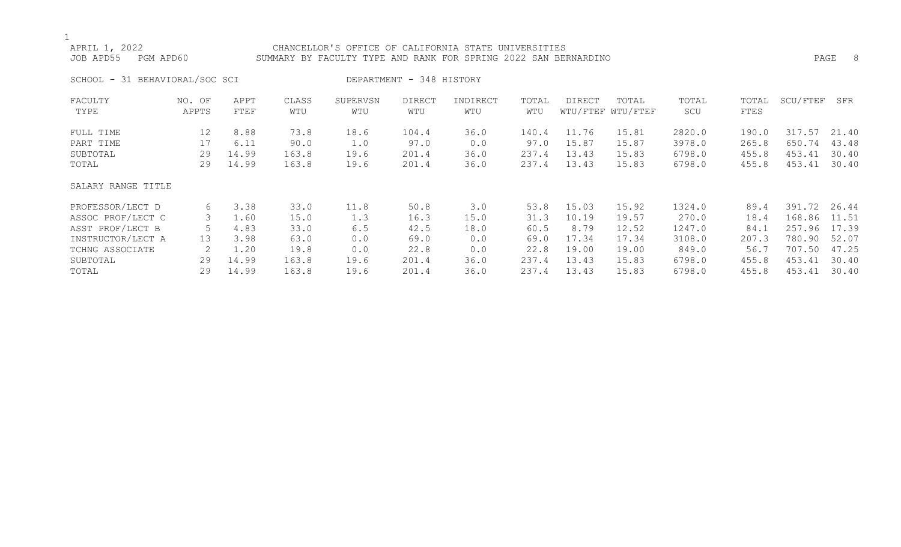APRIL 1, 2022 CHANCELLOR'S OFFICE OF CALIFORNIA STATE UNIVERSITIES
JOB APD55 PGM APD60 SUMMARY BY FACULTY TYPE AND RANK FOR SPRING 2022 SAN BERNARDINO

SCHOOL - 31 BEHAVIORAL/SOC SCI DEPARTMENT - 348 HISTORY

| FACULTY TYPE | NO. OF APPTS | APPT FTEF | CLASS WTU | SUPERVSN WTU | DIRECT WTU | INDIRECT WTU | TOTAL WTU | DIRECT WTU/FTEF | TOTAL WTU/FTEF | TOTAL SCU | TOTAL FTES | SCU/FTEF | SFR |
|---|---|---|---|---|---|---|---|---|---|---|---|---|---|
| FULL TIME | 12 | 8.88 | 73.8 | 18.6 | 104.4 | 36.0 | 140.4 | 11.76 | 15.81 | 2820.0 | 190.0 | 317.57 | 21.40 |
| PART TIME | 17 | 6.11 | 90.0 | 1.0 | 97.0 | 0.0 | 97.0 | 15.87 | 15.87 | 3978.0 | 265.8 | 650.74 | 43.48 |
| SUBTOTAL | 29 | 14.99 | 163.8 | 19.6 | 201.4 | 36.0 | 237.4 | 13.43 | 15.83 | 6798.0 | 455.8 | 453.41 | 30.40 |
| TOTAL | 29 | 14.99 | 163.8 | 19.6 | 201.4 | 36.0 | 237.4 | 13.43 | 15.83 | 6798.0 | 455.8 | 453.41 | 30.40 |
| SALARY RANGE TITLE | | | | | | | | | | | | | |
| PROFESSOR/LECT D | 6 | 3.38 | 33.0 | 11.8 | 50.8 | 3.0 | 53.8 | 15.03 | 15.92 | 1324.0 | 89.4 | 391.72 | 26.44 |
| ASSOC PROF/LECT C | 3 | 1.60 | 15.0 | 1.3 | 16.3 | 15.0 | 31.3 | 10.19 | 19.57 | 270.0 | 18.4 | 168.86 | 11.51 |
| ASST PROF/LECT B | 5 | 4.83 | 33.0 | 6.5 | 42.5 | 18.0 | 60.5 | 8.79 | 12.52 | 1247.0 | 84.1 | 257.96 | 17.39 |
| INSTRUCTOR/LECT A | 13 | 3.98 | 63.0 | 0.0 | 69.0 | 0.0 | 69.0 | 17.34 | 17.34 | 3108.0 | 207.3 | 780.90 | 52.07 |
| TCHNG ASSOCIATE | 2 | 1.20 | 19.8 | 0.0 | 22.8 | 0.0 | 22.8 | 19.00 | 19.00 | 849.0 | 56.7 | 707.50 | 47.25 |
| SUBTOTAL | 29 | 14.99 | 163.8 | 19.6 | 201.4 | 36.0 | 237.4 | 13.43 | 15.83 | 6798.0 | 455.8 | 453.41 | 30.40 |
| TOTAL | 29 | 14.99 | 163.8 | 19.6 | 201.4 | 36.0 | 237.4 | 13.43 | 15.83 | 6798.0 | 455.8 | 453.41 | 30.40 |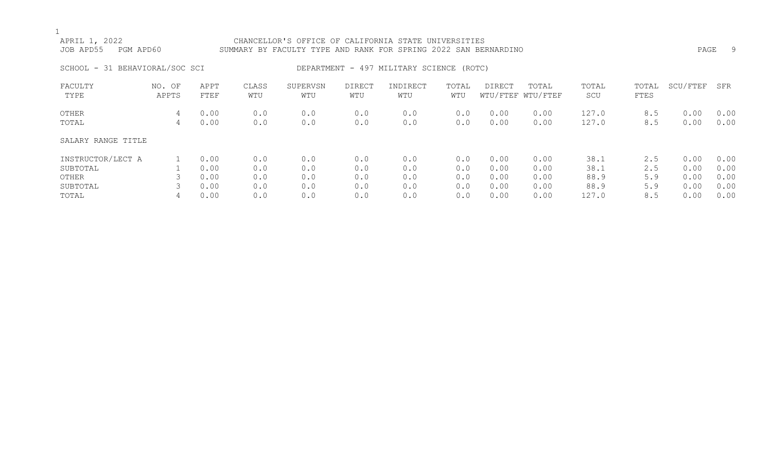CHANCELLOR'S OFFICE OF CALIFORNIA STATE UNIVERSITIES
SUMMARY BY FACULTY TYPE AND RANK FOR SPRING 2022 SAN BERNARDINO

APRIL 1, 2022
JOB APD55 PGM APD60

SCHOOL - 31 BEHAVIORAL/SOC SCI DEPARTMENT - 497 MILITARY SCIENCE (ROTC)

| FACULTY TYPE | NO. OF APPTS | APPT FTEF | CLASS WTU | SUPERVSN WTU | DIRECT WTU | INDIRECT WTU | TOTAL WTU | DIRECT WTU/FTEF | TOTAL WTU/FTEF | TOTAL SCU | TOTAL FTES | SCU/FTEF | SFR |
|---|---|---|---|---|---|---|---|---|---|---|---|---|---|
| OTHER | 4 | 0.00 | 0.0 | 0.0 | 0.0 | 0.0 | 0.0 | 0.00 | 0.00 | 127.0 | 8.5 | 0.00 | 0.00 |
| TOTAL | 4 | 0.00 | 0.0 | 0.0 | 0.0 | 0.0 | 0.0 | 0.00 | 0.00 | 127.0 | 8.5 | 0.00 | 0.00 |
| SALARY RANGE TITLE | | | | | | | | | | | | | |
| INSTRUCTOR/LECT A | 1 | 0.00 | 0.0 | 0.0 | 0.0 | 0.0 | 0.0 | 0.00 | 0.00 | 38.1 | 2.5 | 0.00 | 0.00 |
| SUBTOTAL | 1 | 0.00 | 0.0 | 0.0 | 0.0 | 0.0 | 0.0 | 0.00 | 0.00 | 38.1 | 2.5 | 0.00 | 0.00 |
| OTHER | 3 | 0.00 | 0.0 | 0.0 | 0.0 | 0.0 | 0.0 | 0.00 | 0.00 | 88.9 | 5.9 | 0.00 | 0.00 |
| SUBTOTAL | 3 | 0.00 | 0.0 | 0.0 | 0.0 | 0.0 | 0.0 | 0.00 | 0.00 | 88.9 | 5.9 | 0.00 | 0.00 |
| TOTAL | 4 | 0.00 | 0.0 | 0.0 | 0.0 | 0.0 | 0.0 | 0.00 | 0.00 | 127.0 | 8.5 | 0.00 | 0.00 |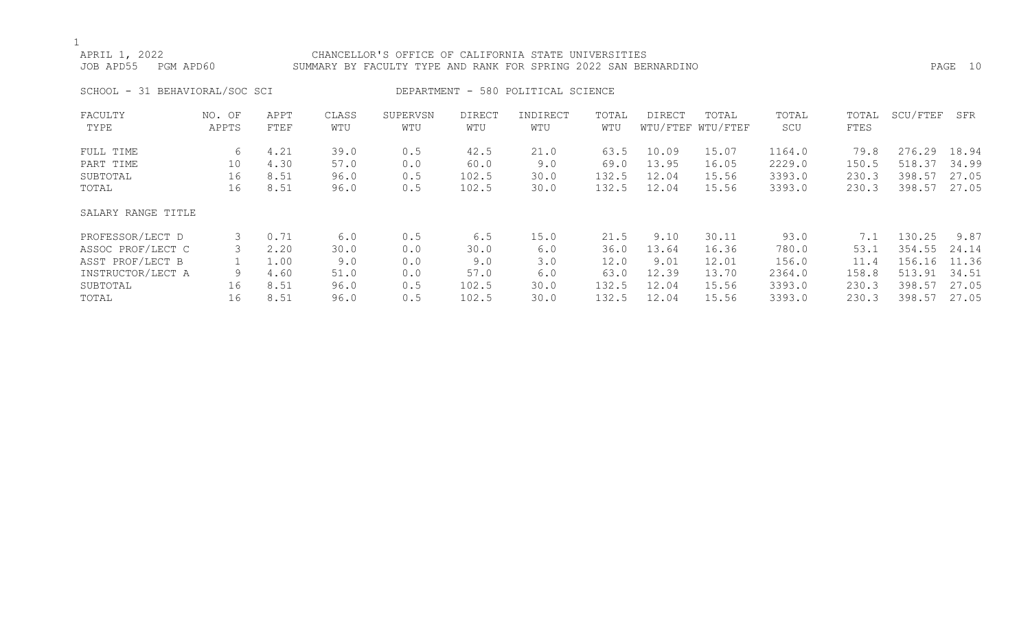APRIL 1, 2022 CHANCELLOR'S OFFICE OF CALIFORNIA STATE UNIVERSITIES
JOB APD55 PGM APD60 SUMMARY BY FACULTY TYPE AND RANK FOR SPRING 2022 SAN BERNARDINO

SCHOOL - 31 BEHAVIORAL/SOC SCI DEPARTMENT - 580 POLITICAL SCIENCE

| FACULTY TYPE | NO. OF APPTS | APPT FTEF | CLASS WTU | SUPERVSN WTU | DIRECT WTU | INDIRECT WTU | TOTAL WTU | DIRECT WTU/FTEF | TOTAL WTU/FTEF | TOTAL SCU | TOTAL FTES | SCU/FTEF | SFR |
|---|---|---|---|---|---|---|---|---|---|---|---|---|---|
| FULL TIME | 6 | 4.21 | 39.0 | 0.5 | 42.5 | 21.0 | 63.5 | 10.09 | 15.07 | 1164.0 | 79.8 | 276.29 | 18.94 |
| PART TIME | 10 | 4.30 | 57.0 | 0.0 | 60.0 | 9.0 | 69.0 | 13.95 | 16.05 | 2229.0 | 150.5 | 518.37 | 34.99 |
| SUBTOTAL | 16 | 8.51 | 96.0 | 0.5 | 102.5 | 30.0 | 132.5 | 12.04 | 15.56 | 3393.0 | 230.3 | 398.57 | 27.05 |
| TOTAL | 16 | 8.51 | 96.0 | 0.5 | 102.5 | 30.0 | 132.5 | 12.04 | 15.56 | 3393.0 | 230.3 | 398.57 | 27.05 |
| SALARY RANGE TITLE | | | | | | | | | | | | | |
| PROFESSOR/LECT D | 3 | 0.71 | 6.0 | 0.5 | 6.5 | 15.0 | 21.5 | 9.10 | 30.11 | 93.0 | 7.1 | 130.25 | 9.87 |
| ASSOC PROF/LECT C | 3 | 2.20 | 30.0 | 0.0 | 30.0 | 6.0 | 36.0 | 13.64 | 16.36 | 780.0 | 53.1 | 354.55 | 24.14 |
| ASST PROF/LECT B | 1 | 1.00 | 9.0 | 0.0 | 9.0 | 3.0 | 12.0 | 9.01 | 12.01 | 156.0 | 11.4 | 156.16 | 11.36 |
| INSTRUCTOR/LECT A | 9 | 4.60 | 51.0 | 0.0 | 57.0 | 6.0 | 63.0 | 12.39 | 13.70 | 2364.0 | 158.8 | 513.91 | 34.51 |
| SUBTOTAL | 16 | 8.51 | 96.0 | 0.5 | 102.5 | 30.0 | 132.5 | 12.04 | 15.56 | 3393.0 | 230.3 | 398.57 | 27.05 |
| TOTAL | 16 | 8.51 | 96.0 | 0.5 | 102.5 | 30.0 | 132.5 | 12.04 | 15.56 | 3393.0 | 230.3 | 398.57 | 27.05 |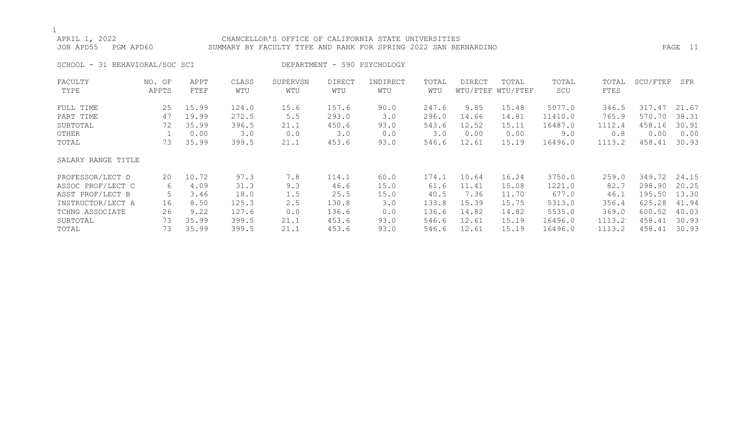APRIL 1, 2022 — CHANCELLOR'S OFFICE OF CALIFORNIA STATE UNIVERSITIES

JOB APD55 PGM APD60 — SUMMARY BY FACULTY TYPE AND RANK FOR SPRING 2022 SAN BERNARDINO

SCHOOL - 31 BEHAVIORAL/SOC SCI — DEPARTMENT - 590 PSYCHOLOGY

| FACULTY TYPE | NO. OF APPTS | APPT FTEF | CLASS WTU | SUPERVSN WTU | DIRECT WTU | INDIRECT WTU | TOTAL WTU | DIRECT WTU/FTEF | TOTAL WTU/FTEF | TOTAL SCU | TOTAL FTES | SCU/FTEF | SFR |
|---|---|---|---|---|---|---|---|---|---|---|---|---|---|
| FULL TIME | 25 | 15.99 | 124.0 | 15.6 | 157.6 | 90.0 | 247.6 | 9.85 | 15.48 | 5077.0 | 346.5 | 317.47 | 21.67 |
| PART TIME | 47 | 19.99 | 272.5 | 5.5 | 293.0 | 3.0 | 296.0 | 14.66 | 14.81 | 11410.0 | 765.9 | 570.70 | 38.31 |
| SUBTOTAL | 72 | 35.99 | 396.5 | 21.1 | 450.6 | 93.0 | 543.6 | 12.52 | 15.11 | 16487.0 | 1112.4 | 458.16 | 30.91 |
| OTHER | 1 | 0.00 | 3.0 | 0.0 | 3.0 | 0.0 | 3.0 | 0.00 | 0.00 | 9.0 | 0.8 | 0.00 | 0.00 |
| TOTAL | 73 | 35.99 | 399.5 | 21.1 | 453.6 | 93.0 | 546.6 | 12.61 | 15.19 | 16496.0 | 1113.2 | 458.41 | 30.93 |
| **SALARY RANGE TITLE** | | | | | | | | | | | | | |
| PROFESSOR/LECT D | 20 | 10.72 | 97.3 | 7.8 | 114.1 | 60.0 | 174.1 | 10.64 | 16.24 | 3750.0 | 259.0 | 349.72 | 24.15 |
| ASSOC PROF/LECT C | 6 | 4.09 | 31.3 | 9.3 | 46.6 | 15.0 | 61.6 | 11.41 | 15.08 | 1221.0 | 82.7 | 298.90 | 20.25 |
| ASST PROF/LECT B | 5 | 3.46 | 18.0 | 1.5 | 25.5 | 15.0 | 40.5 | 7.36 | 11.70 | 677.0 | 46.1 | 195.50 | 13.30 |
| INSTRUCTOR/LECT A | 16 | 8.50 | 125.3 | 2.5 | 130.8 | 3.0 | 133.8 | 15.39 | 15.75 | 5313.0 | 356.4 | 625.28 | 41.94 |
| TCHNG ASSOCIATE | 26 | 9.22 | 127.6 | 0.0 | 136.6 | 0.0 | 136.6 | 14.82 | 14.82 | 5535.0 | 369.0 | 600.52 | 40.03 |
| SUBTOTAL | 73 | 35.99 | 399.5 | 21.1 | 453.6 | 93.0 | 546.6 | 12.61 | 15.19 | 16496.0 | 1113.2 | 458.41 | 30.93 |
| TOTAL | 73 | 35.99 | 399.5 | 21.1 | 453.6 | 93.0 | 546.6 | 12.61 | 15.19 | 16496.0 | 1113.2 | 458.41 | 30.93 |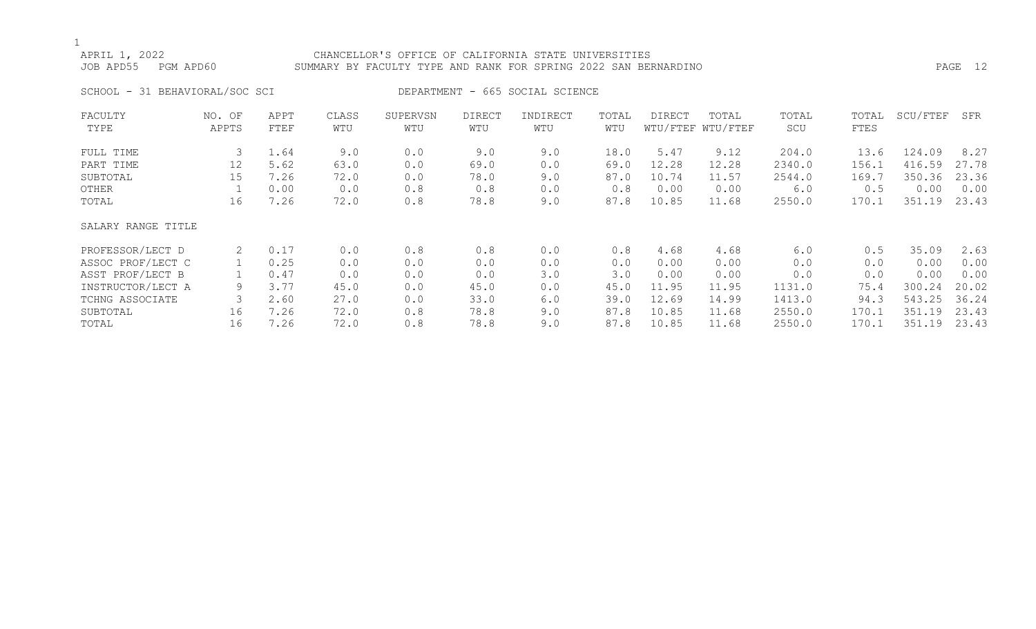CHANCELLOR'S OFFICE OF CALIFORNIA STATE UNIVERSITIES

SUMMARY BY FACULTY TYPE AND RANK FOR SPRING 2022 SAN BERNARDINO

APRIL 1, 2022

JOB APD55 PGM APD60

SCHOOL - 31 BEHAVIORAL/SOC SCI

DEPARTMENT - 665 SOCIAL SCIENCE

| FACULTY TYPE | NO. OF APPTS | APPT FTEF | CLASS WTU | SUPERVSN WTU | DIRECT WTU | INDIRECT WTU | TOTAL WTU | DIRECT WTU/FTEF | TOTAL WTU/FTEF | TOTAL SCU | TOTAL FTES | SCU/FTEF | SFR |
|---|---|---|---|---|---|---|---|---|---|---|---|---|---|
| FULL TIME | 3 | 1.64 | 9.0 | 0.0 | 9.0 | 9.0 | 18.0 | 5.47 | 9.12 | 204.0 | 13.6 | 124.09 | 8.27 |
| PART TIME | 12 | 5.62 | 63.0 | 0.0 | 69.0 | 0.0 | 69.0 | 12.28 | 12.28 | 2340.0 | 156.1 | 416.59 | 27.78 |
| SUBTOTAL | 15 | 7.26 | 72.0 | 0.0 | 78.0 | 9.0 | 87.0 | 10.74 | 11.57 | 2544.0 | 169.7 | 350.36 | 23.36 |
| OTHER | 1 | 0.00 | 0.0 | 0.8 | 0.8 | 0.0 | 0.8 | 0.00 | 0.00 | 6.0 | 0.5 | 0.00 | 0.00 |
| TOTAL | 16 | 7.26 | 72.0 | 0.8 | 78.8 | 9.0 | 87.8 | 10.85 | 11.68 | 2550.0 | 170.1 | 351.19 | 23.43 |
| **SALARY RANGE TITLE** | | | | | | | | | | | | | |
| PROFESSOR/LECT D | 2 | 0.17 | 0.0 | 0.8 | 0.8 | 0.0 | 0.8 | 4.68 | 4.68 | 6.0 | 0.5 | 35.09 | 2.63 |
| ASSOC PROF/LECT C | 1 | 0.25 | 0.0 | 0.0 | 0.0 | 0.0 | 0.0 | 0.00 | 0.00 | 0.0 | 0.0 | 0.00 | 0.00 |
| ASST PROF/LECT B | 1 | 0.47 | 0.0 | 0.0 | 0.0 | 3.0 | 3.0 | 0.00 | 0.00 | 0.0 | 0.0 | 0.00 | 0.00 |
| INSTRUCTOR/LECT A | 9 | 3.77 | 45.0 | 0.0 | 45.0 | 0.0 | 45.0 | 11.95 | 11.95 | 1131.0 | 75.4 | 300.24 | 20.02 |
| TCHNG ASSOCIATE | 3 | 2.60 | 27.0 | 0.0 | 33.0 | 6.0 | 39.0 | 12.69 | 14.99 | 1413.0 | 94.3 | 543.25 | 36.24 |
| SUBTOTAL | 16 | 7.26 | 72.0 | 0.8 | 78.8 | 9.0 | 87.8 | 10.85 | 11.68 | 2550.0 | 170.1 | 351.19 | 23.43 |
| TOTAL | 16 | 7.26 | 72.0 | 0.8 | 78.8 | 9.0 | 87.8 | 10.85 | 11.68 | 2550.0 | 170.1 | 351.19 | 23.43 |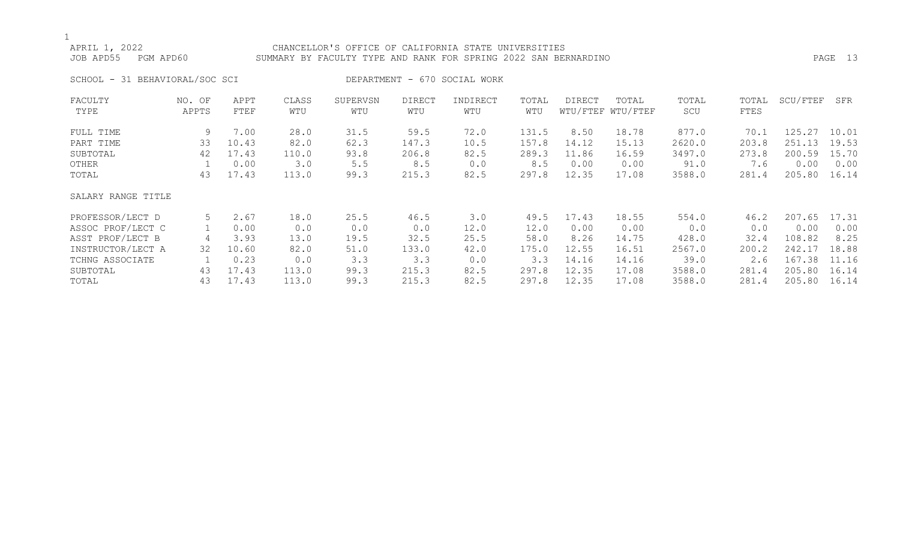CHANCELLOR'S OFFICE OF CALIFORNIA STATE UNIVERSITIES
SUMMARY BY FACULTY TYPE AND RANK FOR SPRING 2022 SAN BERNARDINO

APRIL 1, 2022
JOB APD55 PGM APD60

SCHOOL - 31 BEHAVIORAL/SOC SCI DEPARTMENT - 670 SOCIAL WORK

| FACULTY TYPE | NO. OF APPTS | APPT FTEF | CLASS WTU | SUPERVSN WTU | DIRECT WTU | INDIRECT WTU | TOTAL WTU | DIRECT WTU/FTEF | TOTAL WTU/FTEF | TOTAL SCU | TOTAL FTES | SCU/FTEF | SFR |
|---|---|---|---|---|---|---|---|---|---|---|---|---|---|
| FULL TIME | 9 | 7.00 | 28.0 | 31.5 | 59.5 | 72.0 | 131.5 | 8.50 | 18.78 | 877.0 | 70.1 | 125.27 | 10.01 |
| PART TIME | 33 | 10.43 | 82.0 | 62.3 | 147.3 | 10.5 | 157.8 | 14.12 | 15.13 | 2620.0 | 203.8 | 251.13 | 19.53 |
| SUBTOTAL | 42 | 17.43 | 110.0 | 93.8 | 206.8 | 82.5 | 289.3 | 11.86 | 16.59 | 3497.0 | 273.8 | 200.59 | 15.70 |
| OTHER | 1 | 0.00 | 3.0 | 5.5 | 8.5 | 0.0 | 8.5 | 0.00 | 0.00 | 91.0 | 7.6 | 0.00 | 0.00 |
| TOTAL | 43 | 17.43 | 113.0 | 99.3 | 215.3 | 82.5 | 297.8 | 12.35 | 17.08 | 3588.0 | 281.4 | 205.80 | 16.14 |

| SALARY RANGE TITLE | NO. OF APPTS | APPT FTEF | CLASS WTU | SUPERVSN WTU | DIRECT WTU | INDIRECT WTU | TOTAL WTU | DIRECT WTU/FTEF | TOTAL WTU/FTEF | TOTAL SCU | TOTAL FTES | SCU/FTEF | SFR |
|---|---|---|---|---|---|---|---|---|---|---|---|---|---|
| PROFESSOR/LECT D | 5 | 2.67 | 18.0 | 25.5 | 46.5 | 3.0 | 49.5 | 17.43 | 18.55 | 554.0 | 46.2 | 207.65 | 17.31 |
| ASSOC PROF/LECT C | 1 | 0.00 | 0.0 | 0.0 | 0.0 | 12.0 | 12.0 | 0.00 | 0.00 | 0.0 | 0.0 | 0.00 | 0.00 |
| ASST PROF/LECT B | 4 | 3.93 | 13.0 | 19.5 | 32.5 | 25.5 | 58.0 | 8.26 | 14.75 | 428.0 | 32.4 | 108.82 | 8.25 |
| INSTRUCTOR/LECT A | 32 | 10.60 | 82.0 | 51.0 | 133.0 | 42.0 | 175.0 | 12.55 | 16.51 | 2567.0 | 200.2 | 242.17 | 18.88 |
| TCHNG ASSOCIATE | 1 | 0.23 | 0.0 | 3.3 | 3.3 | 0.0 | 3.3 | 14.16 | 14.16 | 39.0 | 2.6 | 167.38 | 11.16 |
| SUBTOTAL | 43 | 17.43 | 113.0 | 99.3 | 215.3 | 82.5 | 297.8 | 12.35 | 17.08 | 3588.0 | 281.4 | 205.80 | 16.14 |
| TOTAL | 43 | 17.43 | 113.0 | 99.3 | 215.3 | 82.5 | 297.8 | 12.35 | 17.08 | 3588.0 | 281.4 | 205.80 | 16.14 |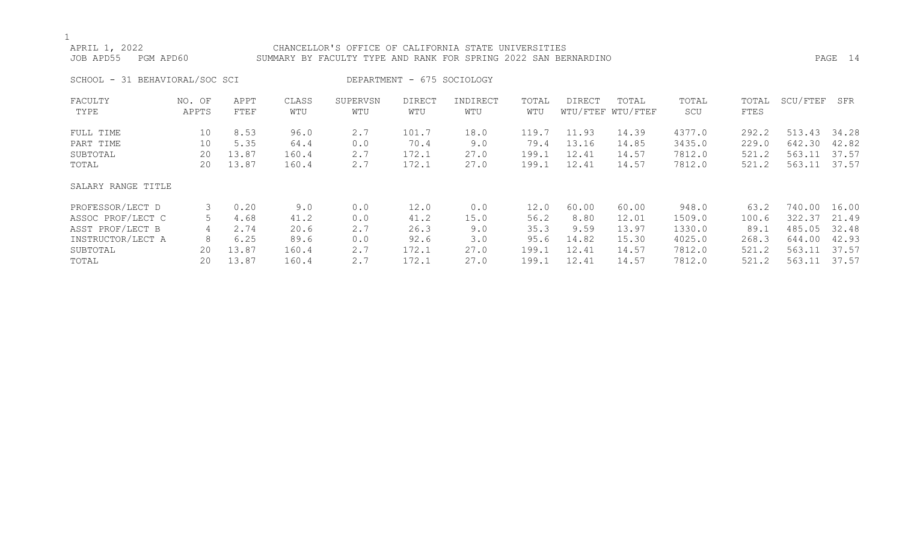APRIL 1, 2022 CHANCELLOR'S OFFICE OF CALIFORNIA STATE UNIVERSITIES
JOB APD55 PGM APD60 SUMMARY BY FACULTY TYPE AND RANK FOR SPRING 2022 SAN BERNARDINO

SCHOOL - 31 BEHAVIORAL/SOC SCI DEPARTMENT - 675 SOCIOLOGY

| FACULTY TYPE | NO. OF APPTS | APPT FTEF | CLASS WTU | SUPERVSN WTU | DIRECT WTU | INDIRECT WTU | TOTAL WTU | DIRECT WTU/FTEF | TOTAL WTU/FTEF | TOTAL SCU | TOTAL FTES | SCU/FTEF | SFR |
|---|---|---|---|---|---|---|---|---|---|---|---|---|---|
| FULL TIME | 10 | 8.53 | 96.0 | 2.7 | 101.7 | 18.0 | 119.7 | 11.93 | 14.39 | 4377.0 | 292.2 | 513.43 | 34.28 |
| PART TIME | 10 | 5.35 | 64.4 | 0.0 | 70.4 | 9.0 | 79.4 | 13.16 | 14.85 | 3435.0 | 229.0 | 642.30 | 42.82 |
| SUBTOTAL | 20 | 13.87 | 160.4 | 2.7 | 172.1 | 27.0 | 199.1 | 12.41 | 14.57 | 7812.0 | 521.2 | 563.11 | 37.57 |
| TOTAL | 20 | 13.87 | 160.4 | 2.7 | 172.1 | 27.0 | 199.1 | 12.41 | 14.57 | 7812.0 | 521.2 | 563.11 | 37.57 |
| SALARY RANGE TITLE | | | | | | | | | | | | | |
| PROFESSOR/LECT D | 3 | 0.20 | 9.0 | 0.0 | 12.0 | 0.0 | 12.0 | 60.00 | 60.00 | 948.0 | 63.2 | 740.00 | 16.00 |
| ASSOC PROF/LECT C | 5 | 4.68 | 41.2 | 0.0 | 41.2 | 15.0 | 56.2 | 8.80 | 12.01 | 1509.0 | 100.6 | 322.37 | 21.49 |
| ASST PROF/LECT B | 4 | 2.74 | 20.6 | 2.7 | 26.3 | 9.0 | 35.3 | 9.59 | 13.97 | 1330.0 | 89.1 | 485.05 | 32.48 |
| INSTRUCTOR/LECT A | 8 | 6.25 | 89.6 | 0.0 | 92.6 | 3.0 | 95.6 | 14.82 | 15.30 | 4025.0 | 268.3 | 644.00 | 42.93 |
| SUBTOTAL | 20 | 13.87 | 160.4 | 2.7 | 172.1 | 27.0 | 199.1 | 12.41 | 14.57 | 7812.0 | 521.2 | 563.11 | 37.57 |
| TOTAL | 20 | 13.87 | 160.4 | 2.7 | 172.1 | 27.0 | 199.1 | 12.41 | 14.57 | 7812.0 | 521.2 | 563.11 | 37.57 |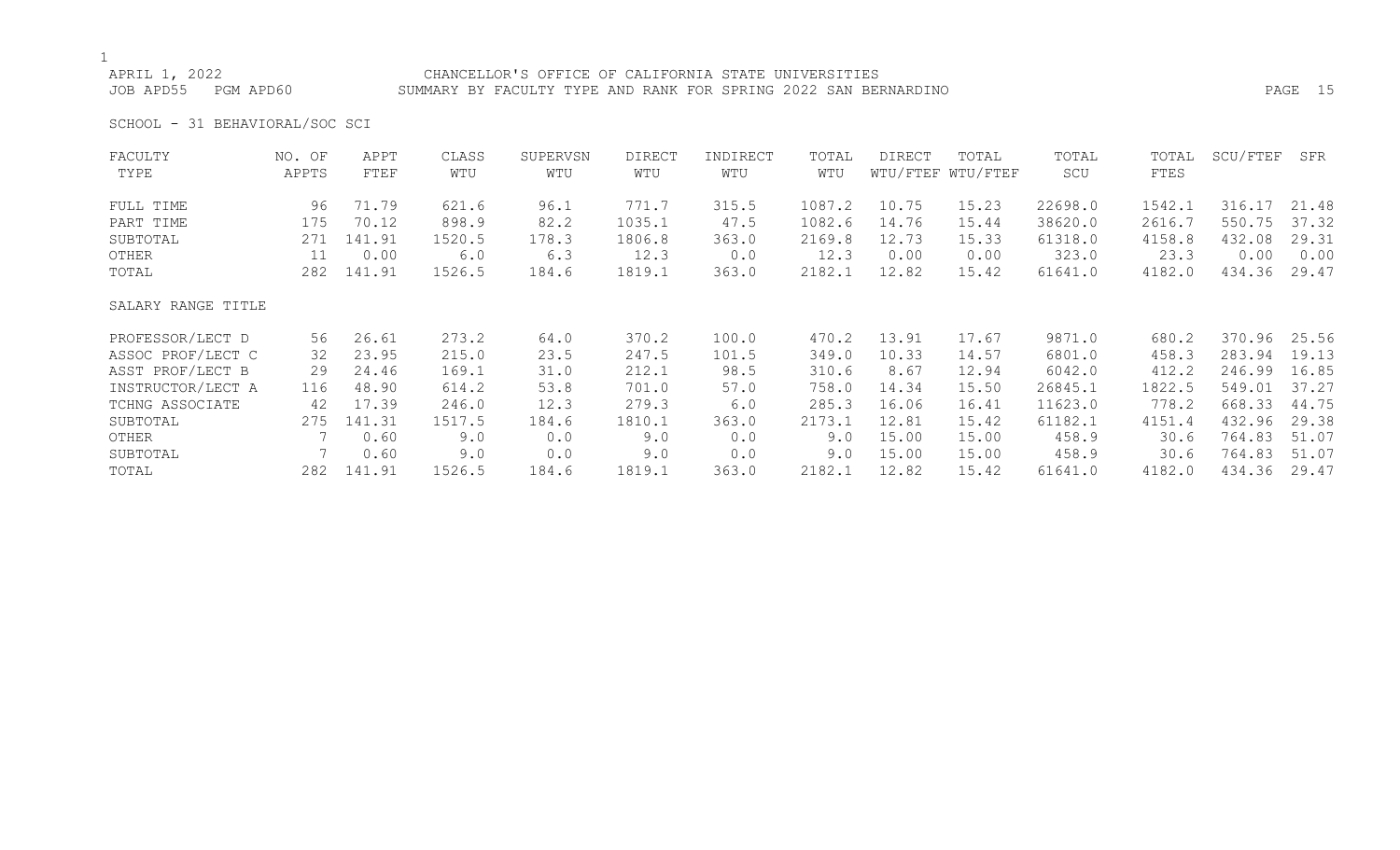APRIL 1, 2022
JOB APD55 PGM APD60

CHANCELLOR'S OFFICE OF CALIFORNIA STATE UNIVERSITIES
SUMMARY BY FACULTY TYPE AND RANK FOR SPRING 2022 SAN BERNARDINO

SCHOOL - 31 BEHAVIORAL/SOC SCI

| FACULTY TYPE | NO. OF APPTS | APPT FTEF | CLASS WTU | SUPERVSN WTU | DIRECT WTU | INDIRECT WTU | TOTAL WTU | DIRECT WTU/FTEF | TOTAL WTU/FTEF | TOTAL SCU | TOTAL FTES | SCU/FTEF | SFR |
|---|---|---|---|---|---|---|---|---|---|---|---|---|---|
| FULL TIME | 96 | 71.79 | 621.6 | 96.1 | 771.7 | 315.5 | 1087.2 | 10.75 | 15.23 | 22698.0 | 1542.1 | 316.17 | 21.48 |
| PART TIME | 175 | 70.12 | 898.9 | 82.2 | 1035.1 | 47.5 | 1082.6 | 14.76 | 15.44 | 38620.0 | 2616.7 | 550.75 | 37.32 |
| SUBTOTAL | 271 | 141.91 | 1520.5 | 178.3 | 1806.8 | 363.0 | 2169.8 | 12.73 | 15.33 | 61318.0 | 4158.8 | 432.08 | 29.31 |
| OTHER | 11 | 0.00 | 6.0 | 6.3 | 12.3 | 0.0 | 12.3 | 0.00 | 0.00 | 323.0 | 23.3 | 0.00 | 0.00 |
| TOTAL | 282 | 141.91 | 1526.5 | 184.6 | 1819.1 | 363.0 | 2182.1 | 12.82 | 15.42 | 61641.0 | 4182.0 | 434.36 | 29.47 |

| SALARY RANGE TITLE | NO. OF APPTS | APPT FTEF | CLASS WTU | SUPERVSN WTU | DIRECT WTU | INDIRECT WTU | TOTAL WTU | DIRECT WTU/FTEF | TOTAL WTU/FTEF | TOTAL SCU | TOTAL FTES | SCU/FTEF | SFR |
|---|---|---|---|---|---|---|---|---|---|---|---|---|---|
| PROFESSOR/LECT D | 56 | 26.61 | 273.2 | 64.0 | 370.2 | 100.0 | 470.2 | 13.91 | 17.67 | 9871.0 | 680.2 | 370.96 | 25.56 |
| ASSOC PROF/LECT C | 32 | 23.95 | 215.0 | 23.5 | 247.5 | 101.5 | 349.0 | 10.33 | 14.57 | 6801.0 | 458.3 | 283.94 | 19.13 |
| ASST PROF/LECT B | 29 | 24.46 | 169.1 | 31.0 | 212.1 | 98.5 | 310.6 | 8.67 | 12.94 | 6042.0 | 412.2 | 246.99 | 16.85 |
| INSTRUCTOR/LECT A | 116 | 48.90 | 614.2 | 53.8 | 701.0 | 57.0 | 758.0 | 14.34 | 15.50 | 26845.1 | 1822.5 | 549.01 | 37.27 |
| TCHNG ASSOCIATE | 42 | 17.39 | 246.0 | 12.3 | 279.3 | 6.0 | 285.3 | 16.06 | 16.41 | 11623.0 | 778.2 | 668.33 | 44.75 |
| SUBTOTAL | 275 | 141.31 | 1517.5 | 184.6 | 1810.1 | 363.0 | 2173.1 | 12.81 | 15.42 | 61182.1 | 4151.4 | 432.96 | 29.38 |
| OTHER | 7 | 0.60 | 9.0 | 0.0 | 9.0 | 0.0 | 9.0 | 15.00 | 15.00 | 458.9 | 30.6 | 764.83 | 51.07 |
| SUBTOTAL | 7 | 0.60 | 9.0 | 0.0 | 9.0 | 0.0 | 9.0 | 15.00 | 15.00 | 458.9 | 30.6 | 764.83 | 51.07 |
| TOTAL | 282 | 141.91 | 1526.5 | 184.6 | 1819.1 | 363.0 | 2182.1 | 12.82 | 15.42 | 61641.0 | 4182.0 | 434.36 | 29.47 |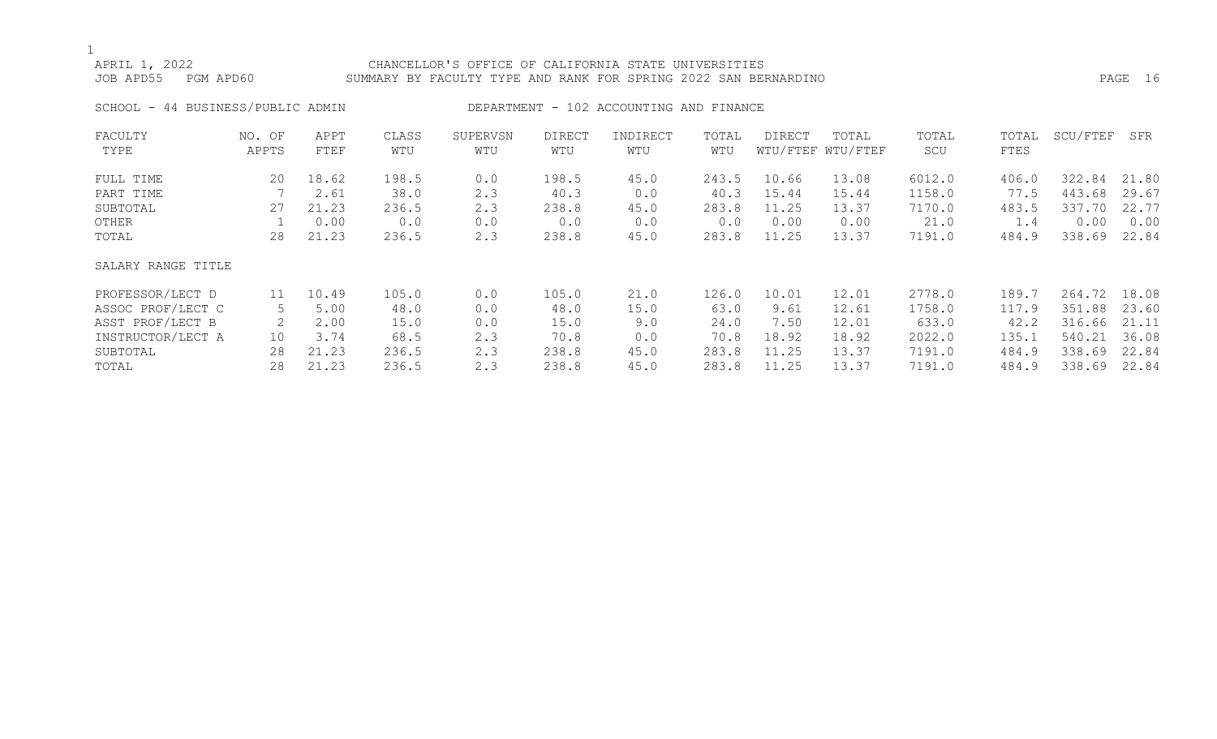CHANCELLOR'S OFFICE OF CALIFORNIA STATE UNIVERSITIES
SUMMARY BY FACULTY TYPE AND RANK FOR SPRING 2022 SAN BERNARDINO

APRIL 1, 2022
JOB APD55 PGM APD60

SCHOOL - 44 BUSINESS/PUBLIC ADMIN DEPARTMENT - 102 ACCOUNTING AND FINANCE

| FACULTY TYPE | NO. OF APPTS | APPT FTEF | CLASS WTU | SUPERVSN WTU | DIRECT WTU | INDIRECT WTU | TOTAL WTU | DIRECT WTU/FTEF | TOTAL WTU/FTEF | TOTAL SCU | TOTAL FTES | SCU/FTEF | SFR |
|---|---|---|---|---|---|---|---|---|---|---|---|---|---|
| FULL TIME | 20 | 18.62 | 198.5 | 0.0 | 198.5 | 45.0 | 243.5 | 10.66 | 13.08 | 6012.0 | 406.0 | 322.84 | 21.80 |
| PART TIME | 7 | 2.61 | 38.0 | 2.3 | 40.3 | 0.0 | 40.3 | 15.44 | 15.44 | 1158.0 | 77.5 | 443.68 | 29.67 |
| SUBTOTAL | 27 | 21.23 | 236.5 | 2.3 | 238.8 | 45.0 | 283.8 | 11.25 | 13.37 | 7170.0 | 483.5 | 337.70 | 22.77 |
| OTHER | 1 | 0.00 | 0.0 | 0.0 | 0.0 | 0.0 | 0.0 | 0.00 | 0.00 | 21.0 | 1.4 | 0.00 | 0.00 |
| TOTAL | 28 | 21.23 | 236.5 | 2.3 | 238.8 | 45.0 | 283.8 | 11.25 | 13.37 | 7191.0 | 484.9 | 338.69 | 22.84 |
| SALARY RANGE TITLE | | | | | | | | | | | | | |
| PROFESSOR/LECT D | 11 | 10.49 | 105.0 | 0.0 | 105.0 | 21.0 | 126.0 | 10.01 | 12.01 | 2778.0 | 189.7 | 264.72 | 18.08 |
| ASSOC PROF/LECT C | 5 | 5.00 | 48.0 | 0.0 | 48.0 | 15.0 | 63.0 | 9.61 | 12.61 | 1758.0 | 117.9 | 351.88 | 23.60 |
| ASST PROF/LECT B | 2 | 2.00 | 15.0 | 0.0 | 15.0 | 9.0 | 24.0 | 7.50 | 12.01 | 633.0 | 42.2 | 316.66 | 21.11 |
| INSTRUCTOR/LECT A | 10 | 3.74 | 68.5 | 2.3 | 70.8 | 0.0 | 70.8 | 18.92 | 18.92 | 2022.0 | 135.1 | 540.21 | 36.08 |
| SUBTOTAL | 28 | 21.23 | 236.5 | 2.3 | 238.8 | 45.0 | 283.8 | 11.25 | 13.37 | 7191.0 | 484.9 | 338.69 | 22.84 |
| TOTAL | 28 | 21.23 | 236.5 | 2.3 | 238.8 | 45.0 | 283.8 | 11.25 | 13.37 | 7191.0 | 484.9 | 338.69 | 22.84 |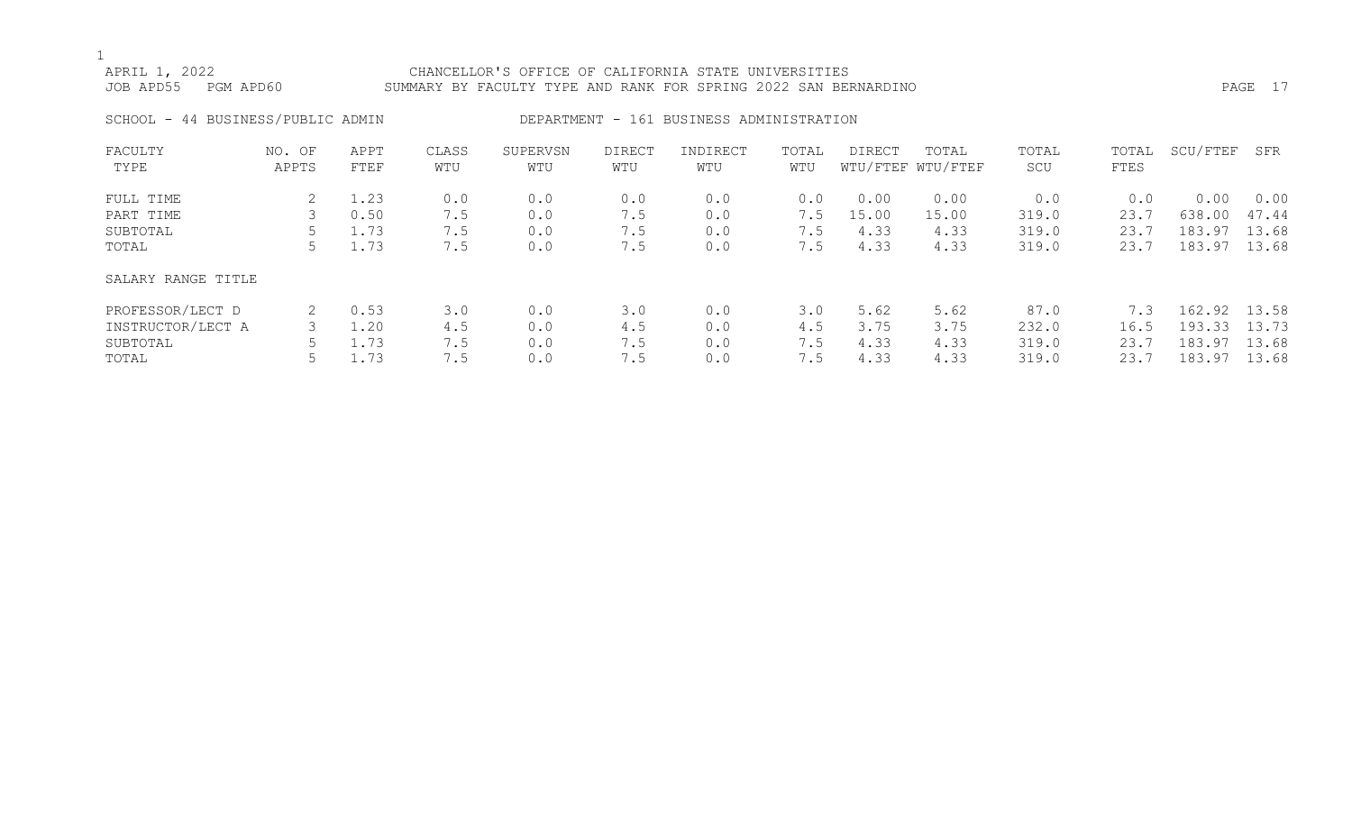APRIL 1, 2022 CHANCELLOR'S OFFICE OF CALIFORNIA STATE UNIVERSITIES
JOB APD55 PGM APD60 SUMMARY BY FACULTY TYPE AND RANK FOR SPRING 2022 SAN BERNARDINO

SCHOOL - 44 BUSINESS/PUBLIC ADMIN DEPARTMENT - 161 BUSINESS ADMINISTRATION

| FACULTY TYPE | NO. OF APPTS | APPT FTEF | CLASS WTU | SUPERVSN WTU | DIRECT WTU | INDIRECT WTU | TOTAL WTU | DIRECT WTU/FTEF | TOTAL WTU/FTEF | TOTAL SCU | TOTAL FTES | SCU/FTEF | SFR |
|---|---|---|---|---|---|---|---|---|---|---|---|---|---|
| FULL TIME | 2 | 1.23 | 0.0 | 0.0 | 0.0 | 0.0 | 0.0 | 0.00 | 0.00 | 0.0 | 0.0 | 0.00 | 0.00 |
| PART TIME | 3 | 0.50 | 7.5 | 0.0 | 7.5 | 0.0 | 7.5 | 15.00 | 15.00 | 319.0 | 23.7 | 638.00 | 47.44 |
| SUBTOTAL | 5 | 1.73 | 7.5 | 0.0 | 7.5 | 0.0 | 7.5 | 4.33 | 4.33 | 319.0 | 23.7 | 183.97 | 13.68 |
| TOTAL | 5 | 1.73 | 7.5 | 0.0 | 7.5 | 0.0 | 7.5 | 4.33 | 4.33 | 319.0 | 23.7 | 183.97 | 13.68 |
| SALARY RANGE TITLE | | | | | | | | | | | | | |
| PROFESSOR/LECT D | 2 | 0.53 | 3.0 | 0.0 | 3.0 | 0.0 | 3.0 | 5.62 | 5.62 | 87.0 | 7.3 | 162.92 | 13.58 |
| INSTRUCTOR/LECT A | 3 | 1.20 | 4.5 | 0.0 | 4.5 | 0.0 | 4.5 | 3.75 | 3.75 | 232.0 | 16.5 | 193.33 | 13.73 |
| SUBTOTAL | 5 | 1.73 | 7.5 | 0.0 | 7.5 | 0.0 | 7.5 | 4.33 | 4.33 | 319.0 | 23.7 | 183.97 | 13.68 |
| TOTAL | 5 | 1.73 | 7.5 | 0.0 | 7.5 | 0.0 | 7.5 | 4.33 | 4.33 | 319.0 | 23.7 | 183.97 | 13.68 |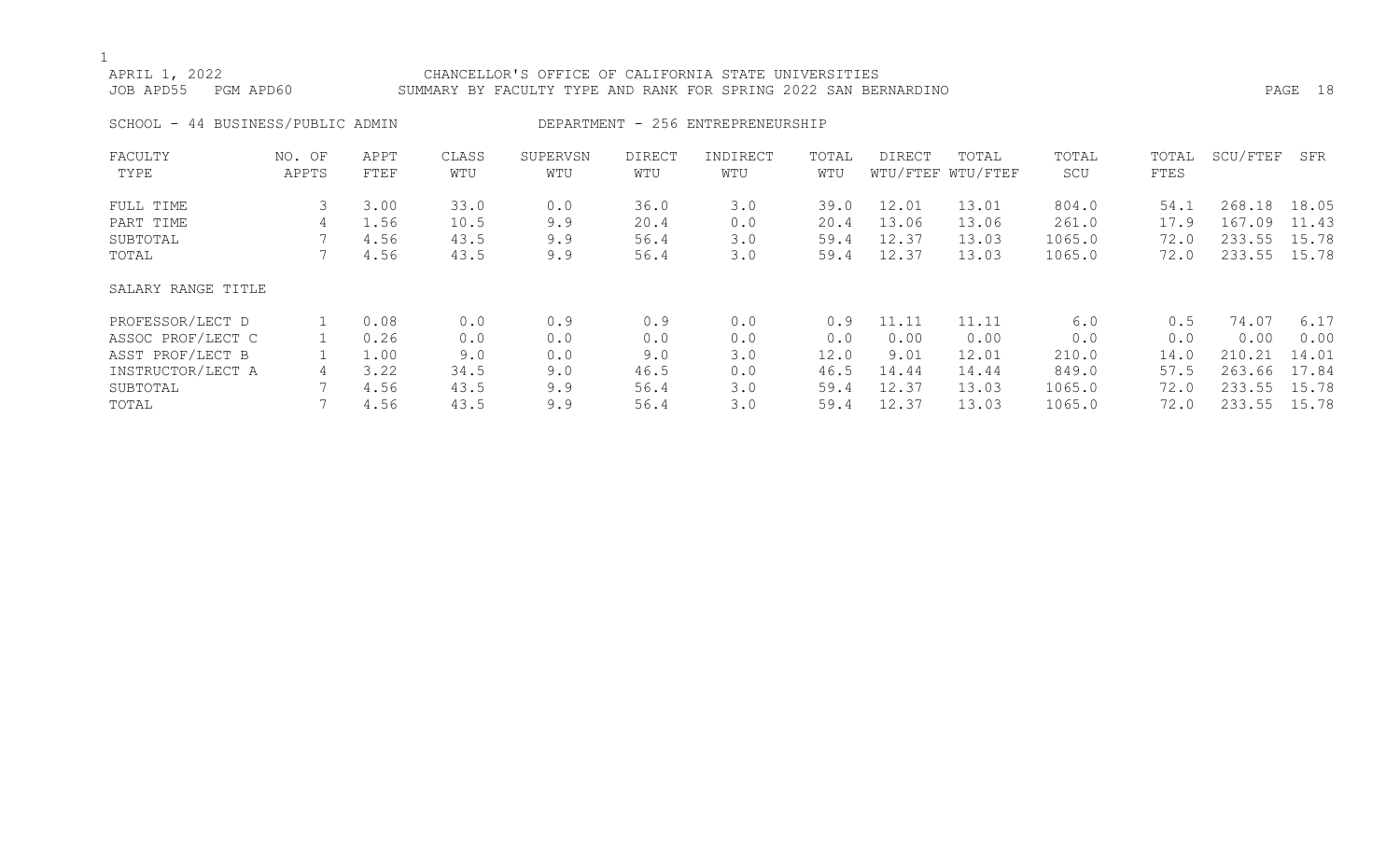CHANCELLOR'S OFFICE OF CALIFORNIA STATE UNIVERSITIES
SUMMARY BY FACULTY TYPE AND RANK FOR SPRING 2022 SAN BERNARDINO

APRIL 1, 2022
JOB APD55 PGM APD60

SCHOOL - 44 BUSINESS/PUBLIC ADMIN          DEPARTMENT - 256 ENTREPRENEURSHIP

| FACULTY TYPE | NO. OF APPTS | APPT FTEF | CLASS WTU | SUPERVSN WTU | DIRECT WTU | INDIRECT WTU | TOTAL WTU | DIRECT WTU/FTEF | TOTAL WTU/FTEF | TOTAL SCU | TOTAL FTES | SCU/FTEF | SFR |
|---|---|---|---|---|---|---|---|---|---|---|---|---|---|
| FULL TIME | 3 | 3.00 | 33.0 | 0.0 | 36.0 | 3.0 | 39.0 | 12.01 | 13.01 | 804.0 | 54.1 | 268.18 | 18.05 |
| PART TIME | 4 | 1.56 | 10.5 | 9.9 | 20.4 | 0.0 | 20.4 | 13.06 | 13.06 | 261.0 | 17.9 | 167.09 | 11.43 |
| SUBTOTAL | 7 | 4.56 | 43.5 | 9.9 | 56.4 | 3.0 | 59.4 | 12.37 | 13.03 | 1065.0 | 72.0 | 233.55 | 15.78 |
| TOTAL | 7 | 4.56 | 43.5 | 9.9 | 56.4 | 3.0 | 59.4 | 12.37 | 13.03 | 1065.0 | 72.0 | 233.55 | 15.78 |
| SALARY RANGE TITLE | | | | | | | | | | | | | |
| PROFESSOR/LECT D | 1 | 0.08 | 0.0 | 0.9 | 0.9 | 0.0 | 0.9 | 11.11 | 11.11 | 6.0 | 0.5 | 74.07 | 6.17 |
| ASSOC PROF/LECT C | 1 | 0.26 | 0.0 | 0.0 | 0.0 | 0.0 | 0.0 | 0.00 | 0.00 | 0.0 | 0.0 | 0.00 | 0.00 |
| ASST PROF/LECT B | 1 | 1.00 | 9.0 | 0.0 | 9.0 | 3.0 | 12.0 | 9.01 | 12.01 | 210.0 | 14.0 | 210.21 | 14.01 |
| INSTRUCTOR/LECT A | 4 | 3.22 | 34.5 | 9.0 | 46.5 | 0.0 | 46.5 | 14.44 | 14.44 | 849.0 | 57.5 | 263.66 | 17.84 |
| SUBTOTAL | 7 | 4.56 | 43.5 | 9.9 | 56.4 | 3.0 | 59.4 | 12.37 | 13.03 | 1065.0 | 72.0 | 233.55 | 15.78 |
| TOTAL | 7 | 4.56 | 43.5 | 9.9 | 56.4 | 3.0 | 59.4 | 12.37 | 13.03 | 1065.0 | 72.0 | 233.55 | 15.78 |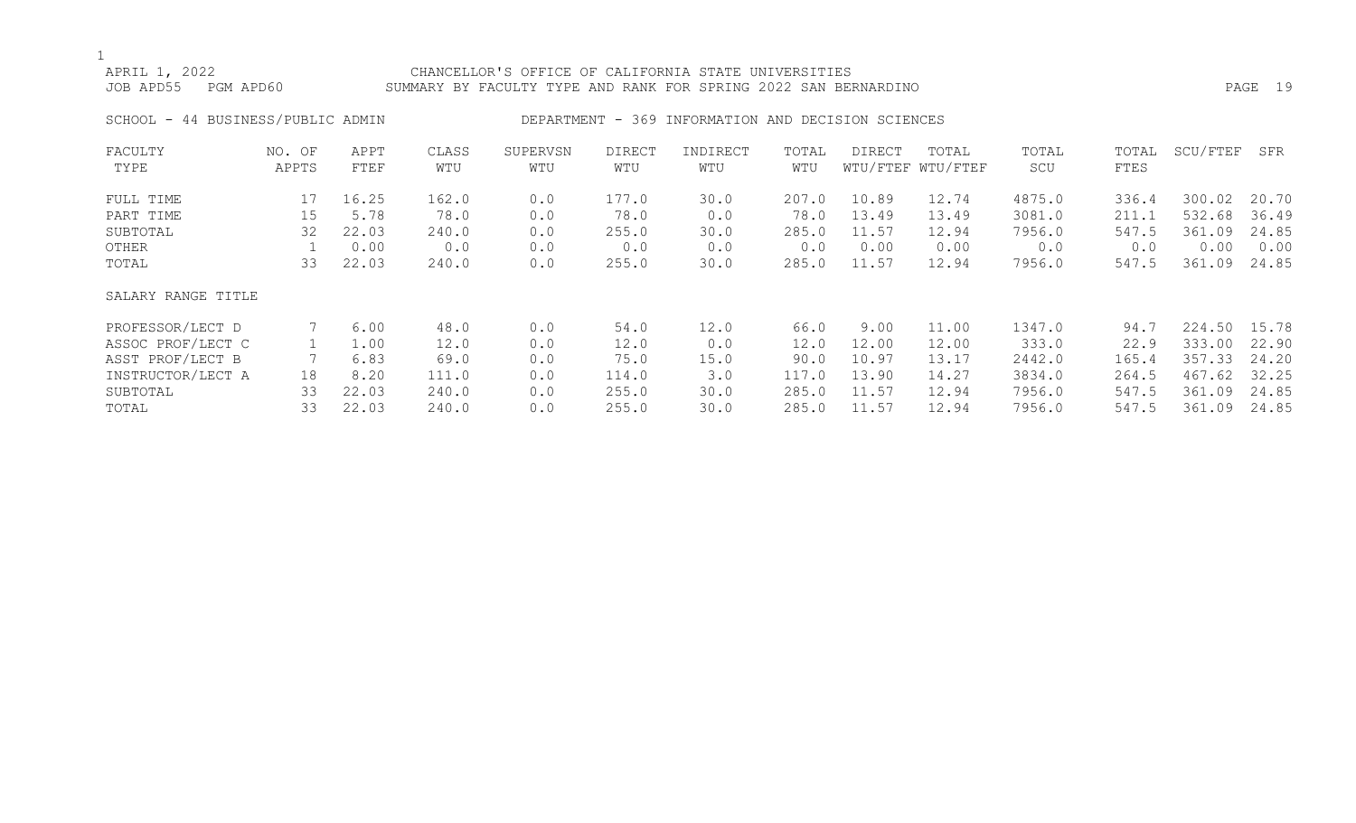CHANCELLOR'S OFFICE OF CALIFORNIA STATE UNIVERSITIES
SUMMARY BY FACULTY TYPE AND RANK FOR SPRING 2022 SAN BERNARDINO

APRIL 1, 2022
JOB APD55 PGM APD60

SCHOOL - 44 BUSINESS/PUBLIC ADMIN DEPARTMENT - 369 INFORMATION AND DECISION SCIENCES

| FACULTY TYPE | NO. OF APPTS | APPT FTEF | CLASS WTU | SUPERVSN WTU | DIRECT WTU | INDIRECT WTU | TOTAL WTU | DIRECT WTU/FTEF | TOTAL WTU/FTEF | TOTAL SCU | TOTAL FTES | SCU/FTEF | SFR |
|---|---|---|---|---|---|---|---|---|---|---|---|---|---|
| FULL TIME | 17 | 16.25 | 162.0 | 0.0 | 177.0 | 30.0 | 207.0 | 10.89 | 12.74 | 4875.0 | 336.4 | 300.02 | 20.70 |
| PART TIME | 15 | 5.78 | 78.0 | 0.0 | 78.0 | 0.0 | 78.0 | 13.49 | 13.49 | 3081.0 | 211.1 | 532.68 | 36.49 |
| SUBTOTAL | 32 | 22.03 | 240.0 | 0.0 | 255.0 | 30.0 | 285.0 | 11.57 | 12.94 | 7956.0 | 547.5 | 361.09 | 24.85 |
| OTHER | 1 | 0.00 | 0.0 | 0.0 | 0.0 | 0.0 | 0.0 | 0.00 | 0.00 | 0.0 | 0.0 | 0.00 | 0.00 |
| TOTAL | 33 | 22.03 | 240.0 | 0.0 | 255.0 | 30.0 | 285.0 | 11.57 | 12.94 | 7956.0 | 547.5 | 361.09 | 24.85 |

| SALARY RANGE TITLE | NO. OF APPTS | APPT FTEF | CLASS WTU | SUPERVSN WTU | DIRECT WTU | INDIRECT WTU | TOTAL WTU | DIRECT WTU/FTEF | TOTAL WTU/FTEF | TOTAL SCU | TOTAL FTES | SCU/FTEF | SFR |
|---|---|---|---|---|---|---|---|---|---|---|---|---|---|
| PROFESSOR/LECT D | 7 | 6.00 | 48.0 | 0.0 | 54.0 | 12.0 | 66.0 | 9.00 | 11.00 | 1347.0 | 94.7 | 224.50 | 15.78 |
| ASSOC PROF/LECT C | 1 | 1.00 | 12.0 | 0.0 | 12.0 | 0.0 | 12.0 | 12.00 | 12.00 | 333.0 | 22.9 | 333.00 | 22.90 |
| ASST PROF/LECT B | 7 | 6.83 | 69.0 | 0.0 | 75.0 | 15.0 | 90.0 | 10.97 | 13.17 | 2442.0 | 165.4 | 357.33 | 24.20 |
| INSTRUCTOR/LECT A | 18 | 8.20 | 111.0 | 0.0 | 114.0 | 3.0 | 117.0 | 13.90 | 14.27 | 3834.0 | 264.5 | 467.62 | 32.25 |
| SUBTOTAL | 33 | 22.03 | 240.0 | 0.0 | 255.0 | 30.0 | 285.0 | 11.57 | 12.94 | 7956.0 | 547.5 | 361.09 | 24.85 |
| TOTAL | 33 | 22.03 | 240.0 | 0.0 | 255.0 | 30.0 | 285.0 | 11.57 | 12.94 | 7956.0 | 547.5 | 361.09 | 24.85 |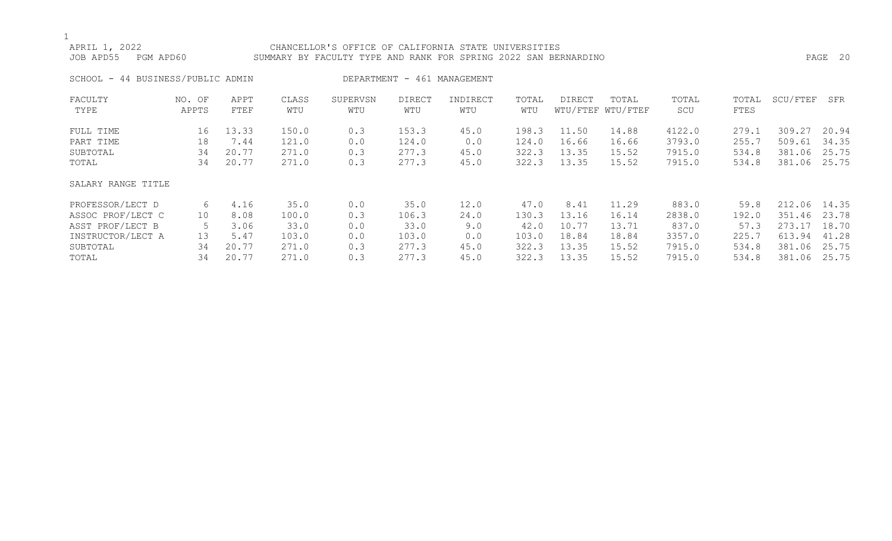APRIL 1, 2022 — CHANCELLOR'S OFFICE OF CALIFORNIA STATE UNIVERSITIES
JOB APD55 PGM APD60 — SUMMARY BY FACULTY TYPE AND RANK FOR SPRING 2022 SAN BERNARDINO

SCHOOL - 44 BUSINESS/PUBLIC ADMIN — DEPARTMENT - 461 MANAGEMENT

| FACULTY TYPE | NO. OF APPTS | APPT FTEF | CLASS WTU | SUPERVSN WTU | DIRECT WTU | INDIRECT WTU | TOTAL WTU | DIRECT WTU/FTEF | TOTAL WTU/FTEF | TOTAL SCU | TOTAL FTES | SCU/FTEF | SFR |
|---|---|---|---|---|---|---|---|---|---|---|---|---|---|
| FULL TIME | 16 | 13.33 | 150.0 | 0.3 | 153.3 | 45.0 | 198.3 | 11.50 | 14.88 | 4122.0 | 279.1 | 309.27 | 20.94 |
| PART TIME | 18 | 7.44 | 121.0 | 0.0 | 124.0 | 0.0 | 124.0 | 16.66 | 16.66 | 3793.0 | 255.7 | 509.61 | 34.35 |
| SUBTOTAL | 34 | 20.77 | 271.0 | 0.3 | 277.3 | 45.0 | 322.3 | 13.35 | 15.52 | 7915.0 | 534.8 | 381.06 | 25.75 |
| TOTAL | 34 | 20.77 | 271.0 | 0.3 | 277.3 | 45.0 | 322.3 | 13.35 | 15.52 | 7915.0 | 534.8 | 381.06 | 25.75 |
| SALARY RANGE TITLE | | | | | | | | | | | | | |
| PROFESSOR/LECT D | 6 | 4.16 | 35.0 | 0.0 | 35.0 | 12.0 | 47.0 | 8.41 | 11.29 | 883.0 | 59.8 | 212.06 | 14.35 |
| ASSOC PROF/LECT C | 10 | 8.08 | 100.0 | 0.3 | 106.3 | 24.0 | 130.3 | 13.16 | 16.14 | 2838.0 | 192.0 | 351.46 | 23.78 |
| ASST PROF/LECT B | 5 | 3.06 | 33.0 | 0.0 | 33.0 | 9.0 | 42.0 | 10.77 | 13.71 | 837.0 | 57.3 | 273.17 | 18.70 |
| INSTRUCTOR/LECT A | 13 | 5.47 | 103.0 | 0.0 | 103.0 | 0.0 | 103.0 | 18.84 | 18.84 | 3357.0 | 225.7 | 613.94 | 41.28 |
| SUBTOTAL | 34 | 20.77 | 271.0 | 0.3 | 277.3 | 45.0 | 322.3 | 13.35 | 15.52 | 7915.0 | 534.8 | 381.06 | 25.75 |
| TOTAL | 34 | 20.77 | 271.0 | 0.3 | 277.3 | 45.0 | 322.3 | 13.35 | 15.52 | 7915.0 | 534.8 | 381.06 | 25.75 |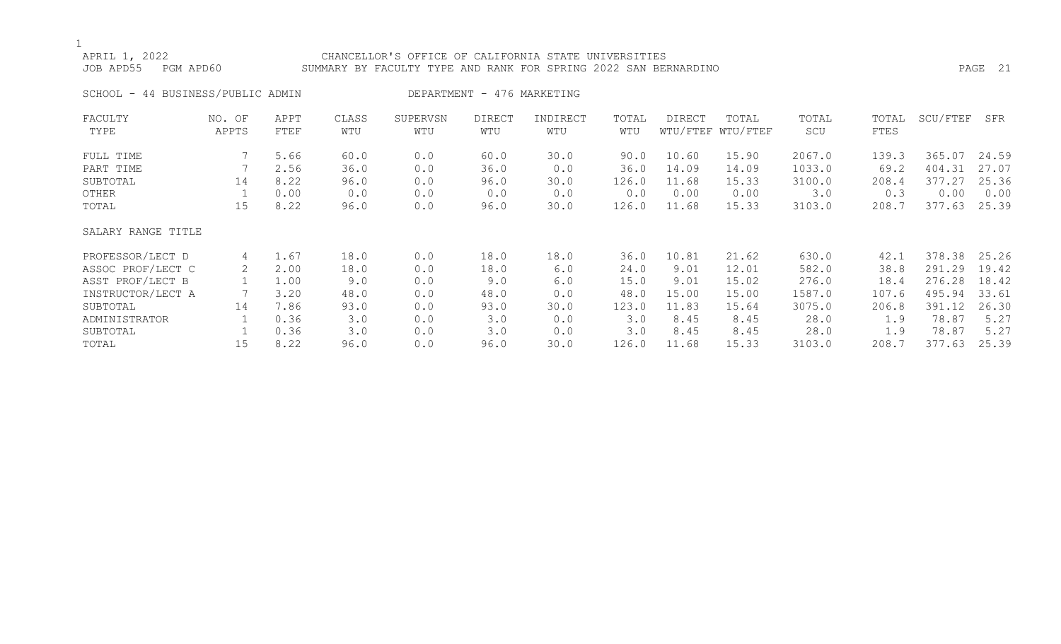APRIL 1, 2022 CHANCELLOR'S OFFICE OF CALIFORNIA STATE UNIVERSITIES
JOB APD55 PGM APD60 SUMMARY BY FACULTY TYPE AND RANK FOR SPRING 2022 SAN BERNARDINO

SCHOOL - 44 BUSINESS/PUBLIC ADMIN DEPARTMENT - 476 MARKETING

| FACULTY TYPE | NO. OF APPTS | APPT FTEF | CLASS WTU | SUPERVSN WTU | DIRECT WTU | INDIRECT WTU | TOTAL WTU | DIRECT WTU/FTEF | TOTAL WTU/FTEF | TOTAL SCU | TOTAL FTES | SCU/FTEF | SFR |
|---|---|---|---|---|---|---|---|---|---|---|---|---|---|
| FULL TIME | 7 | 5.66 | 60.0 | 0.0 | 60.0 | 30.0 | 90.0 | 10.60 | 15.90 | 2067.0 | 139.3 | 365.07 | 24.59 |
| PART TIME | 7 | 2.56 | 36.0 | 0.0 | 36.0 | 0.0 | 36.0 | 14.09 | 14.09 | 1033.0 | 69.2 | 404.31 | 27.07 |
| SUBTOTAL | 14 | 8.22 | 96.0 | 0.0 | 96.0 | 30.0 | 126.0 | 11.68 | 15.33 | 3100.0 | 208.4 | 377.27 | 25.36 |
| OTHER | 1 | 0.00 | 0.0 | 0.0 | 0.0 | 0.0 | 0.0 | 0.00 | 0.00 | 3.0 | 0.3 | 0.00 | 0.00 |
| TOTAL | 15 | 8.22 | 96.0 | 0.0 | 96.0 | 30.0 | 126.0 | 11.68 | 15.33 | 3103.0 | 208.7 | 377.63 | 25.39 |
| SALARY RANGE TITLE | | | | | | | | | | | | | |
| PROFESSOR/LECT D | 4 | 1.67 | 18.0 | 0.0 | 18.0 | 18.0 | 36.0 | 10.81 | 21.62 | 630.0 | 42.1 | 378.38 | 25.26 |
| ASSOC PROF/LECT C | 2 | 2.00 | 18.0 | 0.0 | 18.0 | 6.0 | 24.0 | 9.01 | 12.01 | 582.0 | 38.8 | 291.29 | 19.42 |
| ASST PROF/LECT B | 1 | 1.00 | 9.0 | 0.0 | 9.0 | 6.0 | 15.0 | 9.01 | 15.02 | 276.0 | 18.4 | 276.28 | 18.42 |
| INSTRUCTOR/LECT A | 7 | 3.20 | 48.0 | 0.0 | 48.0 | 0.0 | 48.0 | 15.00 | 15.00 | 1587.0 | 107.6 | 495.94 | 33.61 |
| SUBTOTAL | 14 | 7.86 | 93.0 | 0.0 | 93.0 | 30.0 | 123.0 | 11.83 | 15.64 | 3075.0 | 206.8 | 391.12 | 26.30 |
| ADMINISTRATOR | 1 | 0.36 | 3.0 | 0.0 | 3.0 | 0.0 | 3.0 | 8.45 | 8.45 | 28.0 | 1.9 | 78.87 | 5.27 |
| SUBTOTAL | 1 | 0.36 | 3.0 | 0.0 | 3.0 | 0.0 | 3.0 | 8.45 | 8.45 | 28.0 | 1.9 | 78.87 | 5.27 |
| TOTAL | 15 | 8.22 | 96.0 | 0.0 | 96.0 | 30.0 | 126.0 | 11.68 | 15.33 | 3103.0 | 208.7 | 377.63 | 25.39 |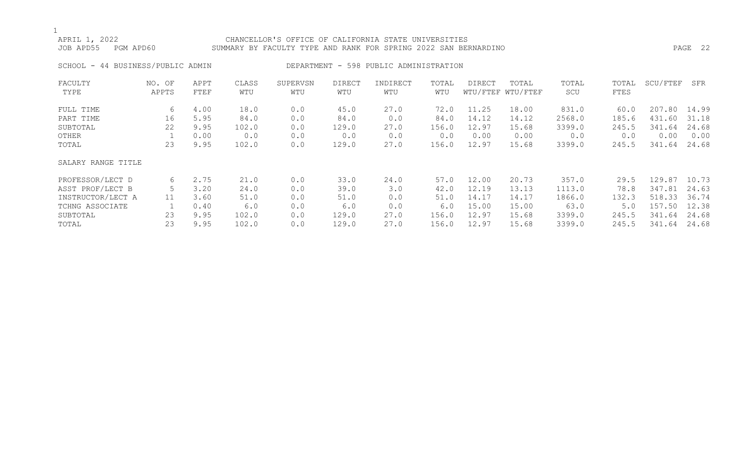APRIL 1, 2022 — CHANCELLOR'S OFFICE OF CALIFORNIA STATE UNIVERSITIES
JOB APD55 PGM APD60 — SUMMARY BY FACULTY TYPE AND RANK FOR SPRING 2022 SAN BERNARDINO

SCHOOL - 44 BUSINESS/PUBLIC ADMIN — DEPARTMENT - 598 PUBLIC ADMINISTRATION

| FACULTY TYPE | NO. OF APPTS | APPT FTEF | CLASS WTU | SUPERVSN WTU | DIRECT WTU | INDIRECT WTU | TOTAL WTU | DIRECT WTU/FTEF | TOTAL WTU/FTEF | TOTAL SCU | TOTAL FTES | SCU/FTEF | SFR |
|---|---|---|---|---|---|---|---|---|---|---|---|---|---|
| FULL TIME | 6 | 4.00 | 18.0 | 0.0 | 45.0 | 27.0 | 72.0 | 11.25 | 18.00 | 831.0 | 60.0 | 207.80 | 14.99 |
| PART TIME | 16 | 5.95 | 84.0 | 0.0 | 84.0 | 0.0 | 84.0 | 14.12 | 14.12 | 2568.0 | 185.6 | 431.60 | 31.18 |
| SUBTOTAL | 22 | 9.95 | 102.0 | 0.0 | 129.0 | 27.0 | 156.0 | 12.97 | 15.68 | 3399.0 | 245.5 | 341.64 | 24.68 |
| OTHER | 1 | 0.00 | 0.0 | 0.0 | 0.0 | 0.0 | 0.0 | 0.00 | 0.00 | 0.0 | 0.0 | 0.00 | 0.00 |
| TOTAL | 23 | 9.95 | 102.0 | 0.0 | 129.0 | 27.0 | 156.0 | 12.97 | 15.68 | 3399.0 | 245.5 | 341.64 | 24.68 |

| SALARY RANGE TITLE | NO. OF APPTS | APPT FTEF | CLASS WTU | SUPERVSN WTU | DIRECT WTU | INDIRECT WTU | TOTAL WTU | DIRECT WTU/FTEF | TOTAL WTU/FTEF | TOTAL SCU | TOTAL FTES | SCU/FTEF | SFR |
|---|---|---|---|---|---|---|---|---|---|---|---|---|---|
| PROFESSOR/LECT D | 6 | 2.75 | 21.0 | 0.0 | 33.0 | 24.0 | 57.0 | 12.00 | 20.73 | 357.0 | 29.5 | 129.87 | 10.73 |
| ASST PROF/LECT B | 5 | 3.20 | 24.0 | 0.0 | 39.0 | 3.0 | 42.0 | 12.19 | 13.13 | 1113.0 | 78.8 | 347.81 | 24.63 |
| INSTRUCTOR/LECT A | 11 | 3.60 | 51.0 | 0.0 | 51.0 | 0.0 | 51.0 | 14.17 | 14.17 | 1866.0 | 132.3 | 518.33 | 36.74 |
| TCHNG ASSOCIATE | 1 | 0.40 | 6.0 | 0.0 | 6.0 | 0.0 | 6.0 | 15.00 | 15.00 | 63.0 | 5.0 | 157.50 | 12.38 |
| SUBTOTAL | 23 | 9.95 | 102.0 | 0.0 | 129.0 | 27.0 | 156.0 | 12.97 | 15.68 | 3399.0 | 245.5 | 341.64 | 24.68 |
| TOTAL | 23 | 9.95 | 102.0 | 0.0 | 129.0 | 27.0 | 156.0 | 12.97 | 15.68 | 3399.0 | 245.5 | 341.64 | 24.68 |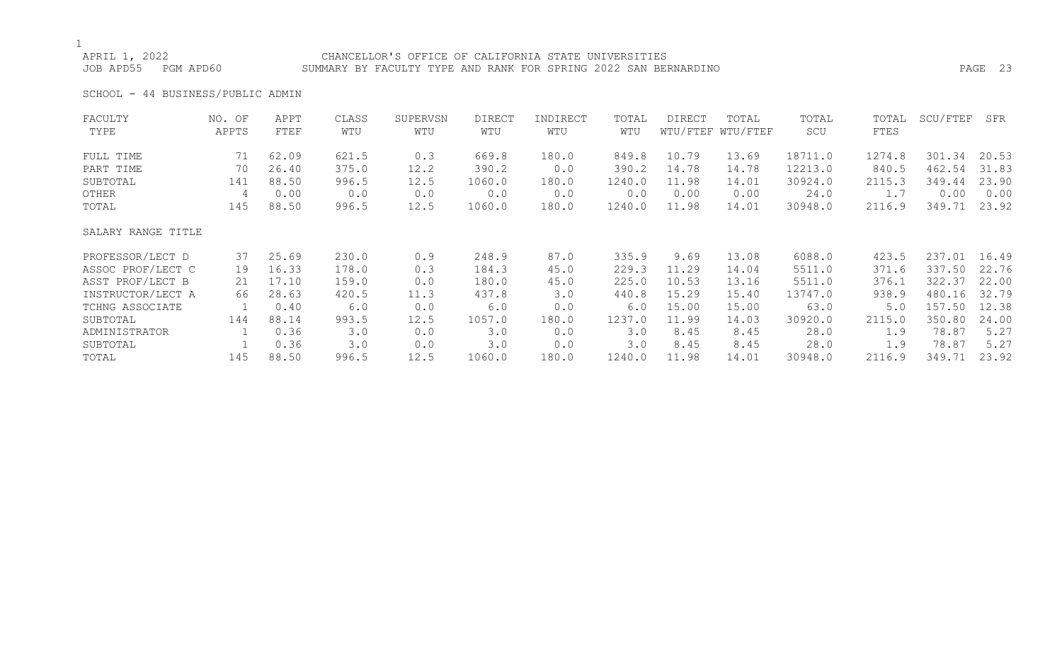APRIL 1, 2022 CHANCELLOR'S OFFICE OF CALIFORNIA STATE UNIVERSITIES
JOB APD55 PGM APD60 SUMMARY BY FACULTY TYPE AND RANK FOR SPRING 2022 SAN BERNARDINO

SCHOOL - 44 BUSINESS/PUBLIC ADMIN

| FACULTY TYPE | NO. OF APPTS | APPT FTEF | CLASS WTU | SUPERVSN WTU | DIRECT WTU | INDIRECT WTU | TOTAL WTU | DIRECT WTU/FTEF | TOTAL WTU/FTEF | TOTAL SCU | TOTAL FTES | SCU/FTEF | SFR |
|---|---|---|---|---|---|---|---|---|---|---|---|---|---|
| FULL TIME | 71 | 62.09 | 621.5 | 0.3 | 669.8 | 180.0 | 849.8 | 10.79 | 13.69 | 18711.0 | 1274.8 | 301.34 | 20.53 |
| PART TIME | 70 | 26.40 | 375.0 | 12.2 | 390.2 | 0.0 | 390.2 | 14.78 | 14.78 | 12213.0 | 840.5 | 462.54 | 31.83 |
| SUBTOTAL | 141 | 88.50 | 996.5 | 12.5 | 1060.0 | 180.0 | 1240.0 | 11.98 | 14.01 | 30924.0 | 2115.3 | 349.44 | 23.90 |
| OTHER | 4 | 0.00 | 0.0 | 0.0 | 0.0 | 0.0 | 0.0 | 0.00 | 0.00 | 24.0 | 1.7 | 0.00 | 0.00 |
| TOTAL | 145 | 88.50 | 996.5 | 12.5 | 1060.0 | 180.0 | 1240.0 | 11.98 | 14.01 | 30948.0 | 2116.9 | 349.71 | 23.92 |
| SALARY RANGE TITLE | | | | | | | | | | | | | |
| PROFESSOR/LECT D | 37 | 25.69 | 230.0 | 0.9 | 248.9 | 87.0 | 335.9 | 9.69 | 13.08 | 6088.0 | 423.5 | 237.01 | 16.49 |
| ASSOC PROF/LECT C | 19 | 16.33 | 178.0 | 0.3 | 184.3 | 45.0 | 229.3 | 11.29 | 14.04 | 5511.0 | 371.6 | 337.50 | 22.76 |
| ASST PROF/LECT B | 21 | 17.10 | 159.0 | 0.0 | 180.0 | 45.0 | 225.0 | 10.53 | 13.16 | 5511.0 | 376.1 | 322.37 | 22.00 |
| INSTRUCTOR/LECT A | 66 | 28.63 | 420.5 | 11.3 | 437.8 | 3.0 | 440.8 | 15.29 | 15.40 | 13747.0 | 938.9 | 480.16 | 32.79 |
| TCHNG ASSOCIATE | 1 | 0.40 | 6.0 | 0.0 | 6.0 | 0.0 | 6.0 | 15.00 | 15.00 | 63.0 | 5.0 | 157.50 | 12.38 |
| SUBTOTAL | 144 | 88.14 | 993.5 | 12.5 | 1057.0 | 180.0 | 1237.0 | 11.99 | 14.03 | 30920.0 | 2115.0 | 350.80 | 24.00 |
| ADMINISTRATOR | 1 | 0.36 | 3.0 | 0.0 | 3.0 | 0.0 | 3.0 | 8.45 | 8.45 | 28.0 | 1.9 | 78.87 | 5.27 |
| SUBTOTAL | 1 | 0.36 | 3.0 | 0.0 | 3.0 | 0.0 | 3.0 | 8.45 | 8.45 | 28.0 | 1.9 | 78.87 | 5.27 |
| TOTAL | 145 | 88.50 | 996.5 | 12.5 | 1060.0 | 180.0 | 1240.0 | 11.98 | 14.01 | 30948.0 | 2116.9 | 349.71 | 23.92 |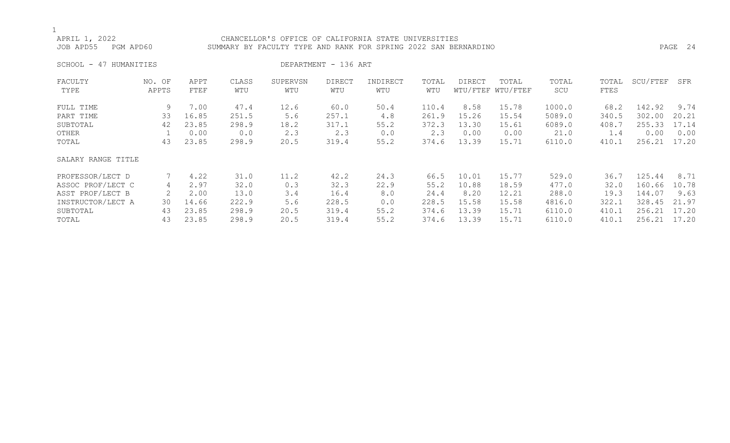APRIL 1, 2022 — CHANCELLOR'S OFFICE OF CALIFORNIA STATE UNIVERSITIES
JOB APD55 PGM APD60 — SUMMARY BY FACULTY TYPE AND RANK FOR SPRING 2022 SAN BERNARDINO

SCHOOL - 47 HUMANITIES — DEPARTMENT - 136 ART

| FACULTY TYPE | NO. OF APPTS | APPT FTEF | CLASS WTU | SUPERVSN WTU | DIRECT WTU | INDIRECT WTU | TOTAL WTU | DIRECT WTU/FTEF | TOTAL WTU/FTEF | TOTAL SCU | TOTAL FTES | SCU/FTEF | SFR |
|---|---|---|---|---|---|---|---|---|---|---|---|---|---|
| FULL TIME | 9 | 7.00 | 47.4 | 12.6 | 60.0 | 50.4 | 110.4 | 8.58 | 15.78 | 1000.0 | 68.2 | 142.92 | 9.74 |
| PART TIME | 33 | 16.85 | 251.5 | 5.6 | 257.1 | 4.8 | 261.9 | 15.26 | 15.54 | 5089.0 | 340.5 | 302.00 | 20.21 |
| SUBTOTAL | 42 | 23.85 | 298.9 | 18.2 | 317.1 | 55.2 | 372.3 | 13.30 | 15.61 | 6089.0 | 408.7 | 255.33 | 17.14 |
| OTHER | 1 | 0.00 | 0.0 | 2.3 | 2.3 | 0.0 | 2.3 | 0.00 | 0.00 | 21.0 | 1.4 | 0.00 | 0.00 |
| TOTAL | 43 | 23.85 | 298.9 | 20.5 | 319.4 | 55.2 | 374.6 | 13.39 | 15.71 | 6110.0 | 410.1 | 256.21 | 17.20 |
| **SALARY RANGE TITLE** | | | | | | | | | | | | | |
| PROFESSOR/LECT D | 7 | 4.22 | 31.0 | 11.2 | 42.2 | 24.3 | 66.5 | 10.01 | 15.77 | 529.0 | 36.7 | 125.44 | 8.71 |
| ASSOC PROF/LECT C | 4 | 2.97 | 32.0 | 0.3 | 32.3 | 22.9 | 55.2 | 10.88 | 18.59 | 477.0 | 32.0 | 160.66 | 10.78 |
| ASST PROF/LECT B | 2 | 2.00 | 13.0 | 3.4 | 16.4 | 8.0 | 24.4 | 8.20 | 12.21 | 288.0 | 19.3 | 144.07 | 9.63 |
| INSTRUCTOR/LECT A | 30 | 14.66 | 222.9 | 5.6 | 228.5 | 0.0 | 228.5 | 15.58 | 15.58 | 4816.0 | 322.1 | 328.45 | 21.97 |
| SUBTOTAL | 43 | 23.85 | 298.9 | 20.5 | 319.4 | 55.2 | 374.6 | 13.39 | 15.71 | 6110.0 | 410.1 | 256.21 | 17.20 |
| TOTAL | 43 | 23.85 | 298.9 | 20.5 | 319.4 | 55.2 | 374.6 | 13.39 | 15.71 | 6110.0 | 410.1 | 256.21 | 17.20 |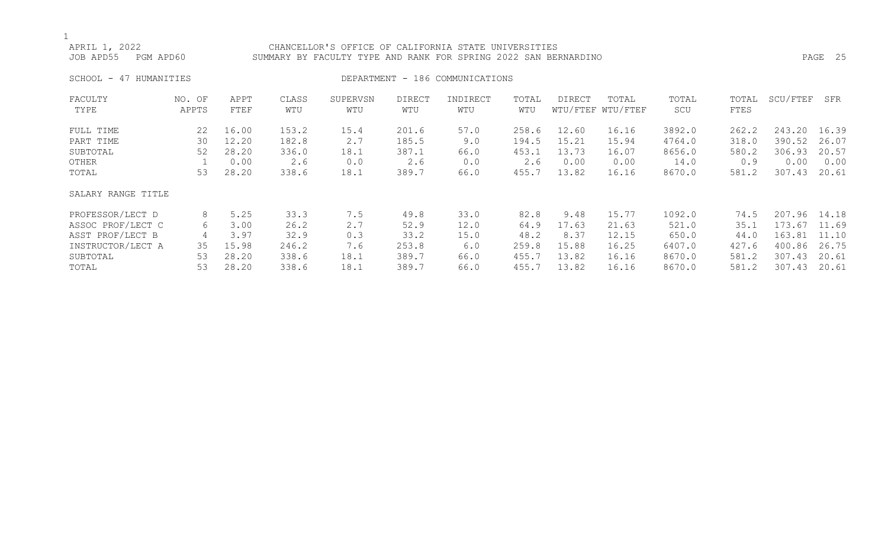APRIL 1, 2022 CHANCELLOR'S OFFICE OF CALIFORNIA STATE UNIVERSITIES
JOB APD55 PGM APD60 SUMMARY BY FACULTY TYPE AND RANK FOR SPRING 2022 SAN BERNARDINO

SCHOOL - 47 HUMANITIES DEPARTMENT - 186 COMMUNICATIONS

| FACULTY TYPE | NO. OF APPTS | APPT FTEF | CLASS WTU | SUPERVSN WTU | DIRECT WTU | INDIRECT WTU | TOTAL WTU | DIRECT WTU/FTEF | TOTAL WTU/FTEF | TOTAL SCU | TOTAL FTES | SCU/FTEF | SFR |
|---|---|---|---|---|---|---|---|---|---|---|---|---|---|
| FULL TIME | 22 | 16.00 | 153.2 | 15.4 | 201.6 | 57.0 | 258.6 | 12.60 | 16.16 | 3892.0 | 262.2 | 243.20 | 16.39 |
| PART TIME | 30 | 12.20 | 182.8 | 2.7 | 185.5 | 9.0 | 194.5 | 15.21 | 15.94 | 4764.0 | 318.0 | 390.52 | 26.07 |
| SUBTOTAL | 52 | 28.20 | 336.0 | 18.1 | 387.1 | 66.0 | 453.1 | 13.73 | 16.07 | 8656.0 | 580.2 | 306.93 | 20.57 |
| OTHER | 1 | 0.00 | 2.6 | 0.0 | 2.6 | 0.0 | 2.6 | 0.00 | 0.00 | 14.0 | 0.9 | 0.00 | 0.00 |
| TOTAL | 53 | 28.20 | 338.6 | 18.1 | 389.7 | 66.0 | 455.7 | 13.82 | 16.16 | 8670.0 | 581.2 | 307.43 | 20.61 |
| SALARY RANGE TITLE | | | | | | | | | | | | | |
| PROFESSOR/LECT D | 8 | 5.25 | 33.3 | 7.5 | 49.8 | 33.0 | 82.8 | 9.48 | 15.77 | 1092.0 | 74.5 | 207.96 | 14.18 |
| ASSOC PROF/LECT C | 6 | 3.00 | 26.2 | 2.7 | 52.9 | 12.0 | 64.9 | 17.63 | 21.63 | 521.0 | 35.1 | 173.67 | 11.69 |
| ASST PROF/LECT B | 4 | 3.97 | 32.9 | 0.3 | 33.2 | 15.0 | 48.2 | 8.37 | 12.15 | 650.0 | 44.0 | 163.81 | 11.10 |
| INSTRUCTOR/LECT A | 35 | 15.98 | 246.2 | 7.6 | 253.8 | 6.0 | 259.8 | 15.88 | 16.25 | 6407.0 | 427.6 | 400.86 | 26.75 |
| SUBTOTAL | 53 | 28.20 | 338.6 | 18.1 | 389.7 | 66.0 | 455.7 | 13.82 | 16.16 | 8670.0 | 581.2 | 307.43 | 20.61 |
| TOTAL | 53 | 28.20 | 338.6 | 18.1 | 389.7 | 66.0 | 455.7 | 13.82 | 16.16 | 8670.0 | 581.2 | 307.43 | 20.61 |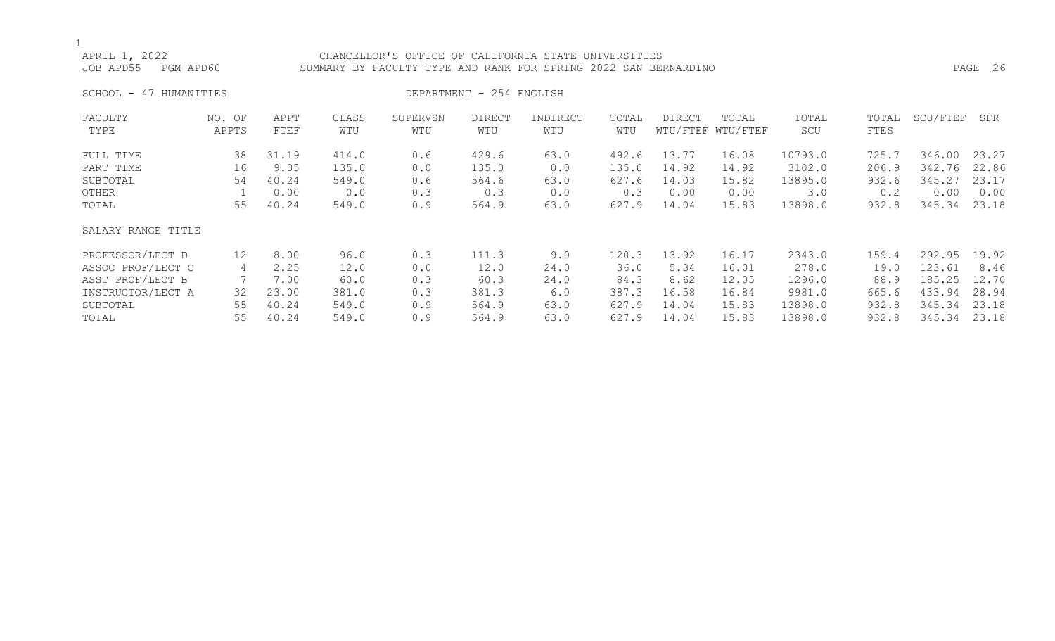CHANCELLOR'S OFFICE OF CALIFORNIA STATE UNIVERSITIES
SUMMARY BY FACULTY TYPE AND RANK FOR SPRING 2022 SAN BERNARDINO

APRIL 1, 2022
JOB APD55 PGM APD60

SCHOOL - 47 HUMANITIES DEPARTMENT - 254 ENGLISH

| FACULTY TYPE | NO. OF APPTS | APPT FTEF | CLASS WTU | SUPERVSN WTU | DIRECT WTU | INDIRECT WTU | TOTAL WTU | DIRECT WTU/FTEF | TOTAL WTU/FTEF | TOTAL SCU | TOTAL FTES | SCU/FTEF | SFR |
|---|---|---|---|---|---|---|---|---|---|---|---|---|---|
| FULL TIME | 38 | 31.19 | 414.0 | 0.6 | 429.6 | 63.0 | 492.6 | 13.77 | 16.08 | 10793.0 | 725.7 | 346.00 | 23.27 |
| PART TIME | 16 | 9.05 | 135.0 | 0.0 | 135.0 | 0.0 | 135.0 | 14.92 | 14.92 | 3102.0 | 206.9 | 342.76 | 22.86 |
| SUBTOTAL | 54 | 40.24 | 549.0 | 0.6 | 564.6 | 63.0 | 627.6 | 14.03 | 15.82 | 13895.0 | 932.6 | 345.27 | 23.17 |
| OTHER | 1 | 0.00 | 0.0 | 0.3 | 0.3 | 0.0 | 0.3 | 0.00 | 0.00 | 3.0 | 0.2 | 0.00 | 0.00 |
| TOTAL | 55 | 40.24 | 549.0 | 0.9 | 564.9 | 63.0 | 627.9 | 14.04 | 15.83 | 13898.0 | 932.8 | 345.34 | 23.18 |
| **SALARY RANGE TITLE** | | | | | | | | | | | | | |
| PROFESSOR/LECT D | 12 | 8.00 | 96.0 | 0.3 | 111.3 | 9.0 | 120.3 | 13.92 | 16.17 | 2343.0 | 159.4 | 292.95 | 19.92 |
| ASSOC PROF/LECT C | 4 | 2.25 | 12.0 | 0.0 | 12.0 | 24.0 | 36.0 | 5.34 | 16.01 | 278.0 | 19.0 | 123.61 | 8.46 |
| ASST PROF/LECT B | 7 | 7.00 | 60.0 | 0.3 | 60.3 | 24.0 | 84.3 | 8.62 | 12.05 | 1296.0 | 88.9 | 185.25 | 12.70 |
| INSTRUCTOR/LECT A | 32 | 23.00 | 381.0 | 0.3 | 381.3 | 6.0 | 387.3 | 16.58 | 16.84 | 9981.0 | 665.6 | 433.94 | 28.94 |
| SUBTOTAL | 55 | 40.24 | 549.0 | 0.9 | 564.9 | 63.0 | 627.9 | 14.04 | 15.83 | 13898.0 | 932.8 | 345.34 | 23.18 |
| TOTAL | 55 | 40.24 | 549.0 | 0.9 | 564.9 | 63.0 | 627.9 | 14.04 | 15.83 | 13898.0 | 932.8 | 345.34 | 23.18 |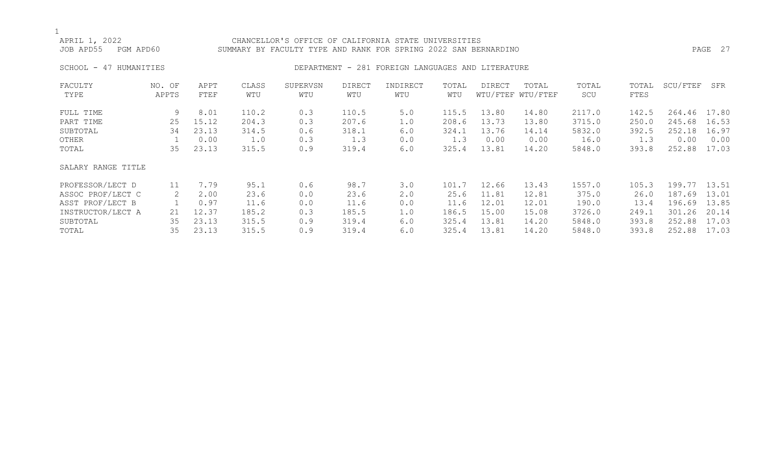APRIL 1, 2022 CHANCELLOR'S OFFICE OF CALIFORNIA STATE UNIVERSITIES
JOB APD55 PGM APD60 SUMMARY BY FACULTY TYPE AND RANK FOR SPRING 2022 SAN BERNARDINO

SCHOOL - 47 HUMANITIES DEPARTMENT - 281 FOREIGN LANGUAGES AND LITERATURE

| FACULTY TYPE | NO. OF APPTS | APPT FTEF | CLASS WTU | SUPERVSN WTU | DIRECT WTU | INDIRECT WTU | TOTAL WTU | DIRECT WTU/FTEF | TOTAL WTU/FTEF | TOTAL SCU | TOTAL FTES | SCU/FTEF | SFR |
|---|---|---|---|---|---|---|---|---|---|---|---|---|---|
| FULL TIME | 9 | 8.01 | 110.2 | 0.3 | 110.5 | 5.0 | 115.5 | 13.80 | 14.80 | 2117.0 | 142.5 | 264.46 | 17.80 |
| PART TIME | 25 | 15.12 | 204.3 | 0.3 | 207.6 | 1.0 | 208.6 | 13.73 | 13.80 | 3715.0 | 250.0 | 245.68 | 16.53 |
| SUBTOTAL | 34 | 23.13 | 314.5 | 0.6 | 318.1 | 6.0 | 324.1 | 13.76 | 14.14 | 5832.0 | 392.5 | 252.18 | 16.97 |
| OTHER | 1 | 0.00 | 1.0 | 0.3 | 1.3 | 0.0 | 1.3 | 0.00 | 0.00 | 16.0 | 1.3 | 0.00 | 0.00 |
| TOTAL | 35 | 23.13 | 315.5 | 0.9 | 319.4 | 6.0 | 325.4 | 13.81 | 14.20 | 5848.0 | 393.8 | 252.88 | 17.03 |
| SALARY RANGE TITLE | | | | | | | | | | | | | |
| PROFESSOR/LECT D | 11 | 7.79 | 95.1 | 0.6 | 98.7 | 3.0 | 101.7 | 12.66 | 13.43 | 1557.0 | 105.3 | 199.77 | 13.51 |
| ASSOC PROF/LECT C | 2 | 2.00 | 23.6 | 0.0 | 23.6 | 2.0 | 25.6 | 11.81 | 12.81 | 375.0 | 26.0 | 187.69 | 13.01 |
| ASST PROF/LECT B | 1 | 0.97 | 11.6 | 0.0 | 11.6 | 0.0 | 11.6 | 12.01 | 12.01 | 190.0 | 13.4 | 196.69 | 13.85 |
| INSTRUCTOR/LECT A | 21 | 12.37 | 185.2 | 0.3 | 185.5 | 1.0 | 186.5 | 15.00 | 15.08 | 3726.0 | 249.1 | 301.26 | 20.14 |
| SUBTOTAL | 35 | 23.13 | 315.5 | 0.9 | 319.4 | 6.0 | 325.4 | 13.81 | 14.20 | 5848.0 | 393.8 | 252.88 | 17.03 |
| TOTAL | 35 | 23.13 | 315.5 | 0.9 | 319.4 | 6.0 | 325.4 | 13.81 | 14.20 | 5848.0 | 393.8 | 252.88 | 17.03 |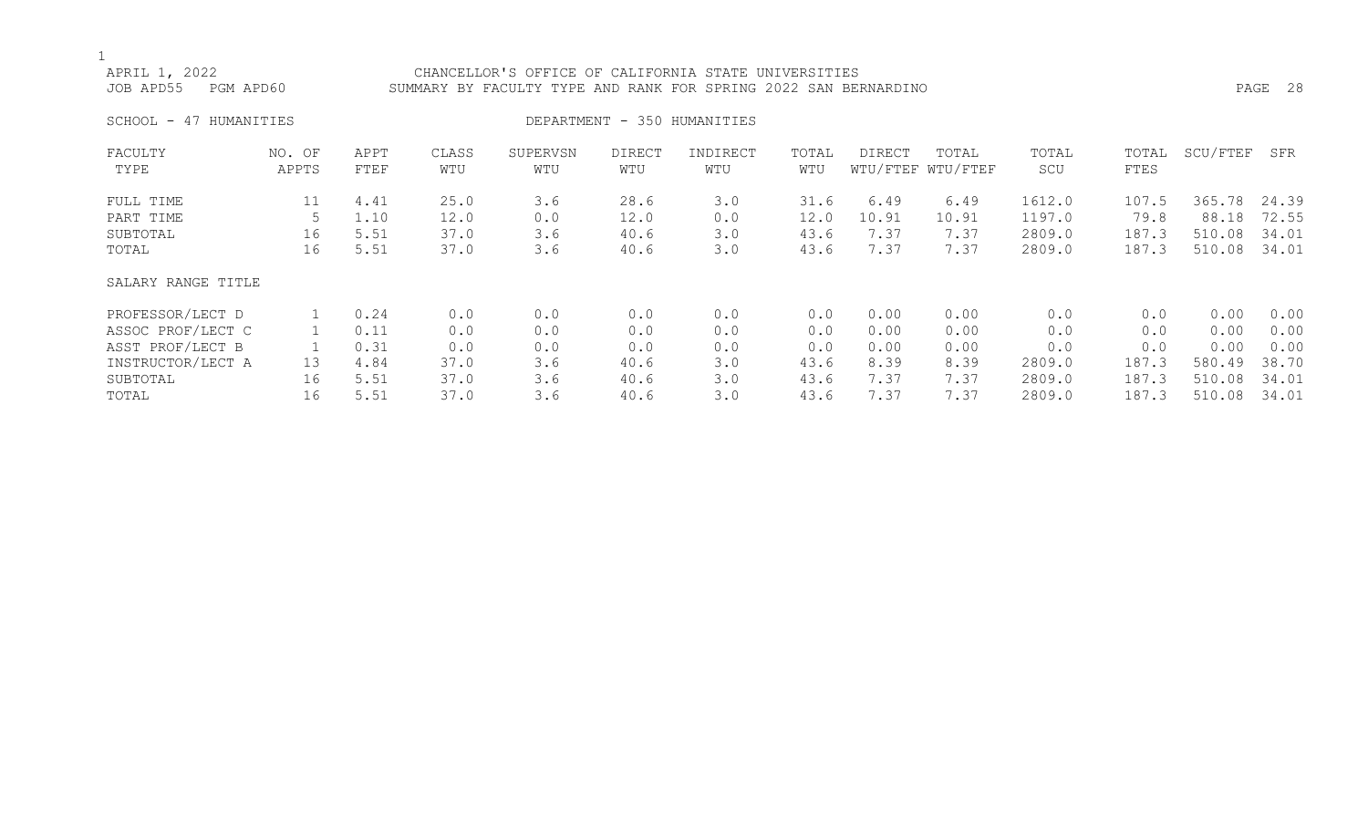APRIL 1, 2022 — CHANCELLOR'S OFFICE OF CALIFORNIA STATE UNIVERSITIES

JOB APD55 PGM APD60 — SUMMARY BY FACULTY TYPE AND RANK FOR SPRING 2022 SAN BERNARDINO

SCHOOL - 47 HUMANITIES — DEPARTMENT - 350 HUMANITIES

| FACULTY TYPE | NO. OF APPTS | APPT FTEF | CLASS WTU | SUPERVSN WTU | DIRECT WTU | INDIRECT WTU | TOTAL WTU | DIRECT WTU/FTEF | TOTAL WTU/FTEF | TOTAL SCU | TOTAL FTES | SCU/FTEF | SFR |
|---|---|---|---|---|---|---|---|---|---|---|---|---|---|
| FULL TIME | 11 | 4.41 | 25.0 | 3.6 | 28.6 | 3.0 | 31.6 | 6.49 | 6.49 | 1612.0 | 107.5 | 365.78 | 24.39 |
| PART TIME | 5 | 1.10 | 12.0 | 0.0 | 12.0 | 0.0 | 12.0 | 10.91 | 10.91 | 1197.0 | 79.8 | 88.18 | 72.55 |
| SUBTOTAL | 16 | 5.51 | 37.0 | 3.6 | 40.6 | 3.0 | 43.6 | 7.37 | 7.37 | 2809.0 | 187.3 | 510.08 | 34.01 |
| TOTAL | 16 | 5.51 | 37.0 | 3.6 | 40.6 | 3.0 | 43.6 | 7.37 | 7.37 | 2809.0 | 187.3 | 510.08 | 34.01 |

| SALARY RANGE TITLE | NO. OF APPTS | APPT FTEF | CLASS WTU | SUPERVSN WTU | DIRECT WTU | INDIRECT WTU | TOTAL WTU | DIRECT WTU/FTEF | TOTAL WTU/FTEF | TOTAL SCU | TOTAL FTES | SCU/FTEF | SFR |
|---|---|---|---|---|---|---|---|---|---|---|---|---|---|
| PROFESSOR/LECT D | 1 | 0.24 | 0.0 | 0.0 | 0.0 | 0.0 | 0.0 | 0.00 | 0.00 | 0.0 | 0.0 | 0.00 | 0.00 |
| ASSOC PROF/LECT C | 1 | 0.11 | 0.0 | 0.0 | 0.0 | 0.0 | 0.0 | 0.00 | 0.00 | 0.0 | 0.0 | 0.00 | 0.00 |
| ASST PROF/LECT B | 1 | 0.31 | 0.0 | 0.0 | 0.0 | 0.0 | 0.0 | 0.00 | 0.00 | 0.0 | 0.0 | 0.00 | 0.00 |
| INSTRUCTOR/LECT A | 13 | 4.84 | 37.0 | 3.6 | 40.6 | 3.0 | 43.6 | 8.39 | 8.39 | 2809.0 | 187.3 | 580.49 | 38.70 |
| SUBTOTAL | 16 | 5.51 | 37.0 | 3.6 | 40.6 | 3.0 | 43.6 | 7.37 | 7.37 | 2809.0 | 187.3 | 510.08 | 34.01 |
| TOTAL | 16 | 5.51 | 37.0 | 3.6 | 40.6 | 3.0 | 43.6 | 7.37 | 7.37 | 2809.0 | 187.3 | 510.08 | 34.01 |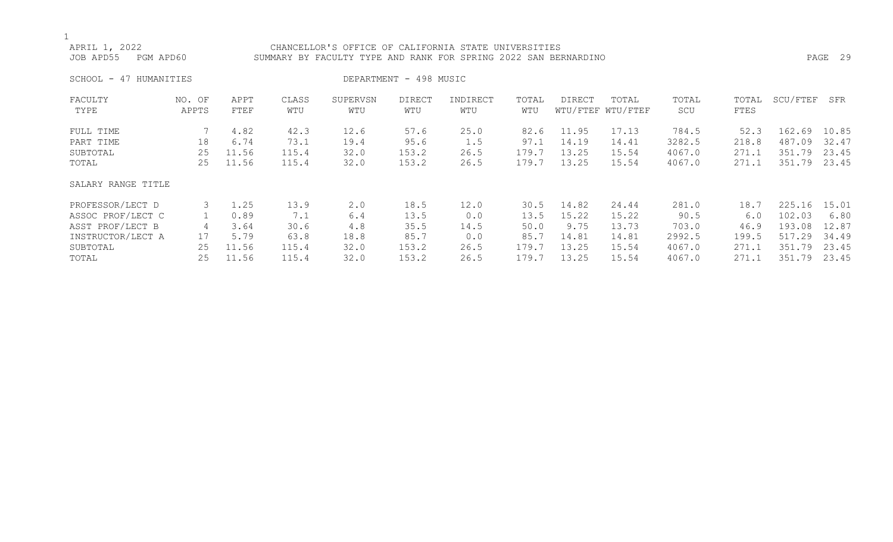APRIL 1, 2022 — CHANCELLOR'S OFFICE OF CALIFORNIA STATE UNIVERSITIES

JOB APD55 PGM APD60 — SUMMARY BY FACULTY TYPE AND RANK FOR SPRING 2022 SAN BERNARDINO

SCHOOL - 47 HUMANITIES — DEPARTMENT - 498 MUSIC

| FACULTY TYPE | NO. OF APPTS | APPT FTEF | CLASS WTU | SUPERVSN WTU | DIRECT WTU | INDIRECT WTU | TOTAL WTU | DIRECT WTU/FTEF | TOTAL WTU/FTEF | TOTAL SCU | TOTAL FTES | SCU/FTEF | SFR |
|---|---|---|---|---|---|---|---|---|---|---|---|---|---|
| FULL TIME | 7 | 4.82 | 42.3 | 12.6 | 57.6 | 25.0 | 82.6 | 11.95 | 17.13 | 784.5 | 52.3 | 162.69 | 10.85 |
| PART TIME | 18 | 6.74 | 73.1 | 19.4 | 95.6 | 1.5 | 97.1 | 14.19 | 14.41 | 3282.5 | 218.8 | 487.09 | 32.47 |
| SUBTOTAL | 25 | 11.56 | 115.4 | 32.0 | 153.2 | 26.5 | 179.7 | 13.25 | 15.54 | 4067.0 | 271.1 | 351.79 | 23.45 |
| TOTAL | 25 | 11.56 | 115.4 | 32.0 | 153.2 | 26.5 | 179.7 | 13.25 | 15.54 | 4067.0 | 271.1 | 351.79 | 23.45 |
| SALARY RANGE TITLE | | | | | | | | | | | | | |
| PROFESSOR/LECT D | 3 | 1.25 | 13.9 | 2.0 | 18.5 | 12.0 | 30.5 | 14.82 | 24.44 | 281.0 | 18.7 | 225.16 | 15.01 |
| ASSOC PROF/LECT C | 1 | 0.89 | 7.1 | 6.4 | 13.5 | 0.0 | 13.5 | 15.22 | 15.22 | 90.5 | 6.0 | 102.03 | 6.80 |
| ASST PROF/LECT B | 4 | 3.64 | 30.6 | 4.8 | 35.5 | 14.5 | 50.0 | 9.75 | 13.73 | 703.0 | 46.9 | 193.08 | 12.87 |
| INSTRUCTOR/LECT A | 17 | 5.79 | 63.8 | 18.8 | 85.7 | 0.0 | 85.7 | 14.81 | 14.81 | 2992.5 | 199.5 | 517.29 | 34.49 |
| SUBTOTAL | 25 | 11.56 | 115.4 | 32.0 | 153.2 | 26.5 | 179.7 | 13.25 | 15.54 | 4067.0 | 271.1 | 351.79 | 23.45 |
| TOTAL | 25 | 11.56 | 115.4 | 32.0 | 153.2 | 26.5 | 179.7 | 13.25 | 15.54 | 4067.0 | 271.1 | 351.79 | 23.45 |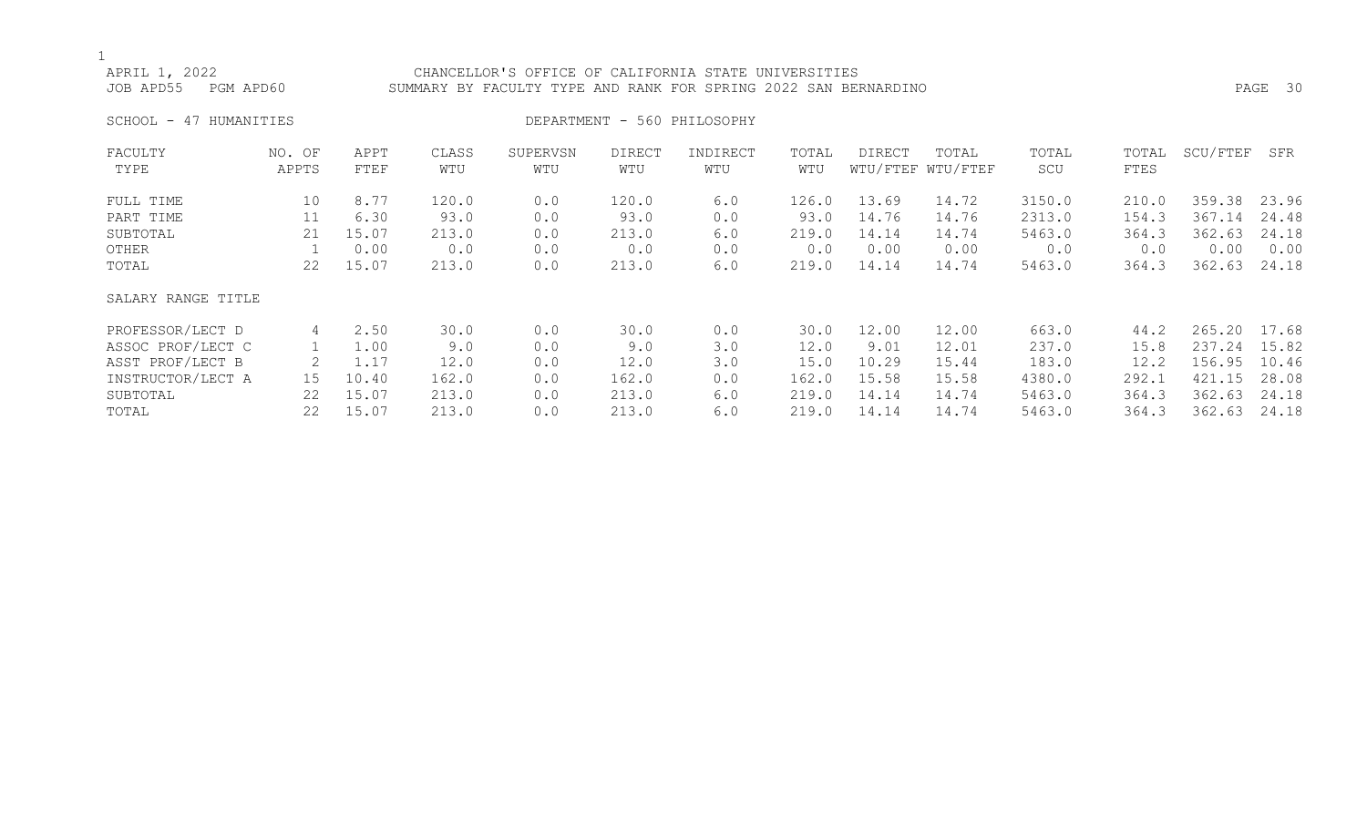APRIL 1, 2022 CHANCELLOR'S OFFICE OF CALIFORNIA STATE UNIVERSITIES
JOB APD55 PGM APD60 SUMMARY BY FACULTY TYPE AND RANK FOR SPRING 2022 SAN BERNARDINO

SCHOOL - 47 HUMANITIES DEPARTMENT - 560 PHILOSOPHY

| FACULTY TYPE | NO. OF APPTS | APPT FTEF | CLASS WTU | SUPERVSN WTU | DIRECT WTU | INDIRECT WTU | TOTAL WTU | DIRECT WTU/FTEF | TOTAL WTU/FTEF | TOTAL SCU | TOTAL FTES | SCU/FTEF | SFR |
|---|---|---|---|---|---|---|---|---|---|---|---|---|---|
| FULL TIME | 10 | 8.77 | 120.0 | 0.0 | 120.0 | 6.0 | 126.0 | 13.69 | 14.72 | 3150.0 | 210.0 | 359.38 | 23.96 |
| PART TIME | 11 | 6.30 | 93.0 | 0.0 | 93.0 | 0.0 | 93.0 | 14.76 | 14.76 | 2313.0 | 154.3 | 367.14 | 24.48 |
| SUBTOTAL | 21 | 15.07 | 213.0 | 0.0 | 213.0 | 6.0 | 219.0 | 14.14 | 14.74 | 5463.0 | 364.3 | 362.63 | 24.18 |
| OTHER | 1 | 0.00 | 0.0 | 0.0 | 0.0 | 0.0 | 0.0 | 0.00 | 0.00 | 0.0 | 0.0 | 0.00 | 0.00 |
| TOTAL | 22 | 15.07 | 213.0 | 0.0 | 213.0 | 6.0 | 219.0 | 14.14 | 14.74 | 5463.0 | 364.3 | 362.63 | 24.18 |
| SALARY RANGE TITLE | | | | | | | | | | | | | |
| PROFESSOR/LECT D | 4 | 2.50 | 30.0 | 0.0 | 30.0 | 0.0 | 30.0 | 12.00 | 12.00 | 663.0 | 44.2 | 265.20 | 17.68 |
| ASSOC PROF/LECT C | 1 | 1.00 | 9.0 | 0.0 | 9.0 | 3.0 | 12.0 | 9.01 | 12.01 | 237.0 | 15.8 | 237.24 | 15.82 |
| ASST PROF/LECT B | 2 | 1.17 | 12.0 | 0.0 | 12.0 | 3.0 | 15.0 | 10.29 | 15.44 | 183.0 | 12.2 | 156.95 | 10.46 |
| INSTRUCTOR/LECT A | 15 | 10.40 | 162.0 | 0.0 | 162.0 | 0.0 | 162.0 | 15.58 | 15.58 | 4380.0 | 292.1 | 421.15 | 28.08 |
| SUBTOTAL | 22 | 15.07 | 213.0 | 0.0 | 213.0 | 6.0 | 219.0 | 14.14 | 14.74 | 5463.0 | 364.3 | 362.63 | 24.18 |
| TOTAL | 22 | 15.07 | 213.0 | 0.0 | 213.0 | 6.0 | 219.0 | 14.14 | 14.74 | 5463.0 | 364.3 | 362.63 | 24.18 |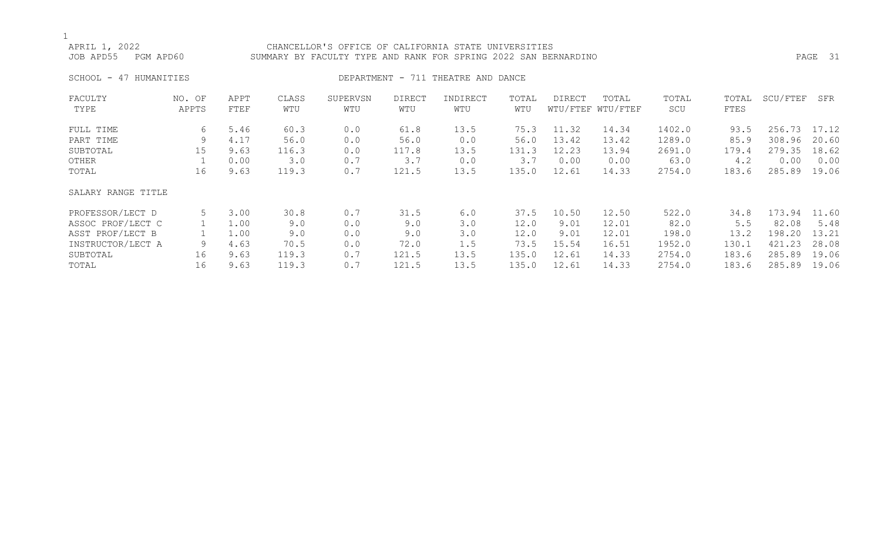APRIL 1, 2022 CHANCELLOR'S OFFICE OF CALIFORNIA STATE UNIVERSITIES
JOB APD55 PGM APD60 SUMMARY BY FACULTY TYPE AND RANK FOR SPRING 2022 SAN BERNARDINO

SCHOOL - 47 HUMANITIES DEPARTMENT - 711 THEATRE AND DANCE

| FACULTY TYPE | NO. OF APPTS | APPT FTEF | CLASS WTU | SUPERVSN WTU | DIRECT WTU | INDIRECT WTU | TOTAL WTU | DIRECT WTU/FTEF | TOTAL WTU/FTEF | TOTAL SCU | TOTAL FTES | SCU/FTEF | SFR |
|---|---|---|---|---|---|---|---|---|---|---|---|---|---|
| FULL TIME | 6 | 5.46 | 60.3 | 0.0 | 61.8 | 13.5 | 75.3 | 11.32 | 14.34 | 1402.0 | 93.5 | 256.73 | 17.12 |
| PART TIME | 9 | 4.17 | 56.0 | 0.0 | 56.0 | 0.0 | 56.0 | 13.42 | 13.42 | 1289.0 | 85.9 | 308.96 | 20.60 |
| SUBTOTAL | 15 | 9.63 | 116.3 | 0.0 | 117.8 | 13.5 | 131.3 | 12.23 | 13.94 | 2691.0 | 179.4 | 279.35 | 18.62 |
| OTHER | 1 | 0.00 | 3.0 | 0.7 | 3.7 | 0.0 | 3.7 | 0.00 | 0.00 | 63.0 | 4.2 | 0.00 | 0.00 |
| TOTAL | 16 | 9.63 | 119.3 | 0.7 | 121.5 | 13.5 | 135.0 | 12.61 | 14.33 | 2754.0 | 183.6 | 285.89 | 19.06 |
| SALARY RANGE TITLE | | | | | | | | | | | | | |
| PROFESSOR/LECT D | 5 | 3.00 | 30.8 | 0.7 | 31.5 | 6.0 | 37.5 | 10.50 | 12.50 | 522.0 | 34.8 | 173.94 | 11.60 |
| ASSOC PROF/LECT C | 1 | 1.00 | 9.0 | 0.0 | 9.0 | 3.0 | 12.0 | 9.01 | 12.01 | 82.0 | 5.5 | 82.08 | 5.48 |
| ASST PROF/LECT B | 1 | 1.00 | 9.0 | 0.0 | 9.0 | 3.0 | 12.0 | 9.01 | 12.01 | 198.0 | 13.2 | 198.20 | 13.21 |
| INSTRUCTOR/LECT A | 9 | 4.63 | 70.5 | 0.0 | 72.0 | 1.5 | 73.5 | 15.54 | 16.51 | 1952.0 | 130.1 | 421.23 | 28.08 |
| SUBTOTAL | 16 | 9.63 | 119.3 | 0.7 | 121.5 | 13.5 | 135.0 | 12.61 | 14.33 | 2754.0 | 183.6 | 285.89 | 19.06 |
| TOTAL | 16 | 9.63 | 119.3 | 0.7 | 121.5 | 13.5 | 135.0 | 12.61 | 14.33 | 2754.0 | 183.6 | 285.89 | 19.06 |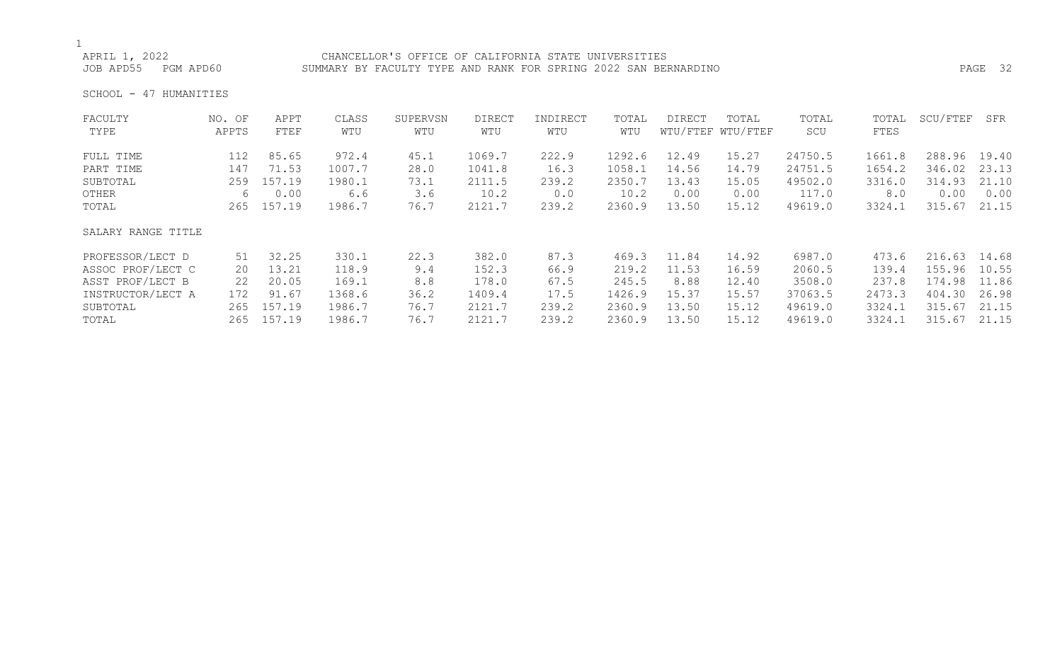APRIL 1, 2022 CHANCELLOR'S OFFICE OF CALIFORNIA STATE UNIVERSITIES
JOB APD55 PGM APD60 SUMMARY BY FACULTY TYPE AND RANK FOR SPRING 2022 SAN BERNARDINO

SCHOOL - 47 HUMANITIES

| FACULTY TYPE | NO. OF APPTS | APPT FTEF | CLASS WTU | SUPERVSN WTU | DIRECT WTU | INDIRECT WTU | TOTAL WTU | DIRECT WTU/FTEF | TOTAL WTU/FTEF | TOTAL SCU | TOTAL FTES | SCU/FTEF | SFR |
|---|---|---|---|---|---|---|---|---|---|---|---|---|---|
| FULL TIME | 112 | 85.65 | 972.4 | 45.1 | 1069.7 | 222.9 | 1292.6 | 12.49 | 15.27 | 24750.5 | 1661.8 | 288.96 | 19.40 |
| PART TIME | 147 | 71.53 | 1007.7 | 28.0 | 1041.8 | 16.3 | 1058.1 | 14.56 | 14.79 | 24751.5 | 1654.2 | 346.02 | 23.13 |
| SUBTOTAL | 259 | 157.19 | 1980.1 | 73.1 | 2111.5 | 239.2 | 2350.7 | 13.43 | 15.05 | 49502.0 | 3316.0 | 314.93 | 21.10 |
| OTHER | 6 | 0.00 | 6.6 | 3.6 | 10.2 | 0.0 | 10.2 | 0.00 | 0.00 | 117.0 | 8.0 | 0.00 | 0.00 |
| TOTAL | 265 | 157.19 | 1986.7 | 76.7 | 2121.7 | 239.2 | 2360.9 | 13.50 | 15.12 | 49619.0 | 3324.1 | 315.67 | 21.15 |

| SALARY RANGE TITLE | NO. OF APPTS | APPT FTEF | CLASS WTU | SUPERVSN WTU | DIRECT WTU | INDIRECT WTU | TOTAL WTU | DIRECT WTU/FTEF | TOTAL WTU/FTEF | TOTAL SCU | TOTAL FTES | SCU/FTEF | SFR |
|---|---|---|---|---|---|---|---|---|---|---|---|---|---|
| PROFESSOR/LECT D | 51 | 32.25 | 330.1 | 22.3 | 382.0 | 87.3 | 469.3 | 11.84 | 14.92 | 6987.0 | 473.6 | 216.63 | 14.68 |
| ASSOC PROF/LECT C | 20 | 13.21 | 118.9 | 9.4 | 152.3 | 66.9 | 219.2 | 11.53 | 16.59 | 2060.5 | 139.4 | 155.96 | 10.55 |
| ASST PROF/LECT B | 22 | 20.05 | 169.1 | 8.8 | 178.0 | 67.5 | 245.5 | 8.88 | 12.40 | 3508.0 | 237.8 | 174.98 | 11.86 |
| INSTRUCTOR/LECT A | 172 | 91.67 | 1368.6 | 36.2 | 1409.4 | 17.5 | 1426.9 | 15.37 | 15.57 | 37063.5 | 2473.3 | 404.30 | 26.98 |
| SUBTOTAL | 265 | 157.19 | 1986.7 | 76.7 | 2121.7 | 239.2 | 2360.9 | 13.50 | 15.12 | 49619.0 | 3324.1 | 315.67 | 21.15 |
| TOTAL | 265 | 157.19 | 1986.7 | 76.7 | 2121.7 | 239.2 | 2360.9 | 13.50 | 15.12 | 49619.0 | 3324.1 | 315.67 | 21.15 |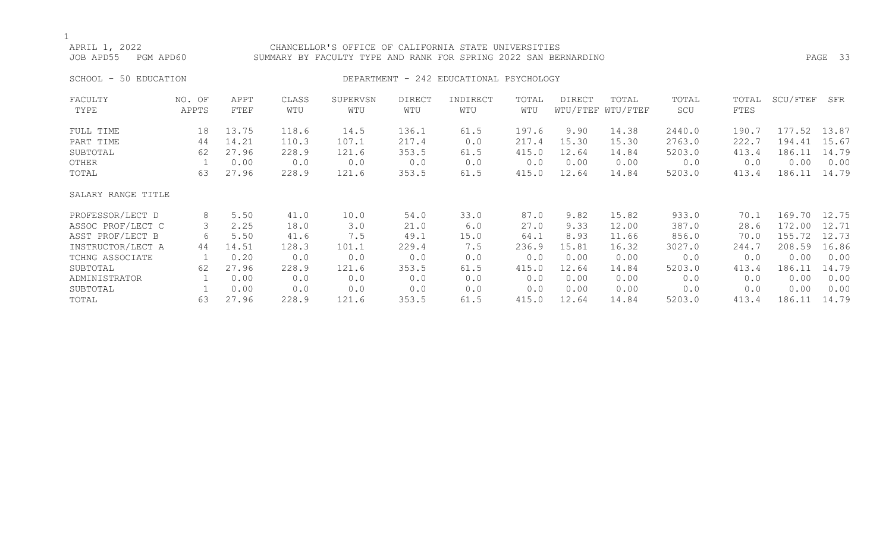APRIL 1, 2022 CHANCELLOR'S OFFICE OF CALIFORNIA STATE UNIVERSITIES
JOB APD55 PGM APD60 SUMMARY BY FACULTY TYPE AND RANK FOR SPRING 2022 SAN BERNARDINO

SCHOOL - 50 EDUCATION DEPARTMENT - 242 EDUCATIONAL PSYCHOLOGY

| FACULTY TYPE | NO. OF APPTS | APPT FTEF | CLASS WTU | SUPERVSN WTU | DIRECT WTU | INDIRECT WTU | TOTAL WTU | DIRECT WTU/FTEF | TOTAL WTU/FTEF | TOTAL SCU | TOTAL FTES | SCU/FTEF | SFR |
|---|---|---|---|---|---|---|---|---|---|---|---|---|---|
| FULL TIME | 18 | 13.75 | 118.6 | 14.5 | 136.1 | 61.5 | 197.6 | 9.90 | 14.38 | 2440.0 | 190.7 | 177.52 | 13.87 |
| PART TIME | 44 | 14.21 | 110.3 | 107.1 | 217.4 | 0.0 | 217.4 | 15.30 | 15.30 | 2763.0 | 222.7 | 194.41 | 15.67 |
| SUBTOTAL | 62 | 27.96 | 228.9 | 121.6 | 353.5 | 61.5 | 415.0 | 12.64 | 14.84 | 5203.0 | 413.4 | 186.11 | 14.79 |
| OTHER | 1 | 0.00 | 0.0 | 0.0 | 0.0 | 0.0 | 0.0 | 0.00 | 0.00 | 0.0 | 0.0 | 0.00 | 0.00 |
| TOTAL | 63 | 27.96 | 228.9 | 121.6 | 353.5 | 61.5 | 415.0 | 12.64 | 14.84 | 5203.0 | 413.4 | 186.11 | 14.79 |
| SALARY RANGE TITLE | | | | | | | | | | | | | |
| PROFESSOR/LECT D | 8 | 5.50 | 41.0 | 10.0 | 54.0 | 33.0 | 87.0 | 9.82 | 15.82 | 933.0 | 70.1 | 169.70 | 12.75 |
| ASSOC PROF/LECT C | 3 | 2.25 | 18.0 | 3.0 | 21.0 | 6.0 | 27.0 | 9.33 | 12.00 | 387.0 | 28.6 | 172.00 | 12.71 |
| ASST PROF/LECT B | 6 | 5.50 | 41.6 | 7.5 | 49.1 | 15.0 | 64.1 | 8.93 | 11.66 | 856.0 | 70.0 | 155.72 | 12.73 |
| INSTRUCTOR/LECT A | 44 | 14.51 | 128.3 | 101.1 | 229.4 | 7.5 | 236.9 | 15.81 | 16.32 | 3027.0 | 244.7 | 208.59 | 16.86 |
| TCHNG ASSOCIATE | 1 | 0.20 | 0.0 | 0.0 | 0.0 | 0.0 | 0.0 | 0.00 | 0.00 | 0.0 | 0.0 | 0.00 | 0.00 |
| SUBTOTAL | 62 | 27.96 | 228.9 | 121.6 | 353.5 | 61.5 | 415.0 | 12.64 | 14.84 | 5203.0 | 413.4 | 186.11 | 14.79 |
| ADMINISTRATOR | 1 | 0.00 | 0.0 | 0.0 | 0.0 | 0.0 | 0.0 | 0.00 | 0.00 | 0.0 | 0.0 | 0.00 | 0.00 |
| SUBTOTAL | 1 | 0.00 | 0.0 | 0.0 | 0.0 | 0.0 | 0.0 | 0.00 | 0.00 | 0.0 | 0.0 | 0.00 | 0.00 |
| TOTAL | 63 | 27.96 | 228.9 | 121.6 | 353.5 | 61.5 | 415.0 | 12.64 | 14.84 | 5203.0 | 413.4 | 186.11 | 14.79 |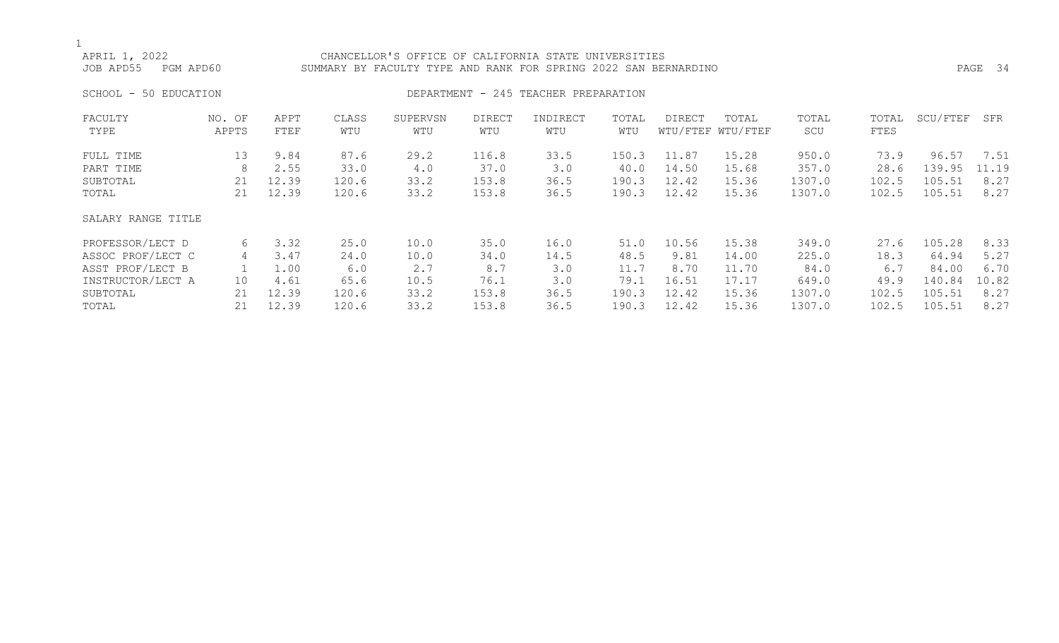APRIL 1, 2022 CHANCELLOR'S OFFICE OF CALIFORNIA STATE UNIVERSITIES
JOB APD55 PGM APD60 SUMMARY BY FACULTY TYPE AND RANK FOR SPRING 2022 SAN BERNARDINO

SCHOOL - 50 EDUCATION DEPARTMENT - 245 TEACHER PREPARATION

| FACULTY TYPE | NO. OF APPTS | APPT FTEF | CLASS WTU | SUPERVSN WTU | DIRECT WTU | INDIRECT WTU | TOTAL WTU | DIRECT WTU/FTEF | TOTAL WTU/FTEF | TOTAL SCU | TOTAL FTES | SCU/FTEF | SFR |
|---|---|---|---|---|---|---|---|---|---|---|---|---|---|
| FULL TIME | 13 | 9.84 | 87.6 | 29.2 | 116.8 | 33.5 | 150.3 | 11.87 | 15.28 | 950.0 | 73.9 | 96.57 | 7.51 |
| PART TIME | 8 | 2.55 | 33.0 | 4.0 | 37.0 | 3.0 | 40.0 | 14.50 | 15.68 | 357.0 | 28.6 | 139.95 | 11.19 |
| SUBTOTAL | 21 | 12.39 | 120.6 | 33.2 | 153.8 | 36.5 | 190.3 | 12.42 | 15.36 | 1307.0 | 102.5 | 105.51 | 8.27 |
| TOTAL | 21 | 12.39 | 120.6 | 33.2 | 153.8 | 36.5 | 190.3 | 12.42 | 15.36 | 1307.0 | 102.5 | 105.51 | 8.27 |
| SALARY RANGE TITLE | | | | | | | | | | | | | |
| PROFESSOR/LECT D | 6 | 3.32 | 25.0 | 10.0 | 35.0 | 16.0 | 51.0 | 10.56 | 15.38 | 349.0 | 27.6 | 105.28 | 8.33 |
| ASSOC PROF/LECT C | 4 | 3.47 | 24.0 | 10.0 | 34.0 | 14.5 | 48.5 | 9.81 | 14.00 | 225.0 | 18.3 | 64.94 | 5.27 |
| ASST PROF/LECT B | 1 | 1.00 | 6.0 | 2.7 | 8.7 | 3.0 | 11.7 | 8.70 | 11.70 | 84.0 | 6.7 | 84.00 | 6.70 |
| INSTRUCTOR/LECT A | 10 | 4.61 | 65.6 | 10.5 | 76.1 | 3.0 | 79.1 | 16.51 | 17.17 | 649.0 | 49.9 | 140.84 | 10.82 |
| SUBTOTAL | 21 | 12.39 | 120.6 | 33.2 | 153.8 | 36.5 | 190.3 | 12.42 | 15.36 | 1307.0 | 102.5 | 105.51 | 8.27 |
| TOTAL | 21 | 12.39 | 120.6 | 33.2 | 153.8 | 36.5 | 190.3 | 12.42 | 15.36 | 1307.0 | 102.5 | 105.51 | 8.27 |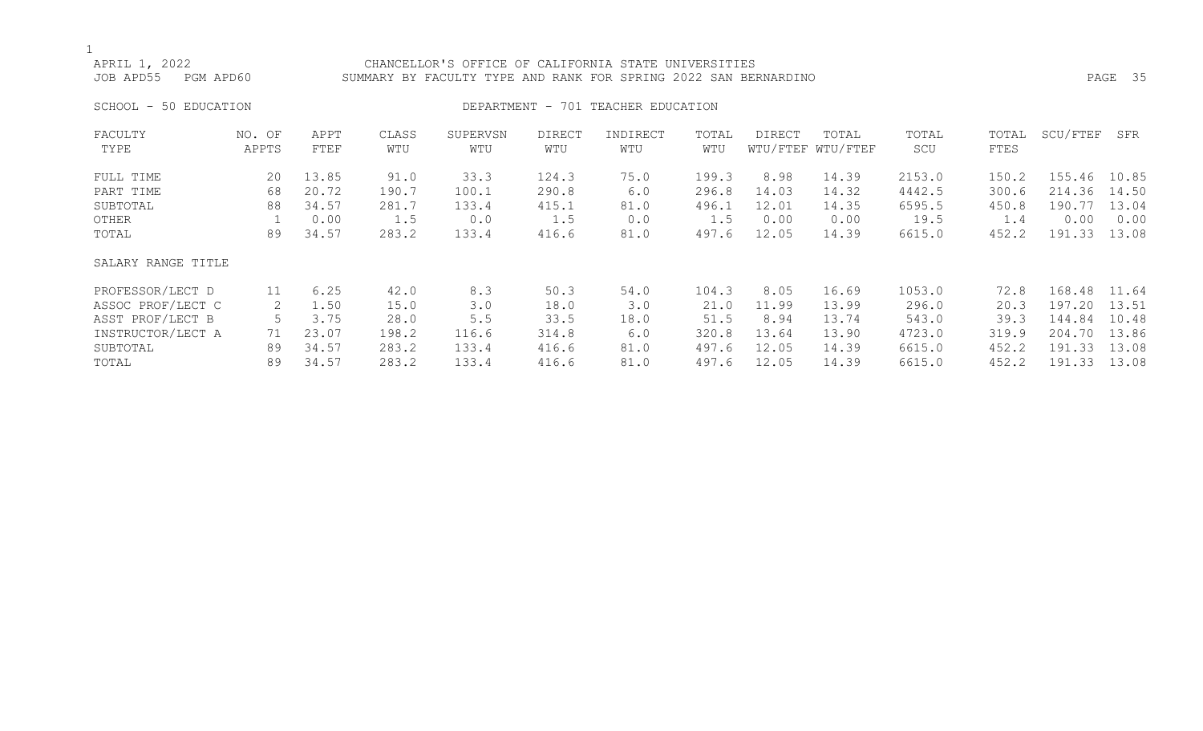APRIL 1, 2022 CHANCELLOR'S OFFICE OF CALIFORNIA STATE UNIVERSITIES
JOB APD55 PGM APD60 SUMMARY BY FACULTY TYPE AND RANK FOR SPRING 2022 SAN BERNARDINO

SCHOOL - 50 EDUCATION DEPARTMENT - 701 TEACHER EDUCATION

| FACULTY TYPE | NO. OF APPTS | APPT FTEF | CLASS WTU | SUPERVSN WTU | DIRECT WTU | INDIRECT WTU | TOTAL WTU | DIRECT WTU/FTEF | TOTAL WTU/FTEF | TOTAL SCU | TOTAL FTES | SCU/FTEF | SFR |
|---|---|---|---|---|---|---|---|---|---|---|---|---|---|
| FULL TIME | 20 | 13.85 | 91.0 | 33.3 | 124.3 | 75.0 | 199.3 | 8.98 | 14.39 | 2153.0 | 150.2 | 155.46 | 10.85 |
| PART TIME | 68 | 20.72 | 190.7 | 100.1 | 290.8 | 6.0 | 296.8 | 14.03 | 14.32 | 4442.5 | 300.6 | 214.36 | 14.50 |
| SUBTOTAL | 88 | 34.57 | 281.7 | 133.4 | 415.1 | 81.0 | 496.1 | 12.01 | 14.35 | 6595.5 | 450.8 | 190.77 | 13.04 |
| OTHER | 1 | 0.00 | 1.5 | 0.0 | 1.5 | 0.0 | 1.5 | 0.00 | 0.00 | 19.5 | 1.4 | 0.00 | 0.00 |
| TOTAL | 89 | 34.57 | 283.2 | 133.4 | 416.6 | 81.0 | 497.6 | 12.05 | 14.39 | 6615.0 | 452.2 | 191.33 | 13.08 |
| SALARY RANGE TITLE | | | | | | | | | | | | | |
| PROFESSOR/LECT D | 11 | 6.25 | 42.0 | 8.3 | 50.3 | 54.0 | 104.3 | 8.05 | 16.69 | 1053.0 | 72.8 | 168.48 | 11.64 |
| ASSOC PROF/LECT C | 2 | 1.50 | 15.0 | 3.0 | 18.0 | 3.0 | 21.0 | 11.99 | 13.99 | 296.0 | 20.3 | 197.20 | 13.51 |
| ASST PROF/LECT B | 5 | 3.75 | 28.0 | 5.5 | 33.5 | 18.0 | 51.5 | 8.94 | 13.74 | 543.0 | 39.3 | 144.84 | 10.48 |
| INSTRUCTOR/LECT A | 71 | 23.07 | 198.2 | 116.6 | 314.8 | 6.0 | 320.8 | 13.64 | 13.90 | 4723.0 | 319.9 | 204.70 | 13.86 |
| SUBTOTAL | 89 | 34.57 | 283.2 | 133.4 | 416.6 | 81.0 | 497.6 | 12.05 | 14.39 | 6615.0 | 452.2 | 191.33 | 13.08 |
| TOTAL | 89 | 34.57 | 283.2 | 133.4 | 416.6 | 81.0 | 497.6 | 12.05 | 14.39 | 6615.0 | 452.2 | 191.33 | 13.08 |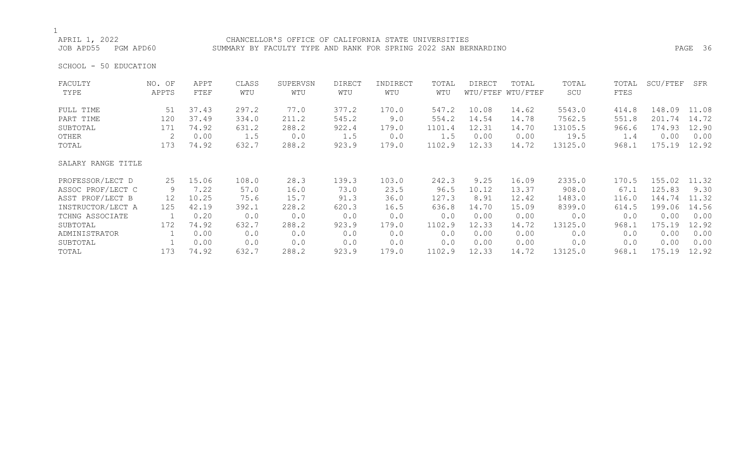APRIL 1, 2022 — CHANCELLOR'S OFFICE OF CALIFORNIA STATE UNIVERSITIES
JOB APD55 PGM APD60 — SUMMARY BY FACULTY TYPE AND RANK FOR SPRING 2022 SAN BERNARDINO

SCHOOL - 50 EDUCATION

| FACULTY TYPE | NO. OF APPTS | APPT FTEF | CLASS WTU | SUPERVSN WTU | DIRECT WTU | INDIRECT WTU | TOTAL WTU | DIRECT WTU/FTEF | TOTAL WTU/FTEF | TOTAL SCU | TOTAL FTES | SCU/FTEF | SFR |
|---|---|---|---|---|---|---|---|---|---|---|---|---|---|
| FULL TIME | 51 | 37.43 | 297.2 | 77.0 | 377.2 | 170.0 | 547.2 | 10.08 | 14.62 | 5543.0 | 414.8 | 148.09 | 11.08 |
| PART TIME | 120 | 37.49 | 334.0 | 211.2 | 545.2 | 9.0 | 554.2 | 14.54 | 14.78 | 7562.5 | 551.8 | 201.74 | 14.72 |
| SUBTOTAL | 171 | 74.92 | 631.2 | 288.2 | 922.4 | 179.0 | 1101.4 | 12.31 | 14.70 | 13105.5 | 966.6 | 174.93 | 12.90 |
| OTHER | 2 | 0.00 | 1.5 | 0.0 | 1.5 | 0.0 | 1.5 | 0.00 | 0.00 | 19.5 | 1.4 | 0.00 | 0.00 |
| TOTAL | 173 | 74.92 | 632.7 | 288.2 | 923.9 | 179.0 | 1102.9 | 12.33 | 14.72 | 13125.0 | 968.1 | 175.19 | 12.92 |
| **SALARY RANGE TITLE** | | | | | | | | | | | | | |
| PROFESSOR/LECT D | 25 | 15.06 | 108.0 | 28.3 | 139.3 | 103.0 | 242.3 | 9.25 | 16.09 | 2335.0 | 170.5 | 155.02 | 11.32 |
| ASSOC PROF/LECT C | 9 | 7.22 | 57.0 | 16.0 | 73.0 | 23.5 | 96.5 | 10.12 | 13.37 | 908.0 | 67.1 | 125.83 | 9.30 |
| ASST PROF/LECT B | 12 | 10.25 | 75.6 | 15.7 | 91.3 | 36.0 | 127.3 | 8.91 | 12.42 | 1483.0 | 116.0 | 144.74 | 11.32 |
| INSTRUCTOR/LECT A | 125 | 42.19 | 392.1 | 228.2 | 620.3 | 16.5 | 636.8 | 14.70 | 15.09 | 8399.0 | 614.5 | 199.06 | 14.56 |
| TCHNG ASSOCIATE | 1 | 0.20 | 0.0 | 0.0 | 0.0 | 0.0 | 0.0 | 0.00 | 0.00 | 0.0 | 0.0 | 0.00 | 0.00 |
| SUBTOTAL | 172 | 74.92 | 632.7 | 288.2 | 923.9 | 179.0 | 1102.9 | 12.33 | 14.72 | 13125.0 | 968.1 | 175.19 | 12.92 |
| ADMINISTRATOR | 1 | 0.00 | 0.0 | 0.0 | 0.0 | 0.0 | 0.0 | 0.00 | 0.00 | 0.0 | 0.0 | 0.00 | 0.00 |
| SUBTOTAL | 1 | 0.00 | 0.0 | 0.0 | 0.0 | 0.0 | 0.0 | 0.00 | 0.00 | 0.0 | 0.0 | 0.00 | 0.00 |
| TOTAL | 173 | 74.92 | 632.7 | 288.2 | 923.9 | 179.0 | 1102.9 | 12.33 | 14.72 | 13125.0 | 968.1 | 175.19 | 12.92 |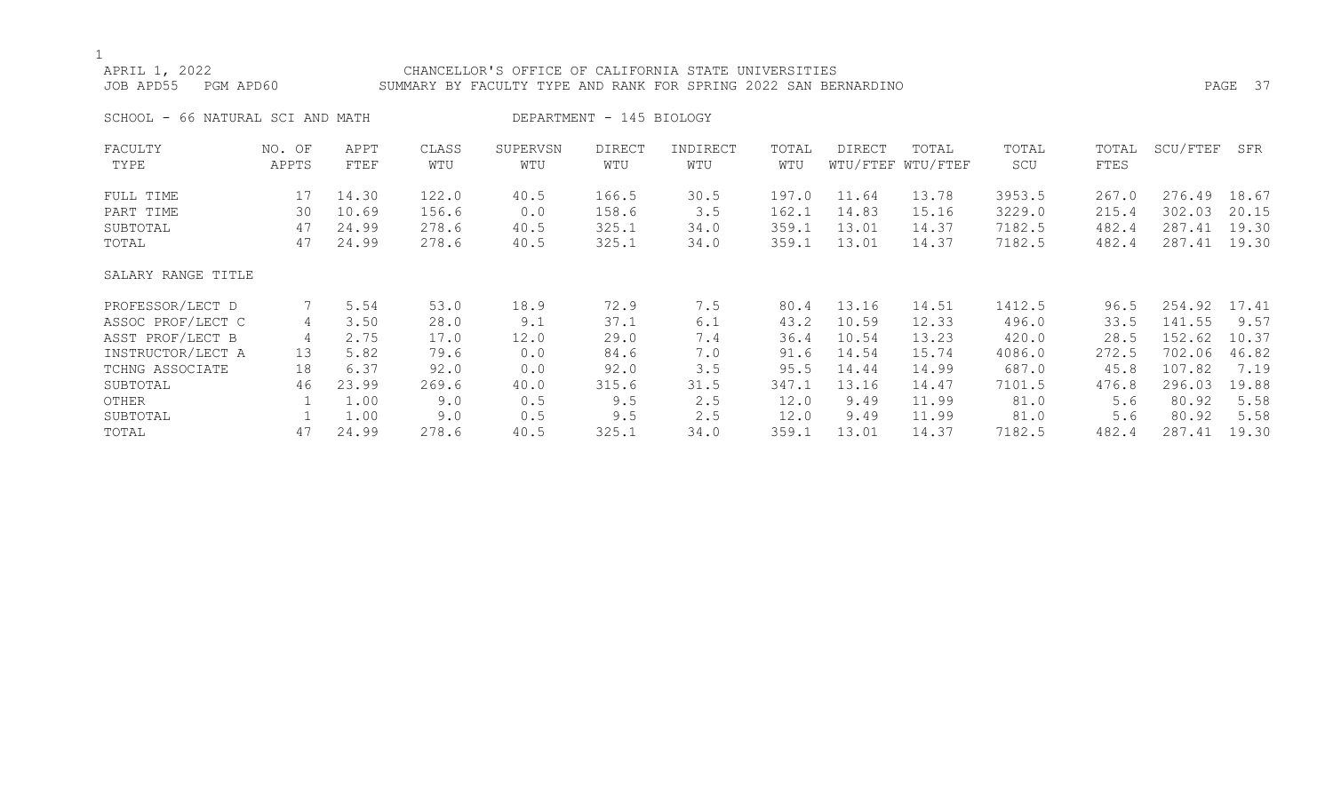APRIL 1, 2022 CHANCELLOR'S OFFICE OF CALIFORNIA STATE UNIVERSITIES
JOB APD55 PGM APD60 SUMMARY BY FACULTY TYPE AND RANK FOR SPRING 2022 SAN BERNARDINO

SCHOOL - 66 NATURAL SCI AND MATH DEPARTMENT - 145 BIOLOGY

| FACULTY TYPE | NO. OF APPTS | APPT FTEF | CLASS WTU | SUPERVSN WTU | DIRECT WTU | INDIRECT WTU | TOTAL WTU | DIRECT WTU/FTEF | TOTAL WTU/FTEF | TOTAL SCU | TOTAL FTES | SCU/FTEF | SFR |
|---|---|---|---|---|---|---|---|---|---|---|---|---|---|
| FULL TIME | 17 | 14.30 | 122.0 | 40.5 | 166.5 | 30.5 | 197.0 | 11.64 | 13.78 | 3953.5 | 267.0 | 276.49 | 18.67 |
| PART TIME | 30 | 10.69 | 156.6 | 0.0 | 158.6 | 3.5 | 162.1 | 14.83 | 15.16 | 3229.0 | 215.4 | 302.03 | 20.15 |
| SUBTOTAL | 47 | 24.99 | 278.6 | 40.5 | 325.1 | 34.0 | 359.1 | 13.01 | 14.37 | 7182.5 | 482.4 | 287.41 | 19.30 |
| TOTAL | 47 | 24.99 | 278.6 | 40.5 | 325.1 | 34.0 | 359.1 | 13.01 | 14.37 | 7182.5 | 482.4 | 287.41 | 19.30 |
| SALARY RANGE TITLE | | | | | | | | | | | | | |
| PROFESSOR/LECT D | 7 | 5.54 | 53.0 | 18.9 | 72.9 | 7.5 | 80.4 | 13.16 | 14.51 | 1412.5 | 96.5 | 254.92 | 17.41 |
| ASSOC PROF/LECT C | 4 | 3.50 | 28.0 | 9.1 | 37.1 | 6.1 | 43.2 | 10.59 | 12.33 | 496.0 | 33.5 | 141.55 | 9.57 |
| ASST PROF/LECT B | 4 | 2.75 | 17.0 | 12.0 | 29.0 | 7.4 | 36.4 | 10.54 | 13.23 | 420.0 | 28.5 | 152.62 | 10.37 |
| INSTRUCTOR/LECT A | 13 | 5.82 | 79.6 | 0.0 | 84.6 | 7.0 | 91.6 | 14.54 | 15.74 | 4086.0 | 272.5 | 702.06 | 46.82 |
| TCHNG ASSOCIATE | 18 | 6.37 | 92.0 | 0.0 | 92.0 | 3.5 | 95.5 | 14.44 | 14.99 | 687.0 | 45.8 | 107.82 | 7.19 |
| SUBTOTAL | 46 | 23.99 | 269.6 | 40.0 | 315.6 | 31.5 | 347.1 | 13.16 | 14.47 | 7101.5 | 476.8 | 296.03 | 19.88 |
| OTHER | 1 | 1.00 | 9.0 | 0.5 | 9.5 | 2.5 | 12.0 | 9.49 | 11.99 | 81.0 | 5.6 | 80.92 | 5.58 |
| SUBTOTAL | 1 | 1.00 | 9.0 | 0.5 | 9.5 | 2.5 | 12.0 | 9.49 | 11.99 | 81.0 | 5.6 | 80.92 | 5.58 |
| TOTAL | 47 | 24.99 | 278.6 | 40.5 | 325.1 | 34.0 | 359.1 | 13.01 | 14.37 | 7182.5 | 482.4 | 287.41 | 19.30 |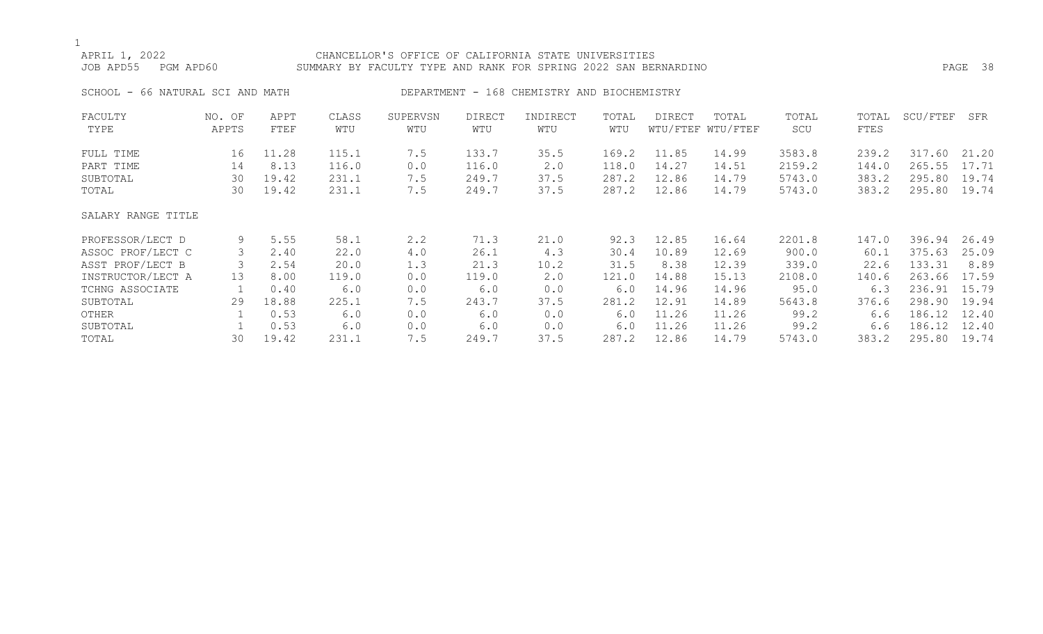CHANCELLOR'S OFFICE OF CALIFORNIA STATE UNIVERSITIES

SUMMARY BY FACULTY TYPE AND RANK FOR SPRING 2022 SAN BERNARDINO

APRIL 1, 2022
JOB APD55 PGM APD60

SCHOOL - 66 NATURAL SCI AND MATH    DEPARTMENT - 168 CHEMISTRY AND BIOCHEMISTRY

| FACULTY TYPE | NO. OF APPTS | APPT FTEF | CLASS WTU | SUPERVSN WTU | DIRECT WTU | INDIRECT WTU | TOTAL WTU | DIRECT WTU/FTEF | TOTAL WTU/FTEF | TOTAL SCU | TOTAL FTES | SCU/FTEF | SFR |
|---|---|---|---|---|---|---|---|---|---|---|---|---|---|
| FULL TIME | 16 | 11.28 | 115.1 | 7.5 | 133.7 | 35.5 | 169.2 | 11.85 | 14.99 | 3583.8 | 239.2 | 317.60 | 21.20 |
| PART TIME | 14 | 8.13 | 116.0 | 0.0 | 116.0 | 2.0 | 118.0 | 14.27 | 14.51 | 2159.2 | 144.0 | 265.55 | 17.71 |
| SUBTOTAL | 30 | 19.42 | 231.1 | 7.5 | 249.7 | 37.5 | 287.2 | 12.86 | 14.79 | 5743.0 | 383.2 | 295.80 | 19.74 |
| TOTAL | 30 | 19.42 | 231.1 | 7.5 | 249.7 | 37.5 | 287.2 | 12.86 | 14.79 | 5743.0 | 383.2 | 295.80 | 19.74 |
| SALARY RANGE TITLE | | | | | | | | | | | | | |
| PROFESSOR/LECT D | 9 | 5.55 | 58.1 | 2.2 | 71.3 | 21.0 | 92.3 | 12.85 | 16.64 | 2201.8 | 147.0 | 396.94 | 26.49 |
| ASSOC PROF/LECT C | 3 | 2.40 | 22.0 | 4.0 | 26.1 | 4.3 | 30.4 | 10.89 | 12.69 | 900.0 | 60.1 | 375.63 | 25.09 |
| ASST PROF/LECT B | 3 | 2.54 | 20.0 | 1.3 | 21.3 | 10.2 | 31.5 | 8.38 | 12.39 | 339.0 | 22.6 | 133.31 | 8.89 |
| INSTRUCTOR/LECT A | 13 | 8.00 | 119.0 | 0.0 | 119.0 | 2.0 | 121.0 | 14.88 | 15.13 | 2108.0 | 140.6 | 263.66 | 17.59 |
| TCHNG ASSOCIATE | 1 | 0.40 | 6.0 | 0.0 | 6.0 | 0.0 | 6.0 | 14.96 | 14.96 | 95.0 | 6.3 | 236.91 | 15.79 |
| SUBTOTAL | 29 | 18.88 | 225.1 | 7.5 | 243.7 | 37.5 | 281.2 | 12.91 | 14.89 | 5643.8 | 376.6 | 298.90 | 19.94 |
| OTHER | 1 | 0.53 | 6.0 | 0.0 | 6.0 | 0.0 | 6.0 | 11.26 | 11.26 | 99.2 | 6.6 | 186.12 | 12.40 |
| SUBTOTAL | 1 | 0.53 | 6.0 | 0.0 | 6.0 | 0.0 | 6.0 | 11.26 | 11.26 | 99.2 | 6.6 | 186.12 | 12.40 |
| TOTAL | 30 | 19.42 | 231.1 | 7.5 | 249.7 | 37.5 | 287.2 | 12.86 | 14.79 | 5743.0 | 383.2 | 295.80 | 19.74 |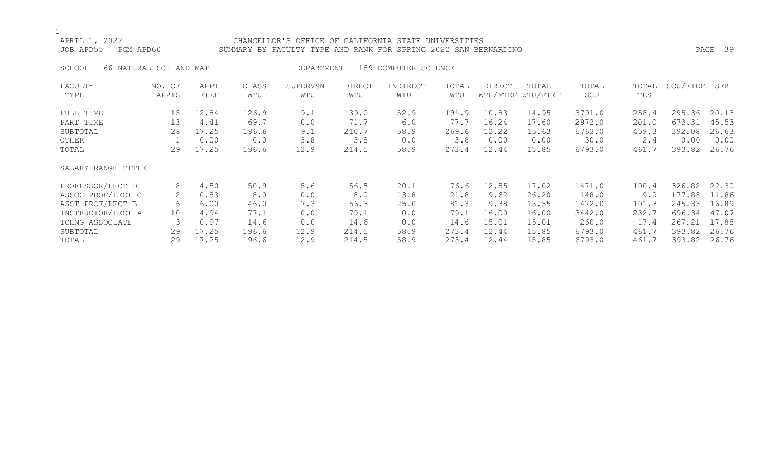APRIL 1, 2022 CHANCELLOR'S OFFICE OF CALIFORNIA STATE UNIVERSITIES
JOB APD55 PGM APD60 SUMMARY BY FACULTY TYPE AND RANK FOR SPRING 2022 SAN BERNARDINO

SCHOOL - 66 NATURAL SCI AND MATH DEPARTMENT - 189 COMPUTER SCIENCE

| FACULTY TYPE | NO. OF APPTS | APPT FTEF | CLASS WTU | SUPERVSN WTU | DIRECT WTU | INDIRECT WTU | TOTAL WTU | DIRECT WTU/FTEF | TOTAL WTU/FTEF | TOTAL SCU | TOTAL FTES | SCU/FTEF | SFR |
|---|---|---|---|---|---|---|---|---|---|---|---|---|---|
| FULL TIME | 15 | 12.84 | 126.9 | 9.1 | 139.0 | 52.9 | 191.9 | 10.83 | 14.95 | 3791.0 | 258.4 | 295.36 | 20.13 |
| PART TIME | 13 | 4.41 | 69.7 | 0.0 | 71.7 | 6.0 | 77.7 | 16.24 | 17.60 | 2972.0 | 201.0 | 673.31 | 45.53 |
| SUBTOTAL | 28 | 17.25 | 196.6 | 9.1 | 210.7 | 58.9 | 269.6 | 12.22 | 15.63 | 6763.0 | 459.3 | 392.08 | 26.63 |
| OTHER | 1 | 0.00 | 0.0 | 3.8 | 3.8 | 0.0 | 3.8 | 0.00 | 0.00 | 30.0 | 2.4 | 0.00 | 0.00 |
| TOTAL | 29 | 17.25 | 196.6 | 12.9 | 214.5 | 58.9 | 273.4 | 12.44 | 15.85 | 6793.0 | 461.7 | 393.82 | 26.76 |
| **SALARY RANGE TITLE** | | | | | | | | | | | | | |
| PROFESSOR/LECT D | 8 | 4.50 | 50.9 | 5.6 | 56.5 | 20.1 | 76.6 | 12.55 | 17.02 | 1471.0 | 100.4 | 326.82 | 22.30 |
| ASSOC PROF/LECT C | 2 | 0.83 | 8.0 | 0.0 | 8.0 | 13.8 | 21.8 | 9.62 | 26.20 | 148.0 | 9.9 | 177.88 | 11.86 |
| ASST PROF/LECT B | 6 | 6.00 | 46.0 | 7.3 | 56.3 | 25.0 | 81.3 | 9.38 | 13.55 | 1472.0 | 101.3 | 245.33 | 16.89 |
| INSTRUCTOR/LECT A | 10 | 4.94 | 77.1 | 0.0 | 79.1 | 0.0 | 79.1 | 16.00 | 16.00 | 3442.0 | 232.7 | 696.34 | 47.07 |
| TCHNG ASSOCIATE | 3 | 0.97 | 14.6 | 0.0 | 14.6 | 0.0 | 14.6 | 15.01 | 15.01 | 260.0 | 17.4 | 267.21 | 17.88 |
| SUBTOTAL | 29 | 17.25 | 196.6 | 12.9 | 214.5 | 58.9 | 273.4 | 12.44 | 15.85 | 6793.0 | 461.7 | 393.82 | 26.76 |
| TOTAL | 29 | 17.25 | 196.6 | 12.9 | 214.5 | 58.9 | 273.4 | 12.44 | 15.85 | 6793.0 | 461.7 | 393.82 | 26.76 |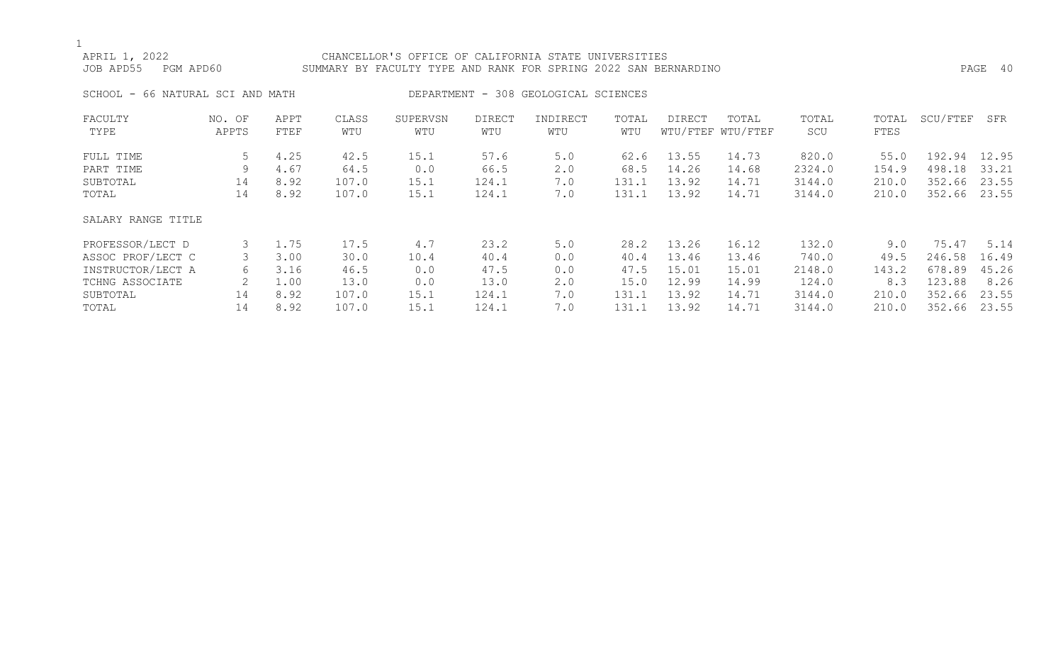CHANCELLOR'S OFFICE OF CALIFORNIA STATE UNIVERSITIES
SUMMARY BY FACULTY TYPE AND RANK FOR SPRING 2022 SAN BERNARDINO

APRIL 1, 2022
JOB APD55 PGM APD60

SCHOOL - 66 NATURAL SCI AND MATH

DEPARTMENT - 308 GEOLOGICAL SCIENCES

| FACULTY TYPE | NO. OF APPTS | APPT FTEF | CLASS WTU | SUPERVSN WTU | DIRECT WTU | INDIRECT WTU | TOTAL WTU | DIRECT WTU/FTEF | TOTAL WTU/FTEF | TOTAL SCU | TOTAL FTES | SCU/FTEF | SFR |
|---|---|---|---|---|---|---|---|---|---|---|---|---|---|
| FULL TIME | 5 | 4.25 | 42.5 | 15.1 | 57.6 | 5.0 | 62.6 | 13.55 | 14.73 | 820.0 | 55.0 | 192.94 | 12.95 |
| PART TIME | 9 | 4.67 | 64.5 | 0.0 | 66.5 | 2.0 | 68.5 | 14.26 | 14.68 | 2324.0 | 154.9 | 498.18 | 33.21 |
| SUBTOTAL | 14 | 8.92 | 107.0 | 15.1 | 124.1 | 7.0 | 131.1 | 13.92 | 14.71 | 3144.0 | 210.0 | 352.66 | 23.55 |
| TOTAL | 14 | 8.92 | 107.0 | 15.1 | 124.1 | 7.0 | 131.1 | 13.92 | 14.71 | 3144.0 | 210.0 | 352.66 | 23.55 |
| **SALARY RANGE TITLE** | | | | | | | | | | | | | |
| PROFESSOR/LECT D | 3 | 1.75 | 17.5 | 4.7 | 23.2 | 5.0 | 28.2 | 13.26 | 16.12 | 132.0 | 9.0 | 75.47 | 5.14 |
| ASSOC PROF/LECT C | 3 | 3.00 | 30.0 | 10.4 | 40.4 | 0.0 | 40.4 | 13.46 | 13.46 | 740.0 | 49.5 | 246.58 | 16.49 |
| INSTRUCTOR/LECT A | 6 | 3.16 | 46.5 | 0.0 | 47.5 | 0.0 | 47.5 | 15.01 | 15.01 | 2148.0 | 143.2 | 678.89 | 45.26 |
| TCHNG ASSOCIATE | 2 | 1.00 | 13.0 | 0.0 | 13.0 | 2.0 | 15.0 | 12.99 | 14.99 | 124.0 | 8.3 | 123.88 | 8.26 |
| SUBTOTAL | 14 | 8.92 | 107.0 | 15.1 | 124.1 | 7.0 | 131.1 | 13.92 | 14.71 | 3144.0 | 210.0 | 352.66 | 23.55 |
| TOTAL | 14 | 8.92 | 107.0 | 15.1 | 124.1 | 7.0 | 131.1 | 13.92 | 14.71 | 3144.0 | 210.0 | 352.66 | 23.55 |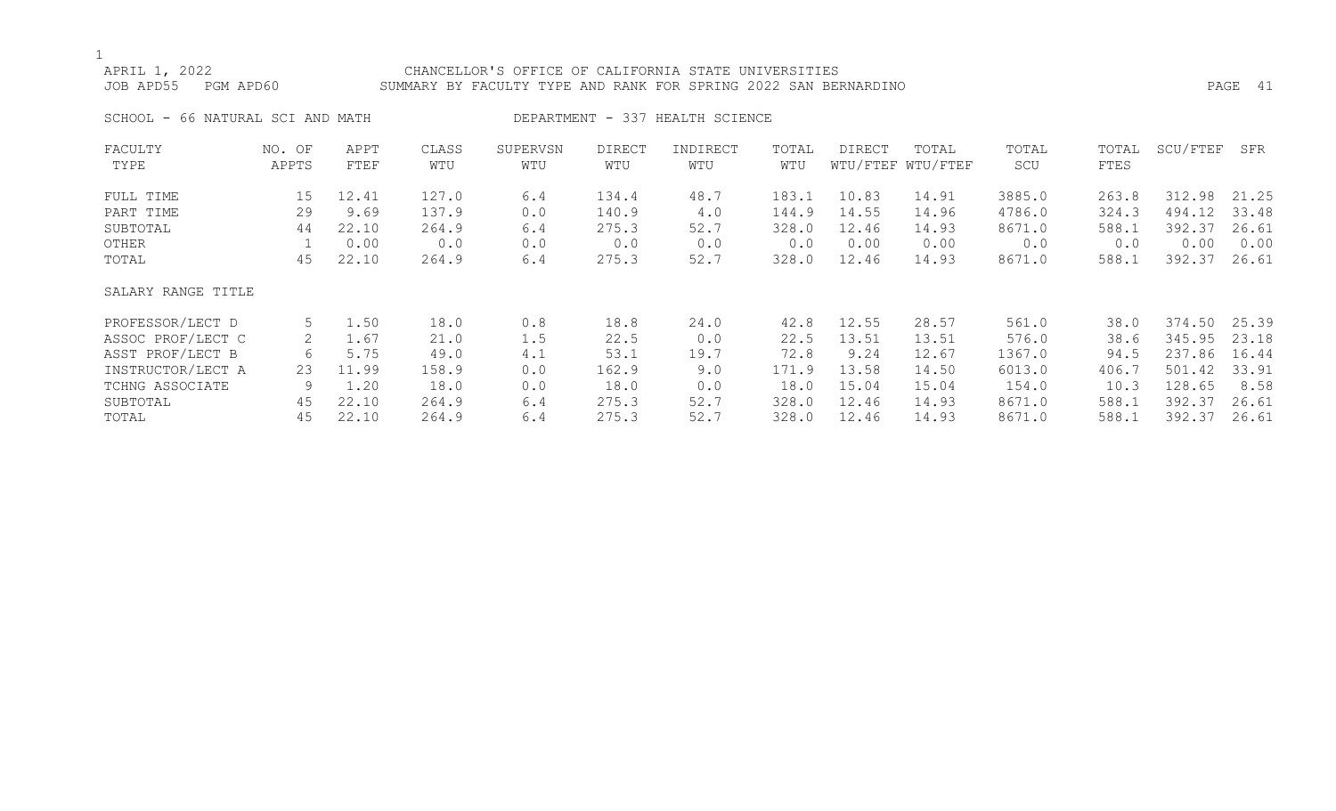CHANCELLOR'S OFFICE OF CALIFORNIA STATE UNIVERSITIES

SUMMARY BY FACULTY TYPE AND RANK FOR SPRING 2022 SAN BERNARDINO

APRIL 1, 2022

JOB APD55 PGM APD60

SCHOOL - 66 NATURAL SCI AND MATH

DEPARTMENT - 337 HEALTH SCIENCE

| FACULTY TYPE | NO. OF APPTS | APPT FTEF | CLASS WTU | SUPERVSN WTU | DIRECT WTU | INDIRECT WTU | TOTAL WTU | DIRECT WTU/FTEF | TOTAL WTU/FTEF | TOTAL SCU | TOTAL FTES | SCU/FTEF | SFR |
|---|---|---|---|---|---|---|---|---|---|---|---|---|---|
| FULL TIME | 15 | 12.41 | 127.0 | 6.4 | 134.4 | 48.7 | 183.1 | 10.83 | 14.91 | 3885.0 | 263.8 | 312.98 | 21.25 |
| PART TIME | 29 | 9.69 | 137.9 | 0.0 | 140.9 | 4.0 | 144.9 | 14.55 | 14.96 | 4786.0 | 324.3 | 494.12 | 33.48 |
| SUBTOTAL | 44 | 22.10 | 264.9 | 6.4 | 275.3 | 52.7 | 328.0 | 12.46 | 14.93 | 8671.0 | 588.1 | 392.37 | 26.61 |
| OTHER | 1 | 0.00 | 0.0 | 0.0 | 0.0 | 0.0 | 0.0 | 0.00 | 0.00 | 0.0 | 0.0 | 0.00 | 0.00 |
| TOTAL | 45 | 22.10 | 264.9 | 6.4 | 275.3 | 52.7 | 328.0 | 12.46 | 14.93 | 8671.0 | 588.1 | 392.37 | 26.61 |
| **SALARY RANGE TITLE** | | | | | | | | | | | | | |
| PROFESSOR/LECT D | 5 | 1.50 | 18.0 | 0.8 | 18.8 | 24.0 | 42.8 | 12.55 | 28.57 | 561.0 | 38.0 | 374.50 | 25.39 |
| ASSOC PROF/LECT C | 2 | 1.67 | 21.0 | 1.5 | 22.5 | 0.0 | 22.5 | 13.51 | 13.51 | 576.0 | 38.6 | 345.95 | 23.18 |
| ASST PROF/LECT B | 6 | 5.75 | 49.0 | 4.1 | 53.1 | 19.7 | 72.8 | 9.24 | 12.67 | 1367.0 | 94.5 | 237.86 | 16.44 |
| INSTRUCTOR/LECT A | 23 | 11.99 | 158.9 | 0.0 | 162.9 | 9.0 | 171.9 | 13.58 | 14.50 | 6013.0 | 406.7 | 501.42 | 33.91 |
| TCHNG ASSOCIATE | 9 | 1.20 | 18.0 | 0.0 | 18.0 | 0.0 | 18.0 | 15.04 | 15.04 | 154.0 | 10.3 | 128.65 | 8.58 |
| SUBTOTAL | 45 | 22.10 | 264.9 | 6.4 | 275.3 | 52.7 | 328.0 | 12.46 | 14.93 | 8671.0 | 588.1 | 392.37 | 26.61 |
| TOTAL | 45 | 22.10 | 264.9 | 6.4 | 275.3 | 52.7 | 328.0 | 12.46 | 14.93 | 8671.0 | 588.1 | 392.37 | 26.61 |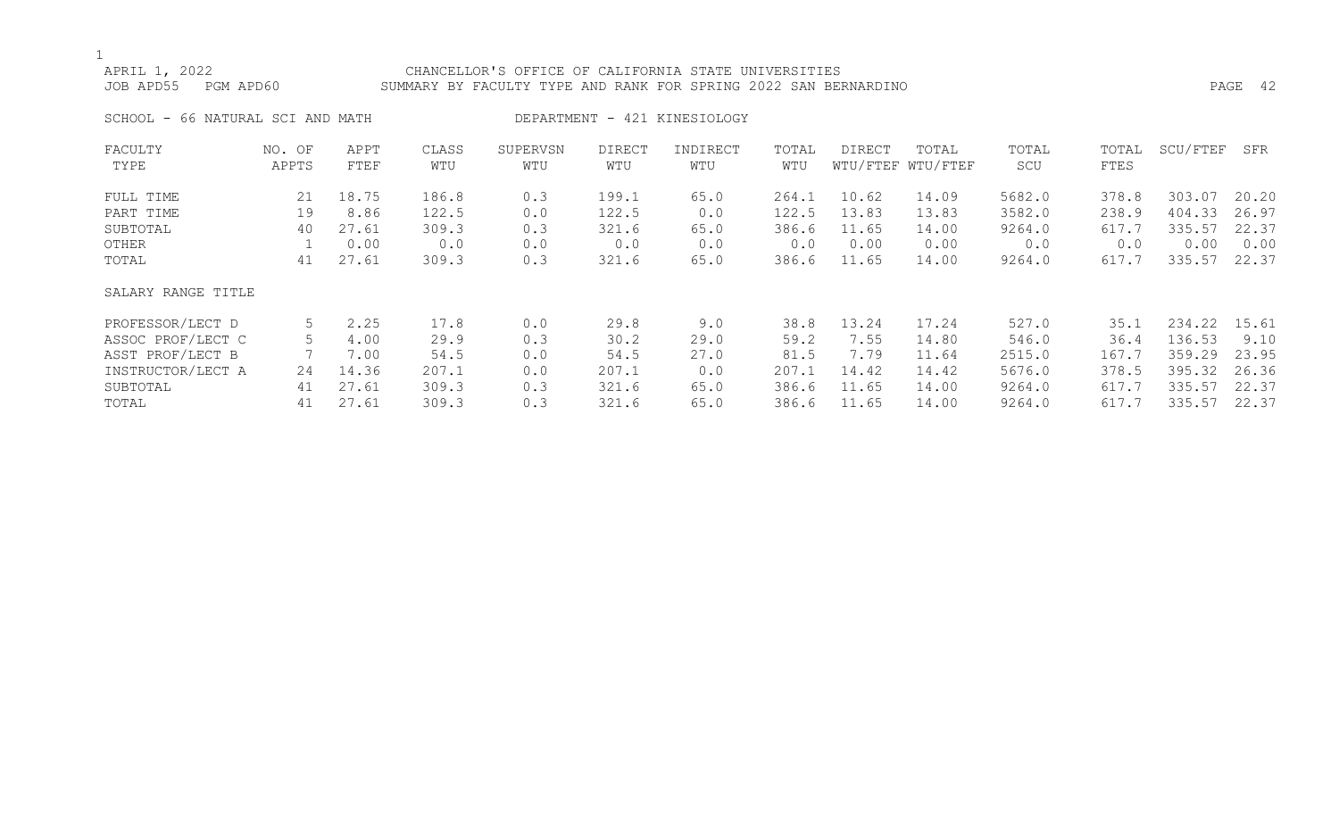CHANCELLOR'S OFFICE OF CALIFORNIA STATE UNIVERSITIES
SUMMARY BY FACULTY TYPE AND RANK FOR SPRING 2022 SAN BERNARDINO

APRIL 1, 2022
JOB APD55 PGM APD60

SCHOOL - 66 NATURAL SCI AND MATH — DEPARTMENT - 421 KINESIOLOGY

| FACULTY TYPE | NO. OF APPTS | APPT FTEF | CLASS WTU | SUPERVSN WTU | DIRECT WTU | INDIRECT WTU | TOTAL WTU | DIRECT WTU/FTEF | TOTAL WTU/FTEF | TOTAL SCU | TOTAL FTES | SCU/FTEF | SFR |
|---|---|---|---|---|---|---|---|---|---|---|---|---|---|
| FULL TIME | 21 | 18.75 | 186.8 | 0.3 | 199.1 | 65.0 | 264.1 | 10.62 | 14.09 | 5682.0 | 378.8 | 303.07 | 20.20 |
| PART TIME | 19 | 8.86 | 122.5 | 0.0 | 122.5 | 0.0 | 122.5 | 13.83 | 13.83 | 3582.0 | 238.9 | 404.33 | 26.97 |
| SUBTOTAL | 40 | 27.61 | 309.3 | 0.3 | 321.6 | 65.0 | 386.6 | 11.65 | 14.00 | 9264.0 | 617.7 | 335.57 | 22.37 |
| OTHER | 1 | 0.00 | 0.0 | 0.0 | 0.0 | 0.0 | 0.0 | 0.00 | 0.00 | 0.0 | 0.0 | 0.00 | 0.00 |
| TOTAL | 41 | 27.61 | 309.3 | 0.3 | 321.6 | 65.0 | 386.6 | 11.65 | 14.00 | 9264.0 | 617.7 | 335.57 | 22.37 |
| **SALARY RANGE TITLE** | | | | | | | | | | | | | |
| PROFESSOR/LECT D | 5 | 2.25 | 17.8 | 0.0 | 29.8 | 9.0 | 38.8 | 13.24 | 17.24 | 527.0 | 35.1 | 234.22 | 15.61 |
| ASSOC PROF/LECT C | 5 | 4.00 | 29.9 | 0.3 | 30.2 | 29.0 | 59.2 | 7.55 | 14.80 | 546.0 | 36.4 | 136.53 | 9.10 |
| ASST PROF/LECT B | 7 | 7.00 | 54.5 | 0.0 | 54.5 | 27.0 | 81.5 | 7.79 | 11.64 | 2515.0 | 167.7 | 359.29 | 23.95 |
| INSTRUCTOR/LECT A | 24 | 14.36 | 207.1 | 0.0 | 207.1 | 0.0 | 207.1 | 14.42 | 14.42 | 5676.0 | 378.5 | 395.32 | 26.36 |
| SUBTOTAL | 41 | 27.61 | 309.3 | 0.3 | 321.6 | 65.0 | 386.6 | 11.65 | 14.00 | 9264.0 | 617.7 | 335.57 | 22.37 |
| TOTAL | 41 | 27.61 | 309.3 | 0.3 | 321.6 | 65.0 | 386.6 | 11.65 | 14.00 | 9264.0 | 617.7 | 335.57 | 22.37 |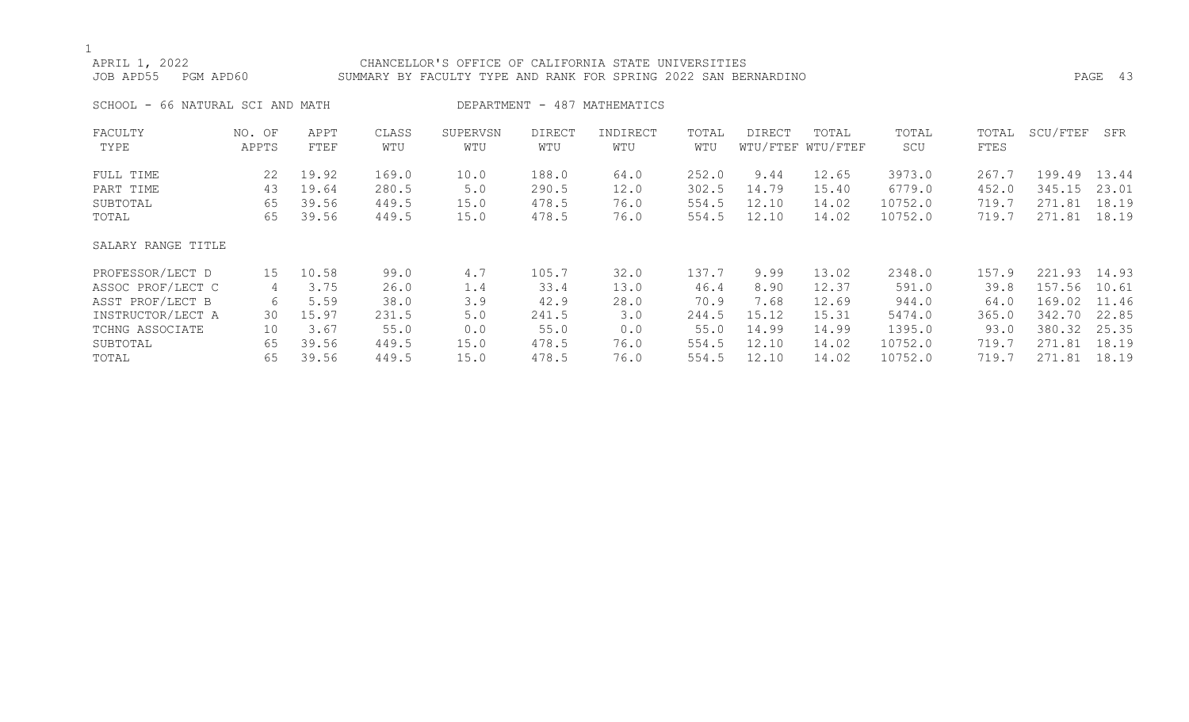CHANCELLOR'S OFFICE OF CALIFORNIA STATE UNIVERSITIES

SUMMARY BY FACULTY TYPE AND RANK FOR SPRING 2022 SAN BERNARDINO

APRIL 1, 2022
JOB APD55 PGM APD60

SCHOOL - 66 NATURAL SCI AND MATH DEPARTMENT - 487 MATHEMATICS

| FACULTY TYPE | NO. OF APPTS | APPT FTEF | CLASS WTU | SUPERVSN WTU | DIRECT WTU | INDIRECT WTU | TOTAL WTU | DIRECT WTU/FTEF | TOTAL WTU/FTEF | TOTAL SCU | TOTAL FTES | SCU/FTEF | SFR |
|---|---|---|---|---|---|---|---|---|---|---|---|---|---|
| FULL TIME | 22 | 19.92 | 169.0 | 10.0 | 188.0 | 64.0 | 252.0 | 9.44 | 12.65 | 3973.0 | 267.7 | 199.49 | 13.44 |
| PART TIME | 43 | 19.64 | 280.5 | 5.0 | 290.5 | 12.0 | 302.5 | 14.79 | 15.40 | 6779.0 | 452.0 | 345.15 | 23.01 |
| SUBTOTAL | 65 | 39.56 | 449.5 | 15.0 | 478.5 | 76.0 | 554.5 | 12.10 | 14.02 | 10752.0 | 719.7 | 271.81 | 18.19 |
| TOTAL | 65 | 39.56 | 449.5 | 15.0 | 478.5 | 76.0 | 554.5 | 12.10 | 14.02 | 10752.0 | 719.7 | 271.81 | 18.19 |
| SALARY RANGE TITLE | | | | | | | | | | | | | |
| PROFESSOR/LECT D | 15 | 10.58 | 99.0 | 4.7 | 105.7 | 32.0 | 137.7 | 9.99 | 13.02 | 2348.0 | 157.9 | 221.93 | 14.93 |
| ASSOC PROF/LECT C | 4 | 3.75 | 26.0 | 1.4 | 33.4 | 13.0 | 46.4 | 8.90 | 12.37 | 591.0 | 39.8 | 157.56 | 10.61 |
| ASST PROF/LECT B | 6 | 5.59 | 38.0 | 3.9 | 42.9 | 28.0 | 70.9 | 7.68 | 12.69 | 944.0 | 64.0 | 169.02 | 11.46 |
| INSTRUCTOR/LECT A | 30 | 15.97 | 231.5 | 5.0 | 241.5 | 3.0 | 244.5 | 15.12 | 15.31 | 5474.0 | 365.0 | 342.70 | 22.85 |
| TCHNG ASSOCIATE | 10 | 3.67 | 55.0 | 0.0 | 55.0 | 0.0 | 55.0 | 14.99 | 14.99 | 1395.0 | 93.0 | 380.32 | 25.35 |
| SUBTOTAL | 65 | 39.56 | 449.5 | 15.0 | 478.5 | 76.0 | 554.5 | 12.10 | 14.02 | 10752.0 | 719.7 | 271.81 | 18.19 |
| TOTAL | 65 | 39.56 | 449.5 | 15.0 | 478.5 | 76.0 | 554.5 | 12.10 | 14.02 | 10752.0 | 719.7 | 271.81 | 18.19 |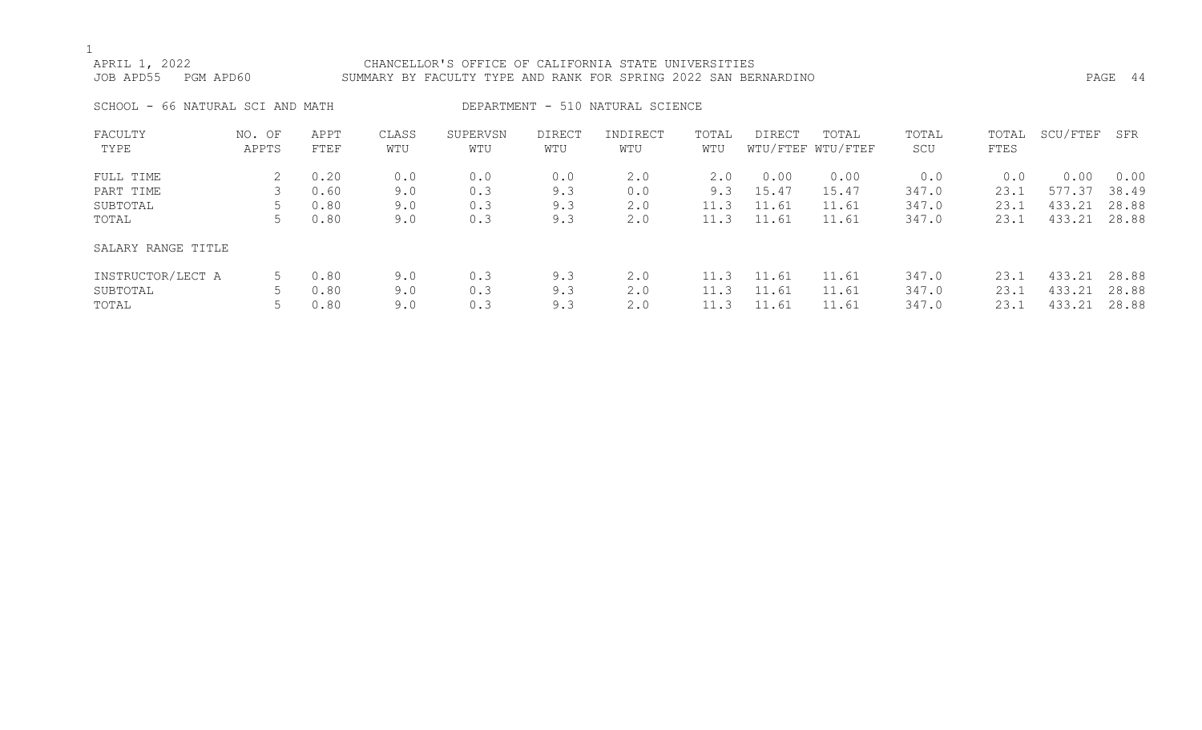CHANCELLOR'S OFFICE OF CALIFORNIA STATE UNIVERSITIES
SUMMARY BY FACULTY TYPE AND RANK FOR SPRING 2022 SAN BERNARDINO

APRIL 1, 2022
JOB APD55 PGM APD60

SCHOOL - 66 NATURAL SCI AND MATH

DEPARTMENT - 510 NATURAL SCIENCE

| FACULTY TYPE | NO. OF APPTS | APPT FTEF | CLASS WTU | SUPERVSN WTU | DIRECT WTU | INDIRECT WTU | TOTAL WTU | DIRECT WTU/FTEF | TOTAL WTU/FTEF | TOTAL SCU | TOTAL FTES | SCU/FTEF | SFR |
|---|---|---|---|---|---|---|---|---|---|---|---|---|---|
| FULL TIME | 2 | 0.20 | 0.0 | 0.0 | 0.0 | 2.0 | 2.0 | 0.00 | 0.00 | 0.0 | 0.0 | 0.00 | 0.00 |
| PART TIME | 3 | 0.60 | 9.0 | 0.3 | 9.3 | 0.0 | 9.3 | 15.47 | 15.47 | 347.0 | 23.1 | 577.37 | 38.49 |
| SUBTOTAL | 5 | 0.80 | 9.0 | 0.3 | 9.3 | 2.0 | 11.3 | 11.61 | 11.61 | 347.0 | 23.1 | 433.21 | 28.88 |
| TOTAL | 5 | 0.80 | 9.0 | 0.3 | 9.3 | 2.0 | 11.3 | 11.61 | 11.61 | 347.0 | 23.1 | 433.21 | 28.88 |
| SALARY RANGE TITLE | | | | | | | | | | | | | |
| INSTRUCTOR/LECT A | 5 | 0.80 | 9.0 | 0.3 | 9.3 | 2.0 | 11.3 | 11.61 | 11.61 | 347.0 | 23.1 | 433.21 | 28.88 |
| SUBTOTAL | 5 | 0.80 | 9.0 | 0.3 | 9.3 | 2.0 | 11.3 | 11.61 | 11.61 | 347.0 | 23.1 | 433.21 | 28.88 |
| TOTAL | 5 | 0.80 | 9.0 | 0.3 | 9.3 | 2.0 | 11.3 | 11.61 | 11.61 | 347.0 | 23.1 | 433.21 | 28.88 |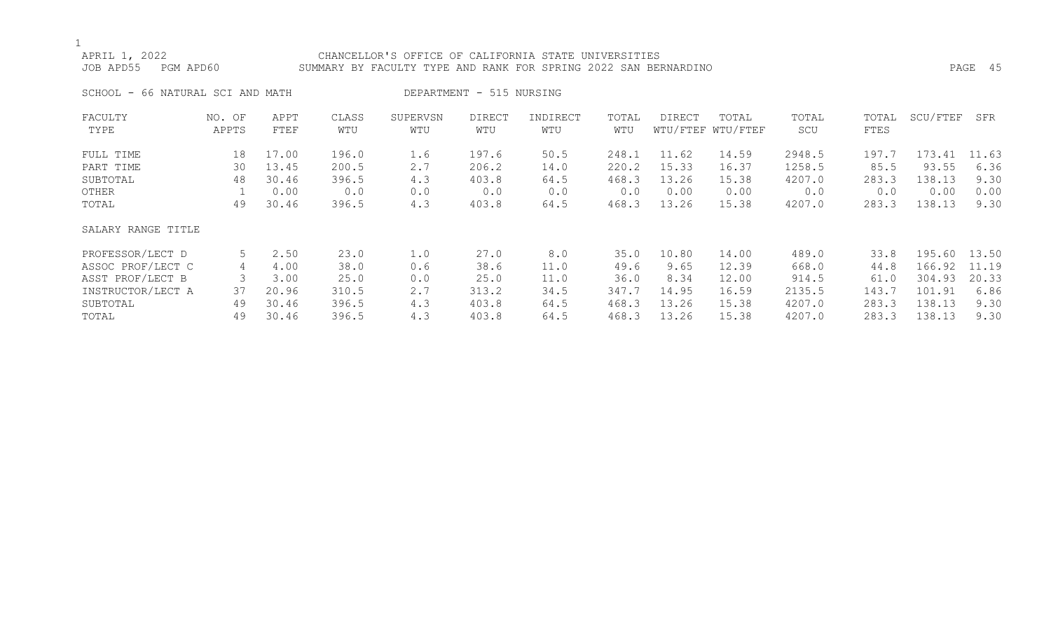APRIL 1, 2022 CHANCELLOR'S OFFICE OF CALIFORNIA STATE UNIVERSITIES
JOB APD55 PGM APD60 SUMMARY BY FACULTY TYPE AND RANK FOR SPRING 2022 SAN BERNARDINO

SCHOOL - 66 NATURAL SCI AND MATH DEPARTMENT - 515 NURSING

| FACULTY TYPE | NO. OF APPTS | APPT FTEF | CLASS WTU | SUPERVSN WTU | DIRECT WTU | INDIRECT WTU | TOTAL WTU | DIRECT WTU/FTEF | TOTAL WTU/FTEF | TOTAL SCU | TOTAL FTES | SCU/FTEF | SFR |
|---|---|---|---|---|---|---|---|---|---|---|---|---|---|
| FULL TIME | 18 | 17.00 | 196.0 | 1.6 | 197.6 | 50.5 | 248.1 | 11.62 | 14.59 | 2948.5 | 197.7 | 173.41 | 11.63 |
| PART TIME | 30 | 13.45 | 200.5 | 2.7 | 206.2 | 14.0 | 220.2 | 15.33 | 16.37 | 1258.5 | 85.5 | 93.55 | 6.36 |
| SUBTOTAL | 48 | 30.46 | 396.5 | 4.3 | 403.8 | 64.5 | 468.3 | 13.26 | 15.38 | 4207.0 | 283.3 | 138.13 | 9.30 |
| OTHER | 1 | 0.00 | 0.0 | 0.0 | 0.0 | 0.0 | 0.0 | 0.00 | 0.00 | 0.0 | 0.0 | 0.00 | 0.00 |
| TOTAL | 49 | 30.46 | 396.5 | 4.3 | 403.8 | 64.5 | 468.3 | 13.26 | 15.38 | 4207.0 | 283.3 | 138.13 | 9.30 |
| SALARY RANGE TITLE | | | | | | | | | | | | | |
| PROFESSOR/LECT D | 5 | 2.50 | 23.0 | 1.0 | 27.0 | 8.0 | 35.0 | 10.80 | 14.00 | 489.0 | 33.8 | 195.60 | 13.50 |
| ASSOC PROF/LECT C | 4 | 4.00 | 38.0 | 0.6 | 38.6 | 11.0 | 49.6 | 9.65 | 12.39 | 668.0 | 44.8 | 166.92 | 11.19 |
| ASST PROF/LECT B | 3 | 3.00 | 25.0 | 0.0 | 25.0 | 11.0 | 36.0 | 8.34 | 12.00 | 914.5 | 61.0 | 304.93 | 20.33 |
| INSTRUCTOR/LECT A | 37 | 20.96 | 310.5 | 2.7 | 313.2 | 34.5 | 347.7 | 14.95 | 16.59 | 2135.5 | 143.7 | 101.91 | 6.86 |
| SUBTOTAL | 49 | 30.46 | 396.5 | 4.3 | 403.8 | 64.5 | 468.3 | 13.26 | 15.38 | 4207.0 | 283.3 | 138.13 | 9.30 |
| TOTAL | 49 | 30.46 | 396.5 | 4.3 | 403.8 | 64.5 | 468.3 | 13.26 | 15.38 | 4207.0 | 283.3 | 138.13 | 9.30 |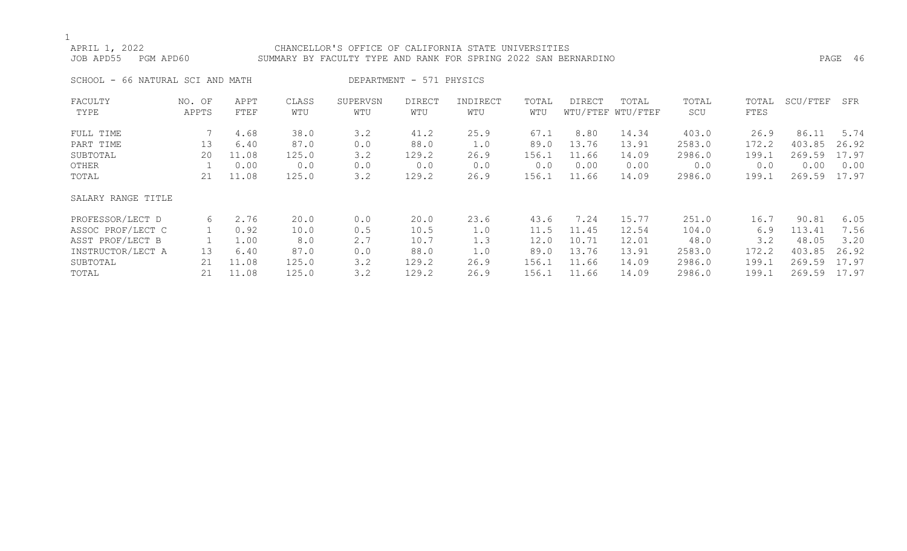APRIL 1, 2022 CHANCELLOR'S OFFICE OF CALIFORNIA STATE UNIVERSITIES
JOB APD55 PGM APD60 SUMMARY BY FACULTY TYPE AND RANK FOR SPRING 2022 SAN BERNARDINO

SCHOOL - 66 NATURAL SCI AND MATH DEPARTMENT - 571 PHYSICS

| FACULTY TYPE | NO. OF APPTS | APPT FTEF | CLASS WTU | SUPERVSN WTU | DIRECT WTU | INDIRECT WTU | TOTAL WTU | DIRECT WTU/FTEF | TOTAL WTU/FTEF | TOTAL SCU | TOTAL FTES | SCU/FTEF | SFR |
|---|---|---|---|---|---|---|---|---|---|---|---|---|---|
| FULL TIME | 7 | 4.68 | 38.0 | 3.2 | 41.2 | 25.9 | 67.1 | 8.80 | 14.34 | 403.0 | 26.9 | 86.11 | 5.74 |
| PART TIME | 13 | 6.40 | 87.0 | 0.0 | 88.0 | 1.0 | 89.0 | 13.76 | 13.91 | 2583.0 | 172.2 | 403.85 | 26.92 |
| SUBTOTAL | 20 | 11.08 | 125.0 | 3.2 | 129.2 | 26.9 | 156.1 | 11.66 | 14.09 | 2986.0 | 199.1 | 269.59 | 17.97 |
| OTHER | 1 | 0.00 | 0.0 | 0.0 | 0.0 | 0.0 | 0.0 | 0.00 | 0.00 | 0.0 | 0.0 | 0.00 | 0.00 |
| TOTAL | 21 | 11.08 | 125.0 | 3.2 | 129.2 | 26.9 | 156.1 | 11.66 | 14.09 | 2986.0 | 199.1 | 269.59 | 17.97 |
| SALARY RANGE TITLE | | | | | | | | | | | | | |
| PROFESSOR/LECT D | 6 | 2.76 | 20.0 | 0.0 | 20.0 | 23.6 | 43.6 | 7.24 | 15.77 | 251.0 | 16.7 | 90.81 | 6.05 |
| ASSOC PROF/LECT C | 1 | 0.92 | 10.0 | 0.5 | 10.5 | 1.0 | 11.5 | 11.45 | 12.54 | 104.0 | 6.9 | 113.41 | 7.56 |
| ASST PROF/LECT B | 1 | 1.00 | 8.0 | 2.7 | 10.7 | 1.3 | 12.0 | 10.71 | 12.01 | 48.0 | 3.2 | 48.05 | 3.20 |
| INSTRUCTOR/LECT A | 13 | 6.40 | 87.0 | 0.0 | 88.0 | 1.0 | 89.0 | 13.76 | 13.91 | 2583.0 | 172.2 | 403.85 | 26.92 |
| SUBTOTAL | 21 | 11.08 | 125.0 | 3.2 | 129.2 | 26.9 | 156.1 | 11.66 | 14.09 | 2986.0 | 199.1 | 269.59 | 17.97 |
| TOTAL | 21 | 11.08 | 125.0 | 3.2 | 129.2 | 26.9 | 156.1 | 11.66 | 14.09 | 2986.0 | 199.1 | 269.59 | 17.97 |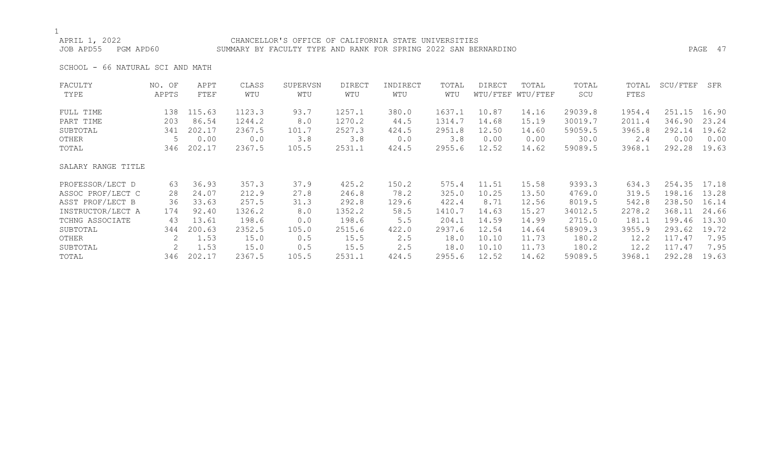CHANCELLOR'S OFFICE OF CALIFORNIA STATE UNIVERSITIES

SUMMARY BY FACULTY TYPE AND RANK FOR SPRING 2022 SAN BERNARDINO

APRIL 1, 2022

JOB APD55 PGM APD60

SCHOOL - 66 NATURAL SCI AND MATH

| FACULTY TYPE | NO. OF APPTS | APPT FTEF | CLASS WTU | SUPERVSN WTU | DIRECT WTU | INDIRECT WTU | TOTAL WTU | DIRECT WTU/FTEF | TOTAL WTU/FTEF | TOTAL SCU | TOTAL FTES | SCU/FTEF | SFR |
|---|---|---|---|---|---|---|---|---|---|---|---|---|---|
| FULL TIME | 138 | 115.63 | 1123.3 | 93.7 | 1257.1 | 380.0 | 1637.1 | 10.87 | 14.16 | 29039.8 | 1954.4 | 251.15 | 16.90 |
| PART TIME | 203 | 86.54 | 1244.2 | 8.0 | 1270.2 | 44.5 | 1314.7 | 14.68 | 15.19 | 30019.7 | 2011.4 | 346.90 | 23.24 |
| SUBTOTAL | 341 | 202.17 | 2367.5 | 101.7 | 2527.3 | 424.5 | 2951.8 | 12.50 | 14.60 | 59059.5 | 3965.8 | 292.14 | 19.62 |
| OTHER | 5 | 0.00 | 0.0 | 3.8 | 3.8 | 0.0 | 3.8 | 0.00 | 0.00 | 30.0 | 2.4 | 0.00 | 0.00 |
| TOTAL | 346 | 202.17 | 2367.5 | 105.5 | 2531.1 | 424.5 | 2955.6 | 12.52 | 14.62 | 59089.5 | 3968.1 | 292.28 | 19.63 |
| SALARY RANGE TITLE | | | | | | | | | | | | | |
| PROFESSOR/LECT D | 63 | 36.93 | 357.3 | 37.9 | 425.2 | 150.2 | 575.4 | 11.51 | 15.58 | 9393.3 | 634.3 | 254.35 | 17.18 |
| ASSOC PROF/LECT C | 28 | 24.07 | 212.9 | 27.8 | 246.8 | 78.2 | 325.0 | 10.25 | 13.50 | 4769.0 | 319.5 | 198.16 | 13.28 |
| ASST PROF/LECT B | 36 | 33.63 | 257.5 | 31.3 | 292.8 | 129.6 | 422.4 | 8.71 | 12.56 | 8019.5 | 542.8 | 238.50 | 16.14 |
| INSTRUCTOR/LECT A | 174 | 92.40 | 1326.2 | 8.0 | 1352.2 | 58.5 | 1410.7 | 14.63 | 15.27 | 34012.5 | 2278.2 | 368.11 | 24.66 |
| TCHNG ASSOCIATE | 43 | 13.61 | 198.6 | 0.0 | 198.6 | 5.5 | 204.1 | 14.59 | 14.99 | 2715.0 | 181.1 | 199.46 | 13.30 |
| SUBTOTAL | 344 | 200.63 | 2352.5 | 105.0 | 2515.6 | 422.0 | 2937.6 | 12.54 | 14.64 | 58909.3 | 3955.9 | 293.62 | 19.72 |
| OTHER | 2 | 1.53 | 15.0 | 0.5 | 15.5 | 2.5 | 18.0 | 10.10 | 11.73 | 180.2 | 12.2 | 117.47 | 7.95 |
| SUBTOTAL | 2 | 1.53 | 15.0 | 0.5 | 15.5 | 2.5 | 18.0 | 10.10 | 11.73 | 180.2 | 12.2 | 117.47 | 7.95 |
| TOTAL | 346 | 202.17 | 2367.5 | 105.5 | 2531.1 | 424.5 | 2955.6 | 12.52 | 14.62 | 59089.5 | 3968.1 | 292.28 | 19.63 |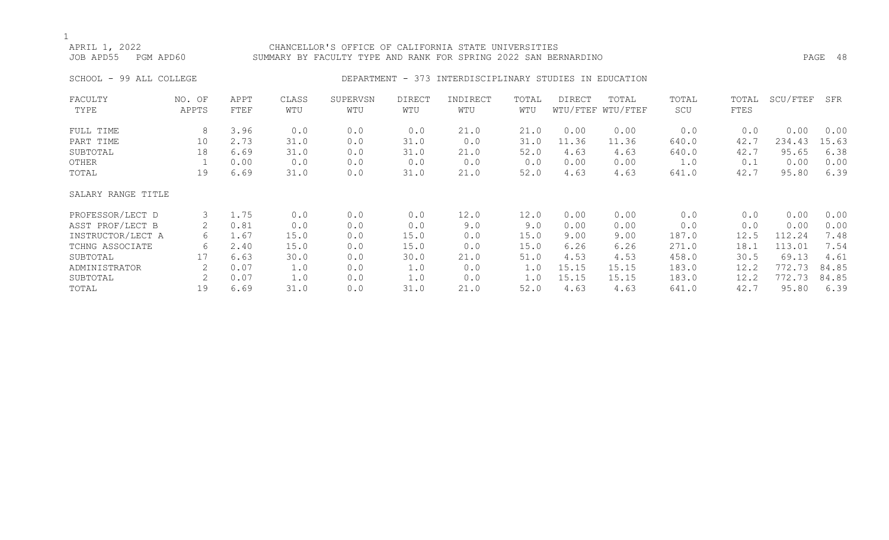APRIL 1, 2022 CHANCELLOR'S OFFICE OF CALIFORNIA STATE UNIVERSITIES
JOB APD55 PGM APD60 SUMMARY BY FACULTY TYPE AND RANK FOR SPRING 2022 SAN BERNARDINO

SCHOOL - 99 ALL COLLEGE DEPARTMENT - 373 INTERDISCIPLINARY STUDIES IN EDUCATION

| FACULTY TYPE | NO. OF APPTS | APPT FTEF | CLASS WTU | SUPERVSN WTU | DIRECT WTU | INDIRECT WTU | TOTAL WTU | DIRECT WTU/FTEF | TOTAL WTU/FTEF | TOTAL SCU | TOTAL FTES | SCU/FTEF | SFR |
|---|---|---|---|---|---|---|---|---|---|---|---|---|---|
| FULL TIME | 8 | 3.96 | 0.0 | 0.0 | 0.0 | 21.0 | 21.0 | 0.00 | 0.00 | 0.0 | 0.0 | 0.00 | 0.00 |
| PART TIME | 10 | 2.73 | 31.0 | 0.0 | 31.0 | 0.0 | 31.0 | 11.36 | 11.36 | 640.0 | 42.7 | 234.43 | 15.63 |
| SUBTOTAL | 18 | 6.69 | 31.0 | 0.0 | 31.0 | 21.0 | 52.0 | 4.63 | 4.63 | 640.0 | 42.7 | 95.65 | 6.38 |
| OTHER | 1 | 0.00 | 0.0 | 0.0 | 0.0 | 0.0 | 0.0 | 0.00 | 0.00 | 1.0 | 0.1 | 0.00 | 0.00 |
| TOTAL | 19 | 6.69 | 31.0 | 0.0 | 31.0 | 21.0 | 52.0 | 4.63 | 4.63 | 641.0 | 42.7 | 95.80 | 6.39 |
| SALARY RANGE TITLE | | | | | | | | | | | | | |
| PROFESSOR/LECT D | 3 | 1.75 | 0.0 | 0.0 | 0.0 | 12.0 | 12.0 | 0.00 | 0.00 | 0.0 | 0.0 | 0.00 | 0.00 |
| ASST PROF/LECT B | 2 | 0.81 | 0.0 | 0.0 | 0.0 | 9.0 | 9.0 | 0.00 | 0.00 | 0.0 | 0.0 | 0.00 | 0.00 |
| INSTRUCTOR/LECT A | 6 | 1.67 | 15.0 | 0.0 | 15.0 | 0.0 | 15.0 | 9.00 | 9.00 | 187.0 | 12.5 | 112.24 | 7.48 |
| TCHNG ASSOCIATE | 6 | 2.40 | 15.0 | 0.0 | 15.0 | 0.0 | 15.0 | 6.26 | 6.26 | 271.0 | 18.1 | 113.01 | 7.54 |
| SUBTOTAL | 17 | 6.63 | 30.0 | 0.0 | 30.0 | 21.0 | 51.0 | 4.53 | 4.53 | 458.0 | 30.5 | 69.13 | 4.61 |
| ADMINISTRATOR | 2 | 0.07 | 1.0 | 0.0 | 1.0 | 0.0 | 1.0 | 15.15 | 15.15 | 183.0 | 12.2 | 772.73 | 84.85 |
| SUBTOTAL | 2 | 0.07 | 1.0 | 0.0 | 1.0 | 0.0 | 1.0 | 15.15 | 15.15 | 183.0 | 12.2 | 772.73 | 84.85 |
| TOTAL | 19 | 6.69 | 31.0 | 0.0 | 31.0 | 21.0 | 52.0 | 4.63 | 4.63 | 641.0 | 42.7 | 95.80 | 6.39 |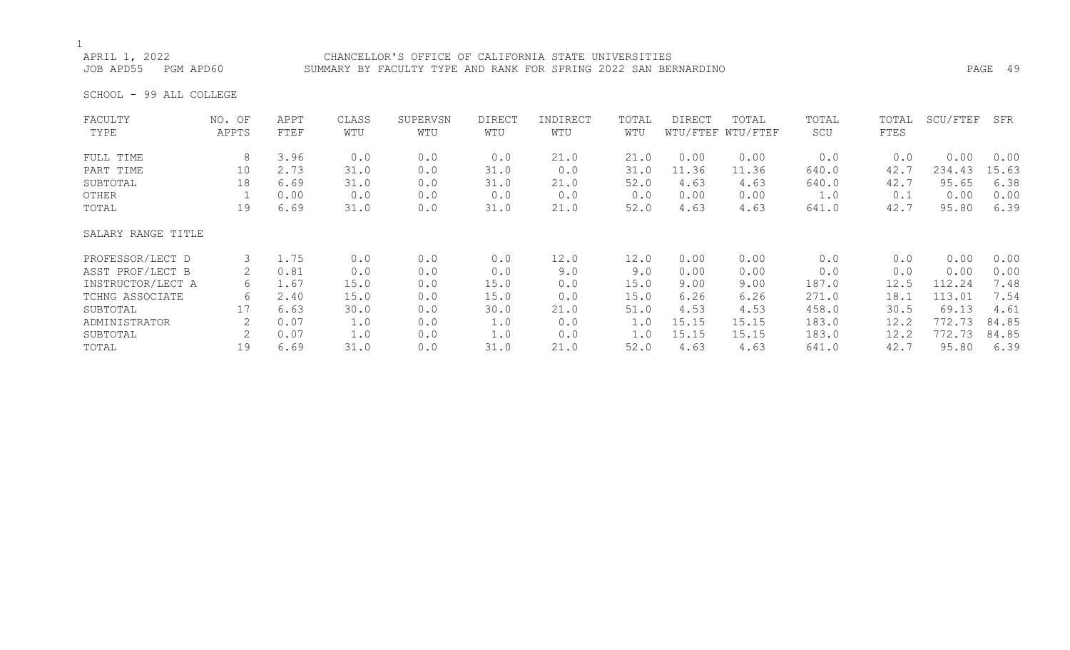CHANCELLOR'S OFFICE OF CALIFORNIA STATE UNIVERSITIES
SUMMARY BY FACULTY TYPE AND RANK FOR SPRING 2022 SAN BERNARDINO

APRIL 1, 2022
JOB APD55 PGM APD60

SCHOOL - 99 ALL COLLEGE

| FACULTY TYPE | NO. OF APPTS | APPT FTEF | CLASS WTU | SUPERVSN WTU | DIRECT WTU | INDIRECT WTU | TOTAL WTU | DIRECT WTU/FTEF | TOTAL WTU/FTEF | TOTAL SCU | TOTAL FTES | SCU/FTEF | SFR |
|---|---|---|---|---|---|---|---|---|---|---|---|---|---|
| FULL TIME | 8 | 3.96 | 0.0 | 0.0 | 0.0 | 21.0 | 21.0 | 0.00 | 0.00 | 0.0 | 0.0 | 0.00 | 0.00 |
| PART TIME | 10 | 2.73 | 31.0 | 0.0 | 31.0 | 0.0 | 31.0 | 11.36 | 11.36 | 640.0 | 42.7 | 234.43 | 15.63 |
| SUBTOTAL | 18 | 6.69 | 31.0 | 0.0 | 31.0 | 21.0 | 52.0 | 4.63 | 4.63 | 640.0 | 42.7 | 95.65 | 6.38 |
| OTHER | 1 | 0.00 | 0.0 | 0.0 | 0.0 | 0.0 | 0.0 | 0.00 | 0.00 | 1.0 | 0.1 | 0.00 | 0.00 |
| TOTAL | 19 | 6.69 | 31.0 | 0.0 | 31.0 | 21.0 | 52.0 | 4.63 | 4.63 | 641.0 | 42.7 | 95.80 | 6.39 |
| SALARY RANGE TITLE | | | | | | | | | | | | | |
| PROFESSOR/LECT D | 3 | 1.75 | 0.0 | 0.0 | 0.0 | 12.0 | 12.0 | 0.00 | 0.00 | 0.0 | 0.0 | 0.00 | 0.00 |
| ASST PROF/LECT B | 2 | 0.81 | 0.0 | 0.0 | 0.0 | 9.0 | 9.0 | 0.00 | 0.00 | 0.0 | 0.0 | 0.00 | 0.00 |
| INSTRUCTOR/LECT A | 6 | 1.67 | 15.0 | 0.0 | 15.0 | 0.0 | 15.0 | 9.00 | 9.00 | 187.0 | 12.5 | 112.24 | 7.48 |
| TCHNG ASSOCIATE | 6 | 2.40 | 15.0 | 0.0 | 15.0 | 0.0 | 15.0 | 6.26 | 6.26 | 271.0 | 18.1 | 113.01 | 7.54 |
| SUBTOTAL | 17 | 6.63 | 30.0 | 0.0 | 30.0 | 21.0 | 51.0 | 4.53 | 4.53 | 458.0 | 30.5 | 69.13 | 4.61 |
| ADMINISTRATOR | 2 | 0.07 | 1.0 | 0.0 | 1.0 | 0.0 | 1.0 | 15.15 | 15.15 | 183.0 | 12.2 | 772.73 | 84.85 |
| SUBTOTAL | 2 | 0.07 | 1.0 | 0.0 | 1.0 | 0.0 | 1.0 | 15.15 | 15.15 | 183.0 | 12.2 | 772.73 | 84.85 |
| TOTAL | 19 | 6.69 | 31.0 | 0.0 | 31.0 | 21.0 | 52.0 | 4.63 | 4.63 | 641.0 | 42.7 | 95.80 | 6.39 |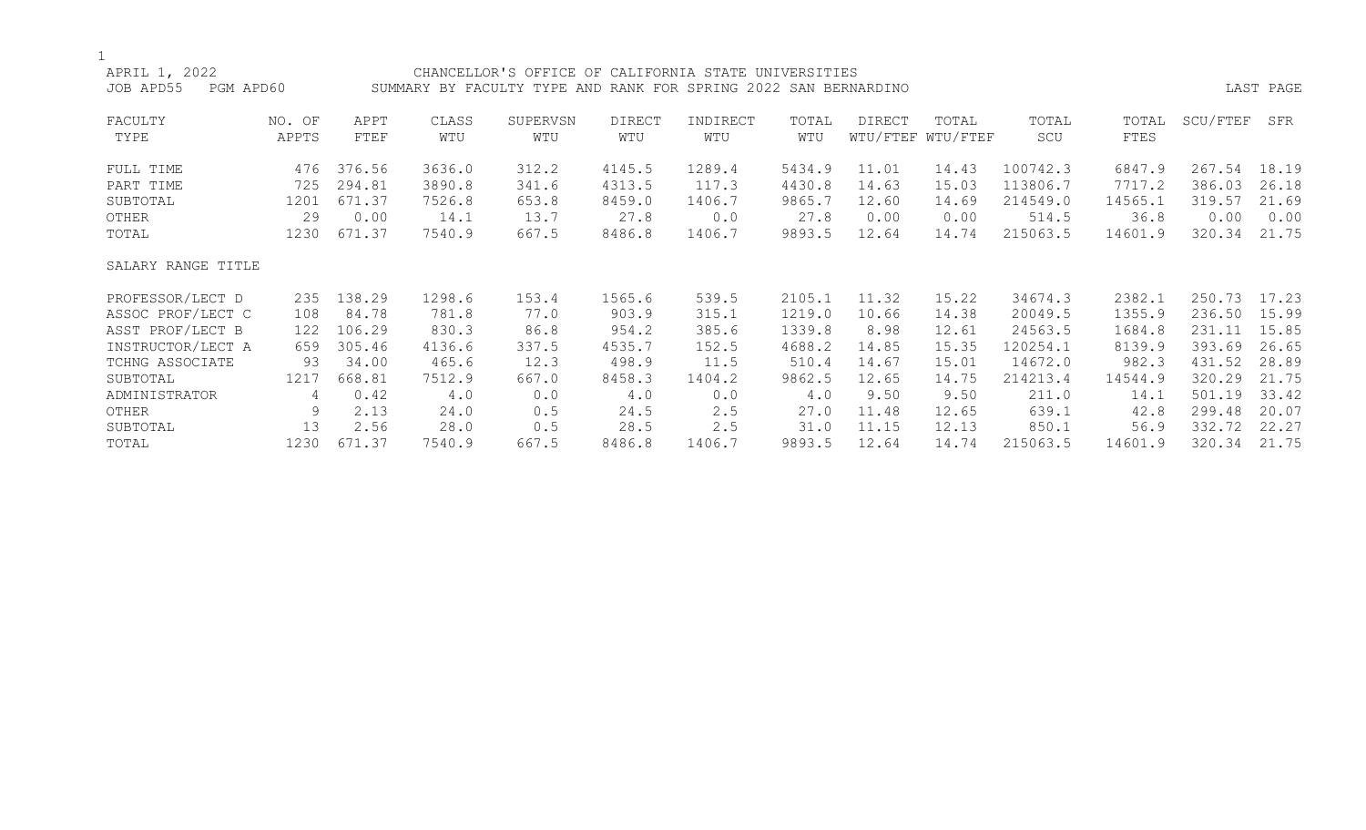APRIL 1, 2022 CHANCELLOR'S OFFICE OF CALIFORNIA STATE UNIVERSITIES

JOB APD55 PGM APD60 SUMMARY BY FACULTY TYPE AND RANK FOR SPRING 2022 SAN BERNARDINO LAST PAGE

| FACULTY TYPE | NO. OF APPTS | APPT FTEF | CLASS WTU | SUPERVSN WTU | DIRECT WTU | INDIRECT WTU | TOTAL WTU | DIRECT WTU/FTEF | TOTAL WTU/FTEF | TOTAL SCU | TOTAL FTES | SCU/FTEF | SFR |
|---|---|---|---|---|---|---|---|---|---|---|---|---|---|
| FULL TIME | 476 | 376.56 | 3636.0 | 312.2 | 4145.5 | 1289.4 | 5434.9 | 11.01 | 14.43 | 100742.3 | 6847.9 | 267.54 | 18.19 |
| PART TIME | 725 | 294.81 | 3890.8 | 341.6 | 4313.5 | 117.3 | 4430.8 | 14.63 | 15.03 | 113806.7 | 7717.2 | 386.03 | 26.18 |
| SUBTOTAL | 1201 | 671.37 | 7526.8 | 653.8 | 8459.0 | 1406.7 | 9865.7 | 12.60 | 14.69 | 214549.0 | 14565.1 | 319.57 | 21.69 |
| OTHER | 29 | 0.00 | 14.1 | 13.7 | 27.8 | 0.0 | 27.8 | 0.00 | 0.00 | 514.5 | 36.8 | 0.00 | 0.00 |
| TOTAL | 1230 | 671.37 | 7540.9 | 667.5 | 8486.8 | 1406.7 | 9893.5 | 12.64 | 14.74 | 215063.5 | 14601.9 | 320.34 | 21.75 |
| SALARY RANGE TITLE | | | | | | | | | | | | | |
| PROFESSOR/LECT D | 235 | 138.29 | 1298.6 | 153.4 | 1565.6 | 539.5 | 2105.1 | 11.32 | 15.22 | 34674.3 | 2382.1 | 250.73 | 17.23 |
| ASSOC PROF/LECT C | 108 | 84.78 | 781.8 | 77.0 | 903.9 | 315.1 | 1219.0 | 10.66 | 14.38 | 20049.5 | 1355.9 | 236.50 | 15.99 |
| ASST PROF/LECT B | 122 | 106.29 | 830.3 | 86.8 | 954.2 | 385.6 | 1339.8 | 8.98 | 12.61 | 24563.5 | 1684.8 | 231.11 | 15.85 |
| INSTRUCTOR/LECT A | 659 | 305.46 | 4136.6 | 337.5 | 4535.7 | 152.5 | 4688.2 | 14.85 | 15.35 | 120254.1 | 8139.9 | 393.69 | 26.65 |
| TCHNG ASSOCIATE | 93 | 34.00 | 465.6 | 12.3 | 498.9 | 11.5 | 510.4 | 14.67 | 15.01 | 14672.0 | 982.3 | 431.52 | 28.89 |
| SUBTOTAL | 1217 | 668.81 | 7512.9 | 667.0 | 8458.3 | 1404.2 | 9862.5 | 12.65 | 14.75 | 214213.4 | 14544.9 | 320.29 | 21.75 |
| ADMINISTRATOR | 4 | 0.42 | 4.0 | 0.0 | 4.0 | 0.0 | 4.0 | 9.50 | 9.50 | 211.0 | 14.1 | 501.19 | 33.42 |
| OTHER | 9 | 2.13 | 24.0 | 0.5 | 24.5 | 2.5 | 27.0 | 11.48 | 12.65 | 639.1 | 42.8 | 299.48 | 20.07 |
| SUBTOTAL | 13 | 2.56 | 28.0 | 0.5 | 28.5 | 2.5 | 31.0 | 11.15 | 12.13 | 850.1 | 56.9 | 332.72 | 22.27 |
| TOTAL | 1230 | 671.37 | 7540.9 | 667.5 | 8486.8 | 1406.7 | 9893.5 | 12.64 | 14.74 | 215063.5 | 14601.9 | 320.34 | 21.75 |